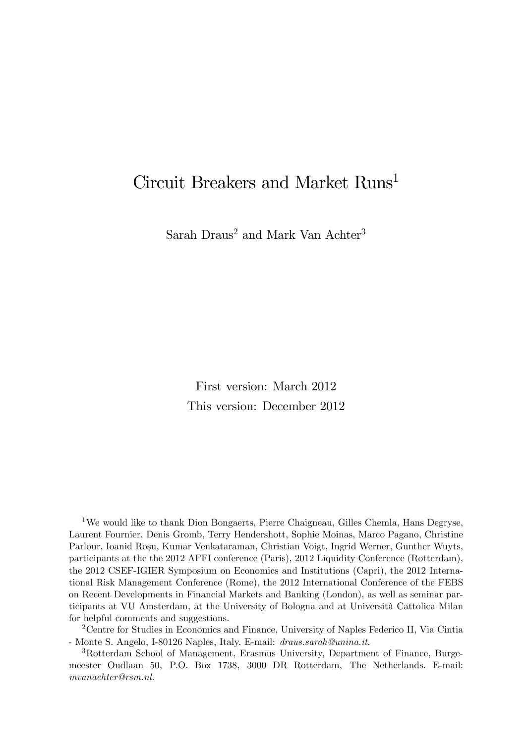# Circuit Breakers and Market Runs[1]

Sarah Draus[2] and Mark Van Achter[3]

First version: March 2012

This version: December 2012

[1]We would like to thank Dion Bongaerts, Pierre Chaigneau, Gilles Chemla, Hans Degryse, Laurent Fournier, Denis Gromb, Terry Hendershott, Sophie Moinas, Marco Pagano, Christine Parlour, Ioanid Roşu, Kumar Venkataraman, Christian Voigt, Ingrid Werner, Gunther Wuyts, participants at the the 2012 AFFI conference (Paris), 2012 Liquidity Conference (Rotterdam), the 2012 CSEF-IGIER Symposium on Economics and Institutions (Capri), the 2012 International Risk Management Conference (Rome), the 2012 International Conference of the FEBS on Recent Developments in Financial Markets and Banking (London), as well as seminar participants at VU Amsterdam, at the University of Bologna and at Università Cattolica Milan for helpful comments and suggestions.

[2]Centre for Studies in Economics and Finance, University of Naples Federico II, Via Cintia - Monte S. Angelo, I-80126 Naples, Italy. E-mail: *draus.sarah@unina.it*.

[3]Rotterdam School of Management, Erasmus University, Department of Finance, Burgemeester Oudlaan 50, P.O. Box 1738, 3000 DR Rotterdam, The Netherlands. E-mail: *mvanachter@rsm.nl.*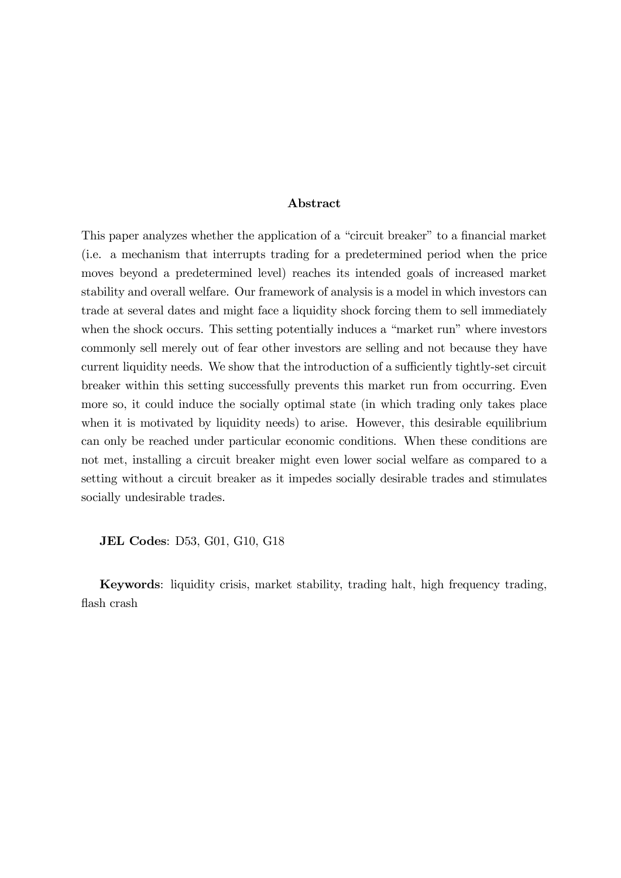## Abstract

This paper analyzes whether the application of a "circuit breaker" to a financial market (i.e. a mechanism that interrupts trading for a predetermined period when the price moves beyond a predetermined level) reaches its intended goals of increased market stability and overall welfare. Our framework of analysis is a model in which investors can trade at several dates and might face a liquidity shock forcing them to sell immediately when the shock occurs. This setting potentially induces a "market run" where investors commonly sell merely out of fear other investors are selling and not because they have current liquidity needs. We show that the introduction of a sufficiently tightly-set circuit breaker within this setting successfully prevents this market run from occurring. Even more so, it could induce the socially optimal state (in which trading only takes place when it is motivated by liquidity needs) to arise. However, this desirable equilibrium can only be reached under particular economic conditions. When these conditions are not met, installing a circuit breaker might even lower social welfare as compared to a setting without a circuit breaker as it impedes socially desirable trades and stimulates socially undesirable trades.

**JEL Codes**: D53, G01, G10, G18

**Keywords**: liquidity crisis, market stability, trading halt, high frequency trading, flash crash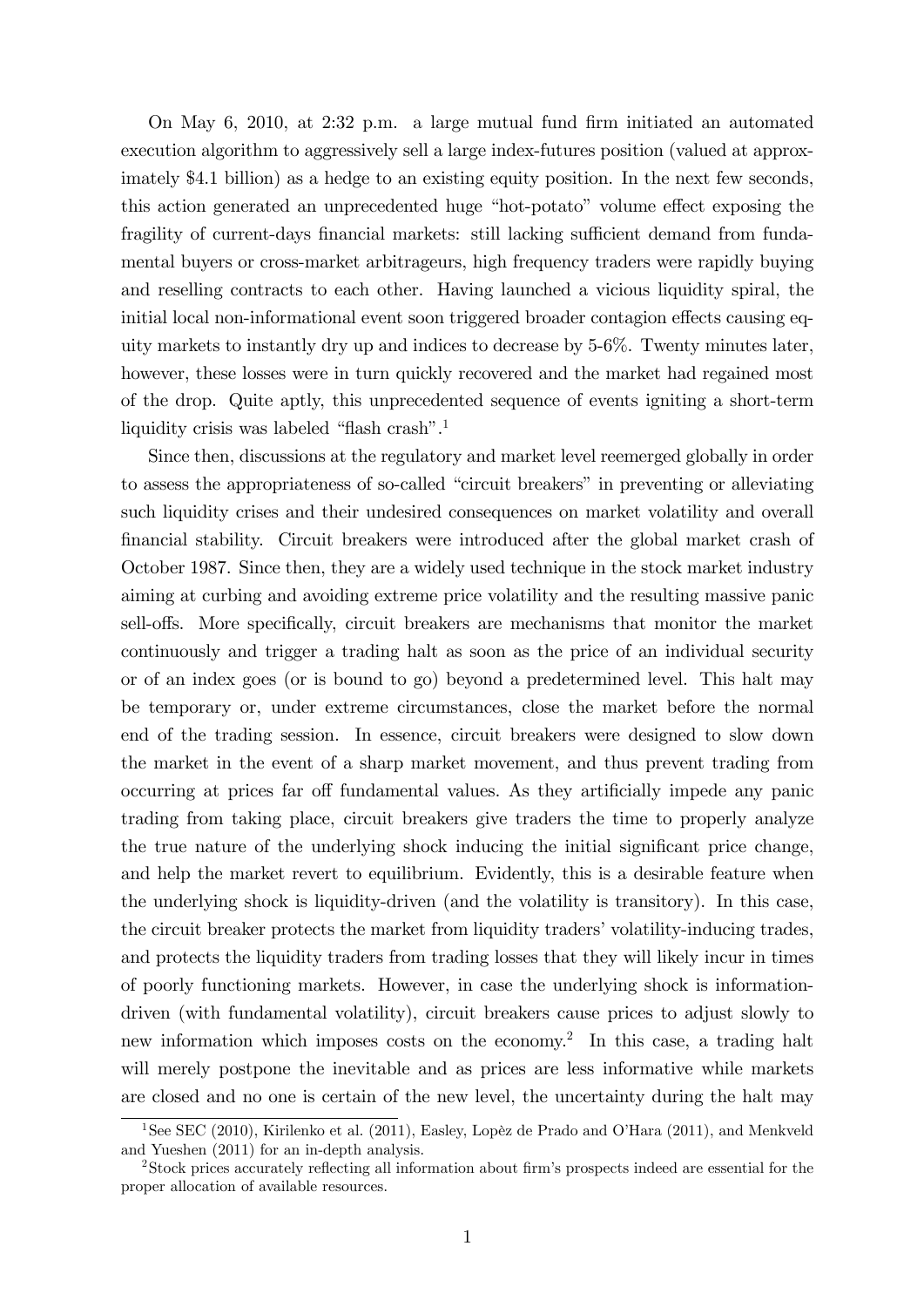On May 6, 2010, at 2:32 p.m. a large mutual fund firm initiated an automated execution algorithm to aggressively sell a large index-futures position (valued at approximately $4.1 billion) as a hedge to an existing equity position. In the next few seconds, this action generated an unprecedented huge "hot-potato" volume effect exposing the fragility of current-days financial markets: still lacking sufficient demand from fundamental buyers or cross-market arbitrageurs, high frequency traders were rapidly buying and reselling contracts to each other. Having launched a vicious liquidity spiral, the initial local non-informational event soon triggered broader contagion effects causing equity markets to instantly dry up and indices to decrease by 5-6%. Twenty minutes later, however, these losses were in turn quickly recovered and the market had regained most of the drop. Quite aptly, this unprecedented sequence of events igniting a short-term liquidity crisis was labeled "flash crash".[1]

Since then, discussions at the regulatory and market level reemerged globally in order to assess the appropriateness of so-called "circuit breakers" in preventing or alleviating such liquidity crises and their undesired consequences on market volatility and overall financial stability. Circuit breakers were introduced after the global market crash of October 1987. Since then, they are a widely used technique in the stock market industry aiming at curbing and avoiding extreme price volatility and the resulting massive panic sell-offs. More specifically, circuit breakers are mechanisms that monitor the market continuously and trigger a trading halt as soon as the price of an individual security or of an index goes (or is bound to go) beyond a predetermined level. This halt may be temporary or, under extreme circumstances, close the market before the normal end of the trading session. In essence, circuit breakers were designed to slow down the market in the event of a sharp market movement, and thus prevent trading from occurring at prices far off fundamental values. As they artificially impede any panic trading from taking place, circuit breakers give traders the time to properly analyze the true nature of the underlying shock inducing the initial significant price change, and help the market revert to equilibrium. Evidently, this is a desirable feature when the underlying shock is liquidity-driven (and the volatility is transitory). In this case, the circuit breaker protects the market from liquidity traders' volatility-inducing trades, and protects the liquidity traders from trading losses that they will likely incur in times of poorly functioning markets. However, in case the underlying shock is information-driven (with fundamental volatility), circuit breakers cause prices to adjust slowly to new information which imposes costs on the economy.[2] In this case, a trading halt will merely postpone the inevitable and as prices are less informative while markets are closed and no one is certain of the new level, the uncertainty during the halt may

[1] See SEC (2010), Kirilenko et al. (2011), Easley, Lopèz de Prado and O'Hara (2011), and Menkveld and Yueshen (2011) for an in-depth analysis.

[2] Stock prices accurately reflecting all information about firm's prospects indeed are essential for the proper allocation of available resources.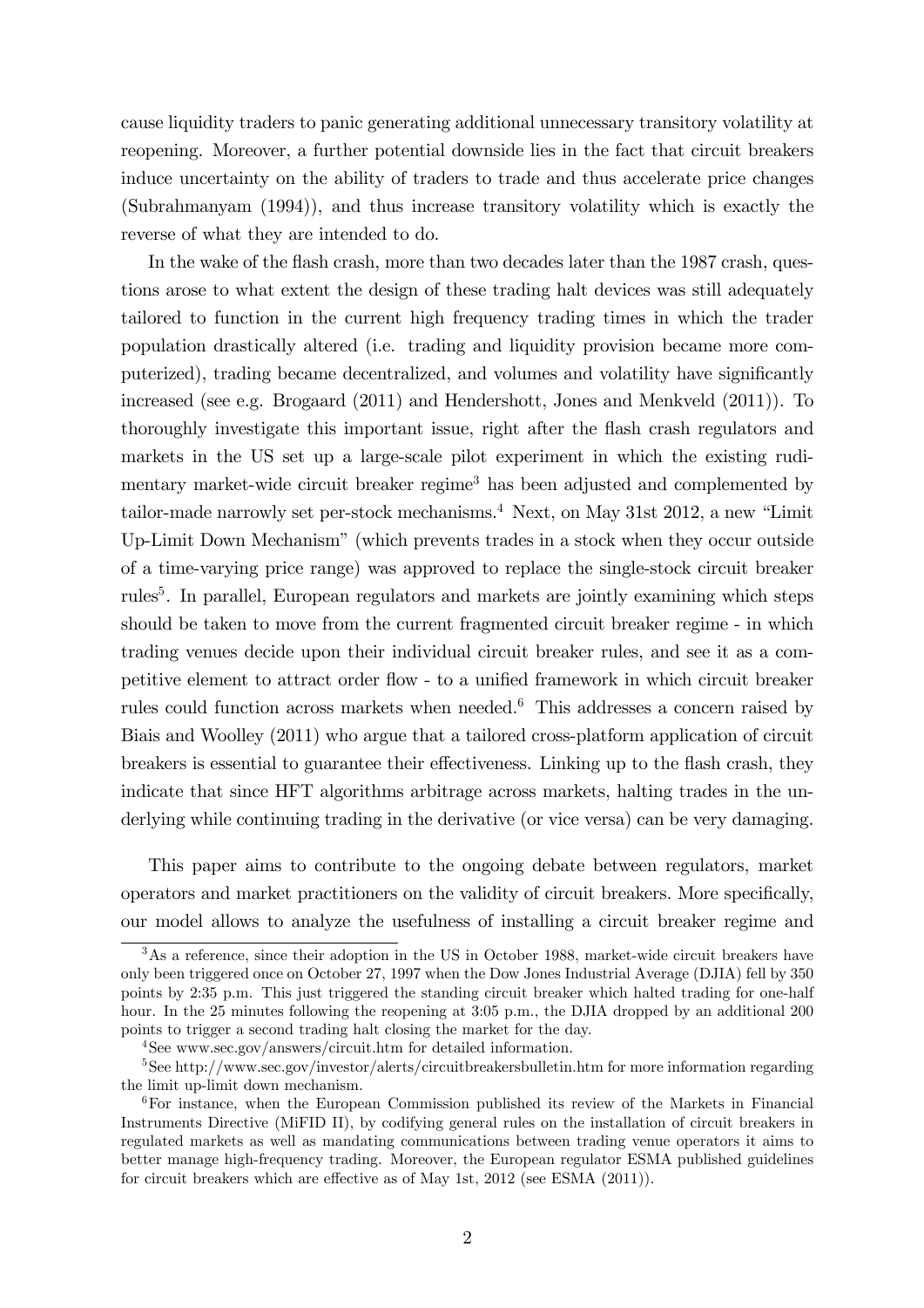cause liquidity traders to panic generating additional unnecessary transitory volatility at reopening. Moreover, a further potential downside lies in the fact that circuit breakers induce uncertainty on the ability of traders to trade and thus accelerate price changes (Subrahmanyam (1994)), and thus increase transitory volatility which is exactly the reverse of what they are intended to do.

In the wake of the flash crash, more than two decades later than the 1987 crash, questions arose to what extent the design of these trading halt devices was still adequately tailored to function in the current high frequency trading times in which the trader population drastically altered (i.e. trading and liquidity provision became more computerized), trading became decentralized, and volumes and volatility have significantly increased (see e.g. Brogaard (2011) and Hendershott, Jones and Menkveld (2011)). To thoroughly investigate this important issue, right after the flash crash regulators and markets in the US set up a large-scale pilot experiment in which the existing rudimentary market-wide circuit breaker regime[3] has been adjusted and complemented by tailor-made narrowly set per-stock mechanisms.[4] Next, on May 31st 2012, a new "Limit Up-Limit Down Mechanism" (which prevents trades in a stock when they occur outside of a time-varying price range) was approved to replace the single-stock circuit breaker rules[5]. In parallel, European regulators and markets are jointly examining which steps should be taken to move from the current fragmented circuit breaker regime - in which trading venues decide upon their individual circuit breaker rules, and see it as a competitive element to attract order flow - to a unified framework in which circuit breaker rules could function across markets when needed.[6] This addresses a concern raised by Biais and Woolley (2011) who argue that a tailored cross-platform application of circuit breakers is essential to guarantee their effectiveness. Linking up to the flash crash, they indicate that since HFT algorithms arbitrage across markets, halting trades in the underlying while continuing trading in the derivative (or vice versa) can be very damaging.

This paper aims to contribute to the ongoing debate between regulators, market operators and market practitioners on the validity of circuit breakers. More specifically, our model allows to analyze the usefulness of installing a circuit breaker regime and

[3]As a reference, since their adoption in the US in October 1988, market-wide circuit breakers have only been triggered once on October 27, 1997 when the Dow Jones Industrial Average (DJIA) fell by 350 points by 2:35 p.m. This just triggered the standing circuit breaker which halted trading for one-half hour. In the 25 minutes following the reopening at 3:05 p.m., the DJIA dropped by an additional 200 points to trigger a second trading halt closing the market for the day.

[4]See www.sec.gov/answers/circuit.htm for detailed information.

[5]See http://www.sec.gov/investor/alerts/circuitbreakersbulletin.htm for more information regarding the limit up-limit down mechanism.

[6]For instance, when the European Commission published its review of the Markets in Financial Instruments Directive (MiFID II), by codifying general rules on the installation of circuit breakers in regulated markets as well as mandating communications between trading venue operators it aims to better manage high-frequency trading. Moreover, the European regulator ESMA published guidelines for circuit breakers which are effective as of May 1st, 2012 (see ESMA (2011)).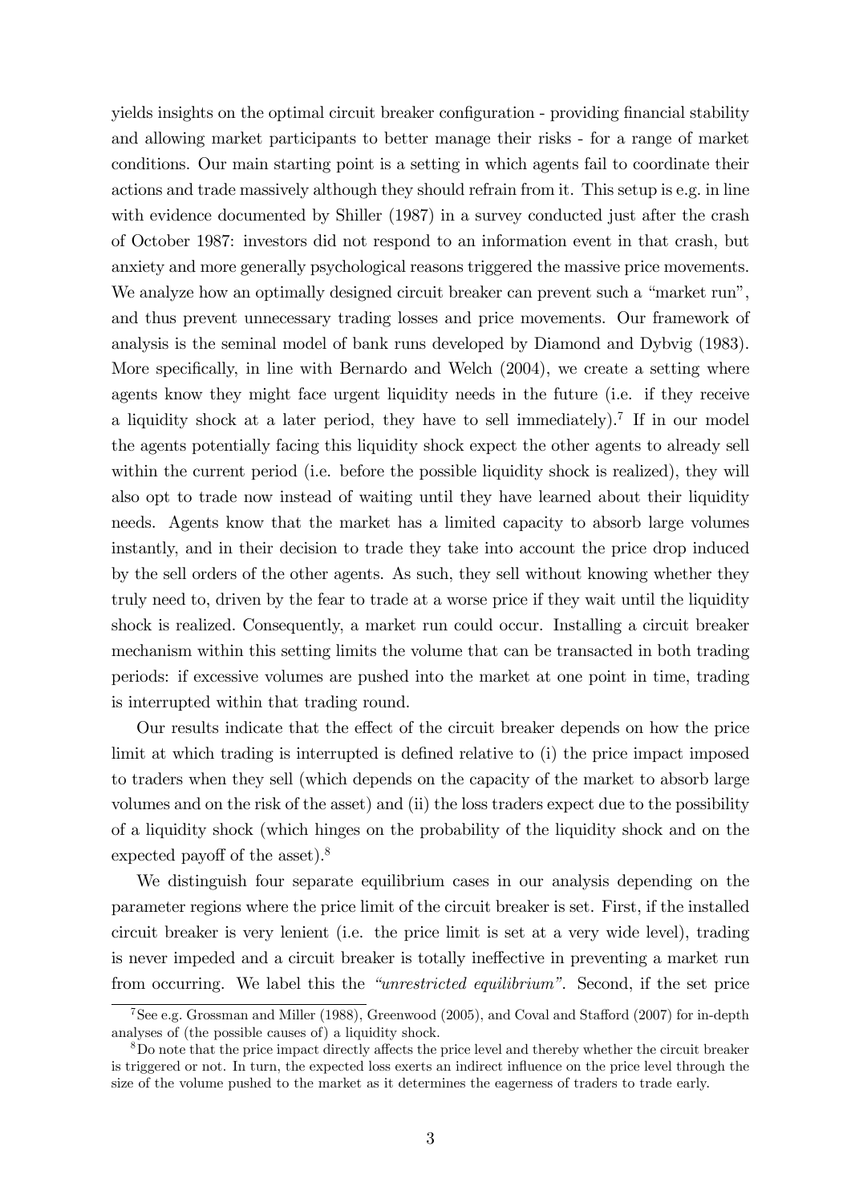yields insights on the optimal circuit breaker configuration - providing financial stability and allowing market participants to better manage their risks - for a range of market conditions. Our main starting point is a setting in which agents fail to coordinate their actions and trade massively although they should refrain from it. This setup is e.g. in line with evidence documented by Shiller (1987) in a survey conducted just after the crash of October 1987: investors did not respond to an information event in that crash, but anxiety and more generally psychological reasons triggered the massive price movements. We analyze how an optimally designed circuit breaker can prevent such a "market run", and thus prevent unnecessary trading losses and price movements. Our framework of analysis is the seminal model of bank runs developed by Diamond and Dybvig (1983). More specifically, in line with Bernardo and Welch (2004), we create a setting where agents know they might face urgent liquidity needs in the future (i.e. if they receive a liquidity shock at a later period, they have to sell immediately).[7] If in our model the agents potentially facing this liquidity shock expect the other agents to already sell within the current period (i.e. before the possible liquidity shock is realized), they will also opt to trade now instead of waiting until they have learned about their liquidity needs. Agents know that the market has a limited capacity to absorb large volumes instantly, and in their decision to trade they take into account the price drop induced by the sell orders of the other agents. As such, they sell without knowing whether they truly need to, driven by the fear to trade at a worse price if they wait until the liquidity shock is realized. Consequently, a market run could occur. Installing a circuit breaker mechanism within this setting limits the volume that can be transacted in both trading periods: if excessive volumes are pushed into the market at one point in time, trading is interrupted within that trading round.

Our results indicate that the effect of the circuit breaker depends on how the price limit at which trading is interrupted is defined relative to (i) the price impact imposed to traders when they sell (which depends on the capacity of the market to absorb large volumes and on the risk of the asset) and (ii) the loss traders expect due to the possibility of a liquidity shock (which hinges on the probability of the liquidity shock and on the expected payoff of the asset).[8]

We distinguish four separate equilibrium cases in our analysis depending on the parameter regions where the price limit of the circuit breaker is set. First, if the installed circuit breaker is very lenient (i.e. the price limit is set at a very wide level), trading is never impeded and a circuit breaker is totally ineffective in preventing a market run from occurring. We label this the *"unrestricted equilibrium"*. Second, if the set price

[7] See e.g. Grossman and Miller (1988), Greenwood (2005), and Coval and Stafford (2007) for in-depth analyses of (the possible causes of) a liquidity shock.

[8] Do note that the price impact directly affects the price level and thereby whether the circuit breaker is triggered or not. In turn, the expected loss exerts an indirect influence on the price level through the size of the volume pushed to the market as it determines the eagerness of traders to trade early.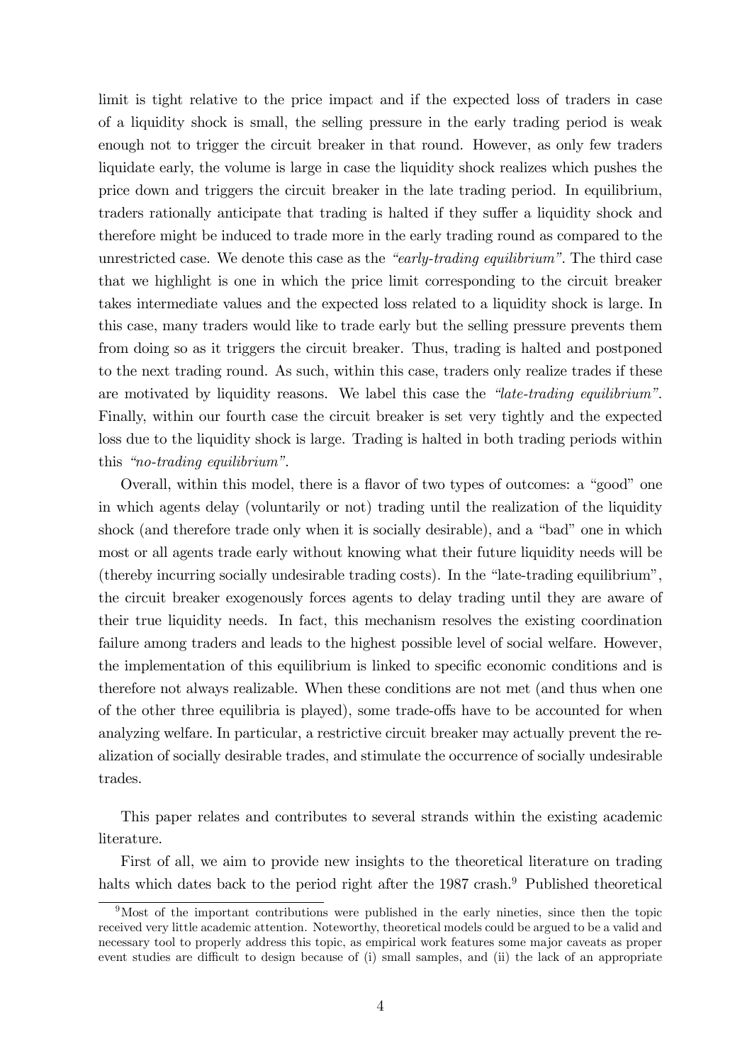limit is tight relative to the price impact and if the expected loss of traders in case of a liquidity shock is small, the selling pressure in the early trading period is weak enough not to trigger the circuit breaker in that round. However, as only few traders liquidate early, the volume is large in case the liquidity shock realizes which pushes the price down and triggers the circuit breaker in the late trading period. In equilibrium, traders rationally anticipate that trading is halted if they suffer a liquidity shock and therefore might be induced to trade more in the early trading round as compared to the unrestricted case. We denote this case as the *"early-trading equilibrium"*. The third case that we highlight is one in which the price limit corresponding to the circuit breaker takes intermediate values and the expected loss related to a liquidity shock is large. In this case, many traders would like to trade early but the selling pressure prevents them from doing so as it triggers the circuit breaker. Thus, trading is halted and postponed to the next trading round. As such, within this case, traders only realize trades if these are motivated by liquidity reasons. We label this case the *"late-trading equilibrium"*. Finally, within our fourth case the circuit breaker is set very tightly and the expected loss due to the liquidity shock is large. Trading is halted in both trading periods within this *"no-trading equilibrium"*.

Overall, within this model, there is a flavor of two types of outcomes: a "good" one in which agents delay (voluntarily or not) trading until the realization of the liquidity shock (and therefore trade only when it is socially desirable), and a "bad" one in which most or all agents trade early without knowing what their future liquidity needs will be (thereby incurring socially undesirable trading costs). In the "late-trading equilibrium", the circuit breaker exogenously forces agents to delay trading until they are aware of their true liquidity needs. In fact, this mechanism resolves the existing coordination failure among traders and leads to the highest possible level of social welfare. However, the implementation of this equilibrium is linked to specific economic conditions and is therefore not always realizable. When these conditions are not met (and thus when one of the other three equilibria is played), some trade-offs have to be accounted for when analyzing welfare. In particular, a restrictive circuit breaker may actually prevent the realization of socially desirable trades, and stimulate the occurrence of socially undesirable trades.

This paper relates and contributes to several strands within the existing academic literature.

First of all, we aim to provide new insights to the theoretical literature on trading halts which dates back to the period right after the 1987 crash.[9] Published theoretical

[9] Most of the important contributions were published in the early nineties, since then the topic received very little academic attention. Noteworthy, theoretical models could be argued to be a valid and necessary tool to properly address this topic, as empirical work features some major caveats as proper event studies are difficult to design because of (i) small samples, and (ii) the lack of an appropriate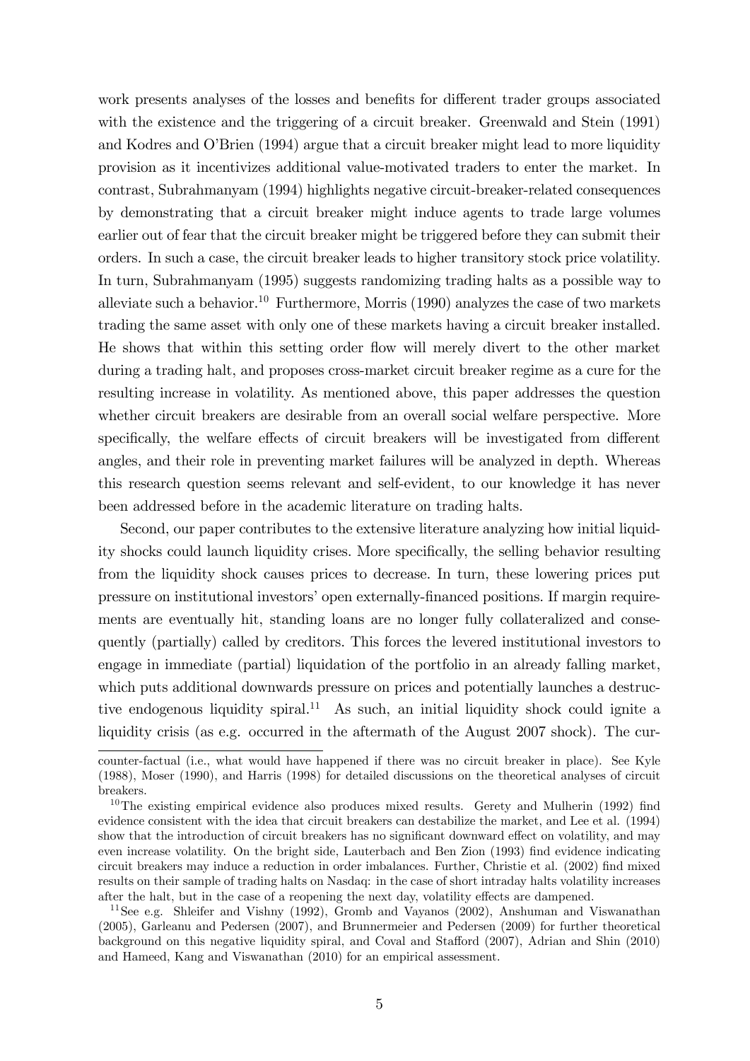work presents analyses of the losses and benefits for different trader groups associated with the existence and the triggering of a circuit breaker. Greenwald and Stein (1991) and Kodres and O'Brien (1994) argue that a circuit breaker might lead to more liquidity provision as it incentivizes additional value-motivated traders to enter the market. In contrast, Subrahmanyam (1994) highlights negative circuit-breaker-related consequences by demonstrating that a circuit breaker might induce agents to trade large volumes earlier out of fear that the circuit breaker might be triggered before they can submit their orders. In such a case, the circuit breaker leads to higher transitory stock price volatility. In turn, Subrahmanyam (1995) suggests randomizing trading halts as a possible way to alleviate such a behavior.[10] Furthermore, Morris (1990) analyzes the case of two markets trading the same asset with only one of these markets having a circuit breaker installed. He shows that within this setting order flow will merely divert to the other market during a trading halt, and proposes cross-market circuit breaker regime as a cure for the resulting increase in volatility. As mentioned above, this paper addresses the question whether circuit breakers are desirable from an overall social welfare perspective. More specifically, the welfare effects of circuit breakers will be investigated from different angles, and their role in preventing market failures will be analyzed in depth. Whereas this research question seems relevant and self-evident, to our knowledge it has never been addressed before in the academic literature on trading halts.

Second, our paper contributes to the extensive literature analyzing how initial liquidity shocks could launch liquidity crises. More specifically, the selling behavior resulting from the liquidity shock causes prices to decrease. In turn, these lowering prices put pressure on institutional investors' open externally-financed positions. If margin requirements are eventually hit, standing loans are no longer fully collateralized and consequently (partially) called by creditors. This forces the levered institutional investors to engage in immediate (partial) liquidation of the portfolio in an already falling market, which puts additional downwards pressure on prices and potentially launches a destructive endogenous liquidity spiral.[11] As such, an initial liquidity shock could ignite a liquidity crisis (as e.g. occurred in the aftermath of the August 2007 shock). The cur-

counter-factual (i.e., what would have happened if there was no circuit breaker in place). See Kyle (1988), Moser (1990), and Harris (1998) for detailed discussions on the theoretical analyses of circuit breakers.

[10] The existing empirical evidence also produces mixed results. Gerety and Mulherin (1992) find evidence consistent with the idea that circuit breakers can destabilize the market, and Lee et al. (1994) show that the introduction of circuit breakers has no significant downward effect on volatility, and may even increase volatility. On the bright side, Lauterbach and Ben Zion (1993) find evidence indicating circuit breakers may induce a reduction in order imbalances. Further, Christie et al. (2002) find mixed results on their sample of trading halts on Nasdaq: in the case of short intraday halts volatility increases after the halt, but in the case of a reopening the next day, volatility effects are dampened.

[11] See e.g. Shleifer and Vishny (1992), Gromb and Vayanos (2002), Anshuman and Viswanathan (2005), Garleanu and Pedersen (2007), and Brunnermeier and Pedersen (2009) for further theoretical background on this negative liquidity spiral, and Coval and Stafford (2007), Adrian and Shin (2010) and Hameed, Kang and Viswanathan (2010) for an empirical assessment.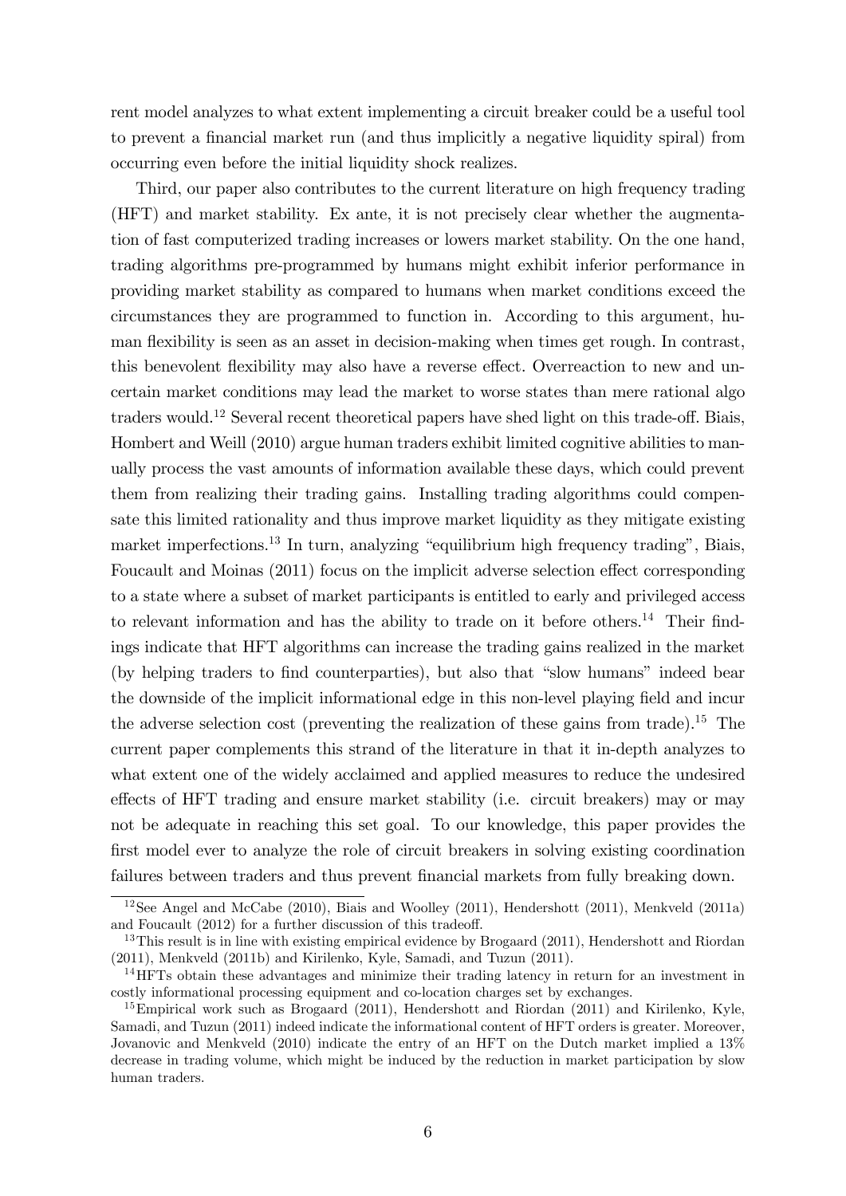rent model analyzes to what extent implementing a circuit breaker could be a useful tool to prevent a financial market run (and thus implicitly a negative liquidity spiral) from occurring even before the initial liquidity shock realizes.

Third, our paper also contributes to the current literature on high frequency trading (HFT) and market stability. Ex ante, it is not precisely clear whether the augmentation of fast computerized trading increases or lowers market stability. On the one hand, trading algorithms pre-programmed by humans might exhibit inferior performance in providing market stability as compared to humans when market conditions exceed the circumstances they are programmed to function in. According to this argument, human flexibility is seen as an asset in decision-making when times get rough. In contrast, this benevolent flexibility may also have a reverse effect. Overreaction to new and uncertain market conditions may lead the market to worse states than mere rational algo traders would.[12] Several recent theoretical papers have shed light on this trade-off. Biais, Hombert and Weill (2010) argue human traders exhibit limited cognitive abilities to manually process the vast amounts of information available these days, which could prevent them from realizing their trading gains. Installing trading algorithms could compensate this limited rationality and thus improve market liquidity as they mitigate existing market imperfections.[13] In turn, analyzing "equilibrium high frequency trading", Biais, Foucault and Moinas (2011) focus on the implicit adverse selection effect corresponding to a state where a subset of market participants is entitled to early and privileged access to relevant information and has the ability to trade on it before others.[14] Their findings indicate that HFT algorithms can increase the trading gains realized in the market (by helping traders to find counterparties), but also that "slow humans" indeed bear the downside of the implicit informational edge in this non-level playing field and incur the adverse selection cost (preventing the realization of these gains from trade).[15] The current paper complements this strand of the literature in that it in-depth analyzes to what extent one of the widely acclaimed and applied measures to reduce the undesired effects of HFT trading and ensure market stability (i.e. circuit breakers) may or may not be adequate in reaching this set goal. To our knowledge, this paper provides the first model ever to analyze the role of circuit breakers in solving existing coordination failures between traders and thus prevent financial markets from fully breaking down.

[12] See Angel and McCabe (2010), Biais and Woolley (2011), Hendershott (2011), Menkveld (2011a) and Foucault (2012) for a further discussion of this tradeoff.

[13] This result is in line with existing empirical evidence by Brogaard (2011), Hendershott and Riordan (2011), Menkveld (2011b) and Kirilenko, Kyle, Samadi, and Tuzun (2011).

[14] HFTs obtain these advantages and minimize their trading latency in return for an investment in costly informational processing equipment and co-location charges set by exchanges.

[15] Empirical work such as Brogaard (2011), Hendershott and Riordan (2011) and Kirilenko, Kyle, Samadi, and Tuzun (2011) indeed indicate the informational content of HFT orders is greater. Moreover, Jovanovic and Menkveld (2010) indicate the entry of an HFT on the Dutch market implied a 13% decrease in trading volume, which might be induced by the reduction in market participation by slow human traders.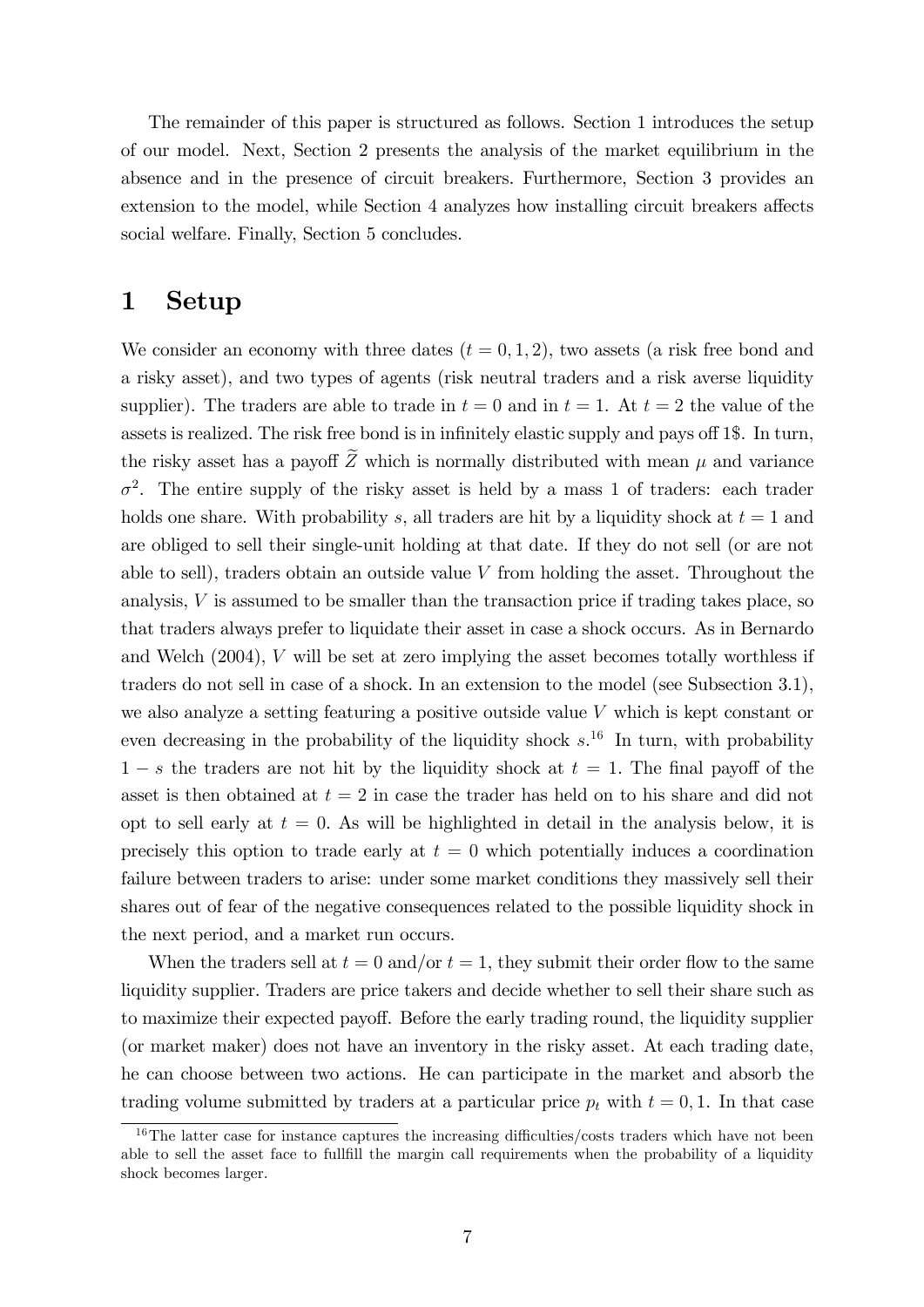The remainder of this paper is structured as follows. Section 1 introduces the setup of our model. Next, Section 2 presents the analysis of the market equilibrium in the absence and in the presence of circuit breakers. Furthermore, Section 3 provides an extension to the model, while Section 4 analyzes how installing circuit breakers affects social welfare. Finally, Section 5 concludes.

# 1 Setup

We consider an economy with three dates ($t = 0, 1, 2$), two assets (a risk free bond and a risky asset), and two types of agents (risk neutral traders and a risk averse liquidity supplier). The traders are able to trade in $t = 0$ and in $t = 1$. At $t = 2$ the value of the assets is realized. The risk free bond is in infinitely elastic supply and pays off 1\$. In turn, the risky asset has a payoff $\widetilde{Z}$ which is normally distributed with mean $\mu$ and variance $\sigma^2$. The entire supply of the risky asset is held by a mass 1 of traders: each trader holds one share. With probability $s$, all traders are hit by a liquidity shock at $t = 1$ and are obliged to sell their single-unit holding at that date. If they do not sell (or are not able to sell), traders obtain an outside value $V$ from holding the asset. Throughout the analysis, $V$ is assumed to be smaller than the transaction price if trading takes place, so that traders always prefer to liquidate their asset in case a shock occurs. As in Bernardo and Welch (2004), $V$ will be set at zero implying the asset becomes totally worthless if traders do not sell in case of a shock. In an extension to the model (see Subsection 3.1), we also analyze a setting featuring a positive outside value $V$ which is kept constant or even decreasing in the probability of the liquidity shock $s$.[16] In turn, with probability $1 - s$ the traders are not hit by the liquidity shock at $t = 1$. The final payoff of the asset is then obtained at $t = 2$ in case the trader has held on to his share and did not opt to sell early at $t = 0$. As will be highlighted in detail in the analysis below, it is precisely this option to trade early at $t = 0$ which potentially induces a coordination failure between traders to arise: under some market conditions they massively sell their shares out of fear of the negative consequences related to the possible liquidity shock in the next period, and a market run occurs.

When the traders sell at $t = 0$ and/or $t = 1$, they submit their order flow to the same liquidity supplier. Traders are price takers and decide whether to sell their share such as to maximize their expected payoff. Before the early trading round, the liquidity supplier (or market maker) does not have an inventory in the risky asset. At each trading date, he can choose between two actions. He can participate in the market and absorb the trading volume submitted by traders at a particular price $p_t$ with $t = 0, 1$. In that case

[16] The latter case for instance captures the increasing difficulties/costs traders which have not been able to sell the asset face to fullfill the margin call requirements when the probability of a liquidity shock becomes larger.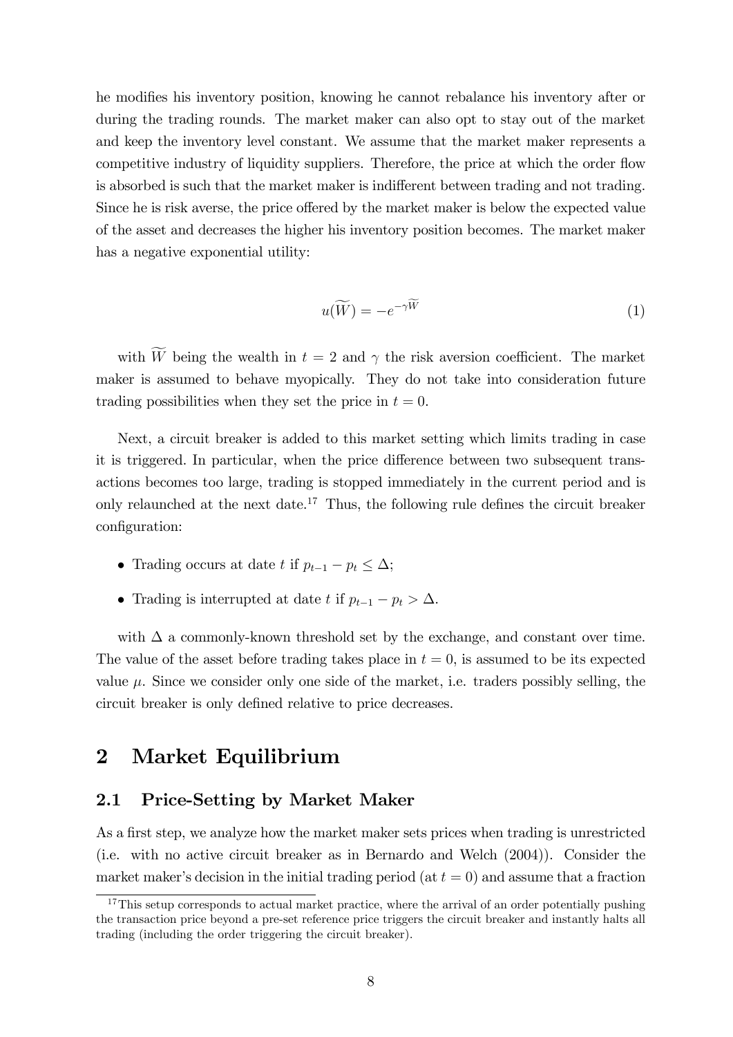he modifies his inventory position, knowing he cannot rebalance his inventory after or during the trading rounds. The market maker can also opt to stay out of the market and keep the inventory level constant. We assume that the market maker represents a competitive industry of liquidity suppliers. Therefore, the price at which the order flow is absorbed is such that the market maker is indifferent between trading and not trading. Since he is risk averse, the price offered by the market maker is below the expected value of the asset and decreases the higher his inventory position becomes. The market maker has a negative exponential utility:

$$u(\widetilde{W}) = -e^{-\gamma \widetilde{W}} \tag{1}$$

with $\widetilde{W}$ being the wealth in $t = 2$ and $\gamma$ the risk aversion coefficient. The market maker is assumed to behave myopically. They do not take into consideration future trading possibilities when they set the price in $t = 0$.

Next, a circuit breaker is added to this market setting which limits trading in case it is triggered. In particular, when the price difference between two subsequent transactions becomes too large, trading is stopped immediately in the current period and is only relaunched at the next date.[17] Thus, the following rule defines the circuit breaker configuration:

- Trading occurs at date $t$ if $p_{t-1} - p_t \leq \Delta$;
- Trading is interrupted at date $t$ if $p_{t-1} - p_t > \Delta$.

with $\Delta$ a commonly-known threshold set by the exchange, and constant over time. The value of the asset before trading takes place in $t = 0$, is assumed to be its expected value $\mu$. Since we consider only one side of the market, i.e. traders possibly selling, the circuit breaker is only defined relative to price decreases.

# 2 Market Equilibrium

## 2.1 Price-Setting by Market Maker

As a first step, we analyze how the market maker sets prices when trading is unrestricted (i.e. with no active circuit breaker as in Bernardo and Welch (2004)). Consider the market maker's decision in the initial trading period (at $t = 0$) and assume that a fraction

[17] This setup corresponds to actual market practice, where the arrival of an order potentially pushing the transaction price beyond a pre-set reference price triggers the circuit breaker and instantly halts all trading (including the order triggering the circuit breaker).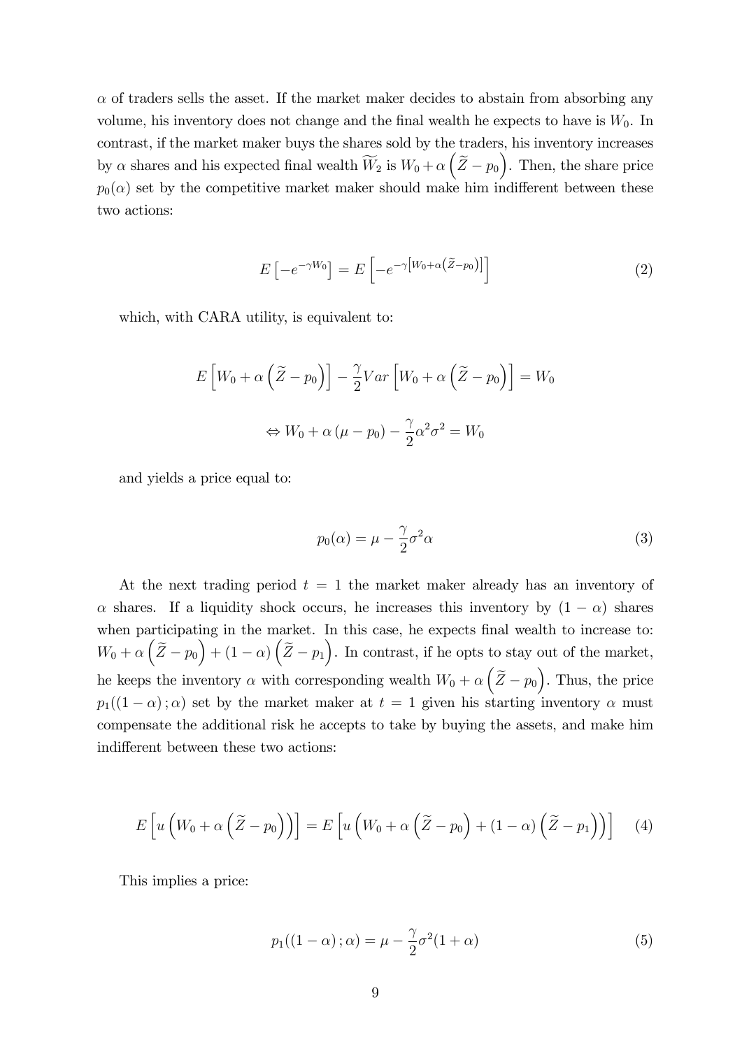$\alpha$ of traders sells the asset. If the market maker decides to abstain from absorbing any volume, his inventory does not change and the final wealth he expects to have is $W_0$. In contrast, if the market maker buys the shares sold by the traders, his inventory increases by $\alpha$ shares and his expected final wealth $\widetilde{W}_2$ is $W_0 + \alpha\left(\widetilde{Z} - p_0\right)$. Then, the share price $p_0(\alpha)$ set by the competitive market maker should make him indifferent between these two actions:

$$E\left[-e^{-\gamma W_0}\right] = E\left[-e^{-\gamma\left[W_0+\alpha\left(\widetilde{Z}-p_0\right)\right]}\right] \tag{2}$$

which, with CARA utility, is equivalent to:

$$E\left[W_0 + \alpha\left(\widetilde{Z} - p_0\right)\right] - \frac{\gamma}{2}Var\left[W_0 + \alpha\left(\widetilde{Z} - p_0\right)\right] = W_0$$

$$\Leftrightarrow W_0 + \alpha\left(\mu - p_0\right) - \frac{\gamma}{2}\alpha^2\sigma^2 = W_0$$

and yields a price equal to:

$$p_0(\alpha) = \mu - \frac{\gamma}{2}\sigma^2\alpha \tag{3}$$

At the next trading period $t = 1$ the market maker already has an inventory of $\alpha$ shares. If a liquidity shock occurs, he increases this inventory by $(1-\alpha)$ shares when participating in the market. In this case, he expects final wealth to increase to: $W_0 + \alpha\left(\widetilde{Z} - p_0\right) + (1-\alpha)\left(\widetilde{Z} - p_1\right)$. In contrast, if he opts to stay out of the market, he keeps the inventory $\alpha$ with corresponding wealth $W_0 + \alpha\left(\widetilde{Z} - p_0\right)$. Thus, the price $p_1((1-\alpha);\alpha)$ set by the market maker at $t = 1$ given his starting inventory $\alpha$ must compensate the additional risk he accepts to take by buying the assets, and make him indifferent between these two actions:

$$E\left[u\left(W_0 + \alpha\left(\widetilde{Z} - p_0\right)\right)\right] = E\left[u\left(W_0 + \alpha\left(\widetilde{Z} - p_0\right) + (1-\alpha)\left(\widetilde{Z} - p_1\right)\right)\right] \tag{4}$$

This implies a price:

$$p_1((1-\alpha);\alpha) = \mu - \frac{\gamma}{2}\sigma^2(1+\alpha) \tag{5}$$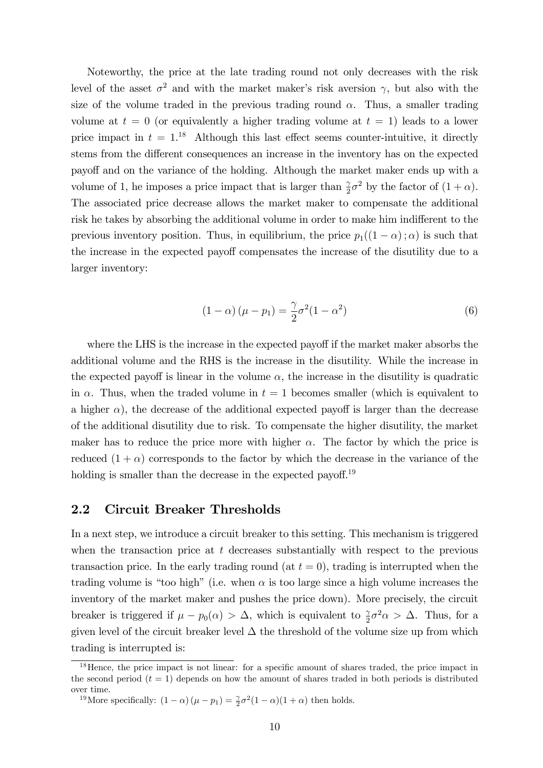Noteworthy, the price at the late trading round not only decreases with the risk level of the asset $\sigma^2$ and with the market maker's risk aversion $\gamma$, but also with the size of the volume traded in the previous trading round $\alpha$. Thus, a smaller trading volume at $t = 0$ (or equivalently a higher trading volume at $t = 1$) leads to a lower price impact in $t = 1$.[18] Although this last effect seems counter-intuitive, it directly stems from the different consequences an increase in the inventory has on the expected payoff and on the variance of the holding. Although the market maker ends up with a volume of 1, he imposes a price impact that is larger than $\frac{\gamma}{2}\sigma^2$ by the factor of $(1+\alpha)$. The associated price decrease allows the market maker to compensate the additional risk he takes by absorbing the additional volume in order to make him indifferent to the previous inventory position. Thus, in equilibrium, the price $p_1((1-\alpha);\alpha)$ is such that the increase in the expected payoff compensates the increase of the disutility due to a larger inventory:

$$(1-\alpha)(\mu - p_1) = \frac{\gamma}{2}\sigma^2(1-\alpha^2) \tag{6}$$

where the LHS is the increase in the expected payoff if the market maker absorbs the additional volume and the RHS is the increase in the disutility. While the increase in the expected payoff is linear in the volume $\alpha$, the increase in the disutility is quadratic in $\alpha$. Thus, when the traded volume in $t = 1$ becomes smaller (which is equivalent to a higher $\alpha$), the decrease of the additional expected payoff is larger than the decrease of the additional disutility due to risk. To compensate the higher disutility, the market maker has to reduce the price more with higher $\alpha$. The factor by which the price is reduced $(1+\alpha)$ corresponds to the factor by which the decrease in the variance of the holding is smaller than the decrease in the expected payoff.[19]

## 2.2 Circuit Breaker Thresholds

In a next step, we introduce a circuit breaker to this setting. This mechanism is triggered when the transaction price at $t$ decreases substantially with respect to the previous transaction price. In the early trading round (at $t = 0$), trading is interrupted when the trading volume is "too high" (i.e. when $\alpha$ is too large since a high volume increases the inventory of the market maker and pushes the price down). More precisely, the circuit breaker is triggered if $\mu - p_0(\alpha) > \Delta$, which is equivalent to $\frac{\gamma}{2}\sigma^2\alpha > \Delta$. Thus, for a given level of the circuit breaker level $\Delta$ the threshold of the volume size up from which trading is interrupted is:

[18] Hence, the price impact is not linear: for a specific amount of shares traded, the price impact in the second period ($t = 1$) depends on how the amount of shares traded in both periods is distributed over time.

[19] More specifically: $(1-\alpha)(\mu - p_1) = \frac{\gamma}{2}\sigma^2(1-\alpha)(1+\alpha)$ then holds.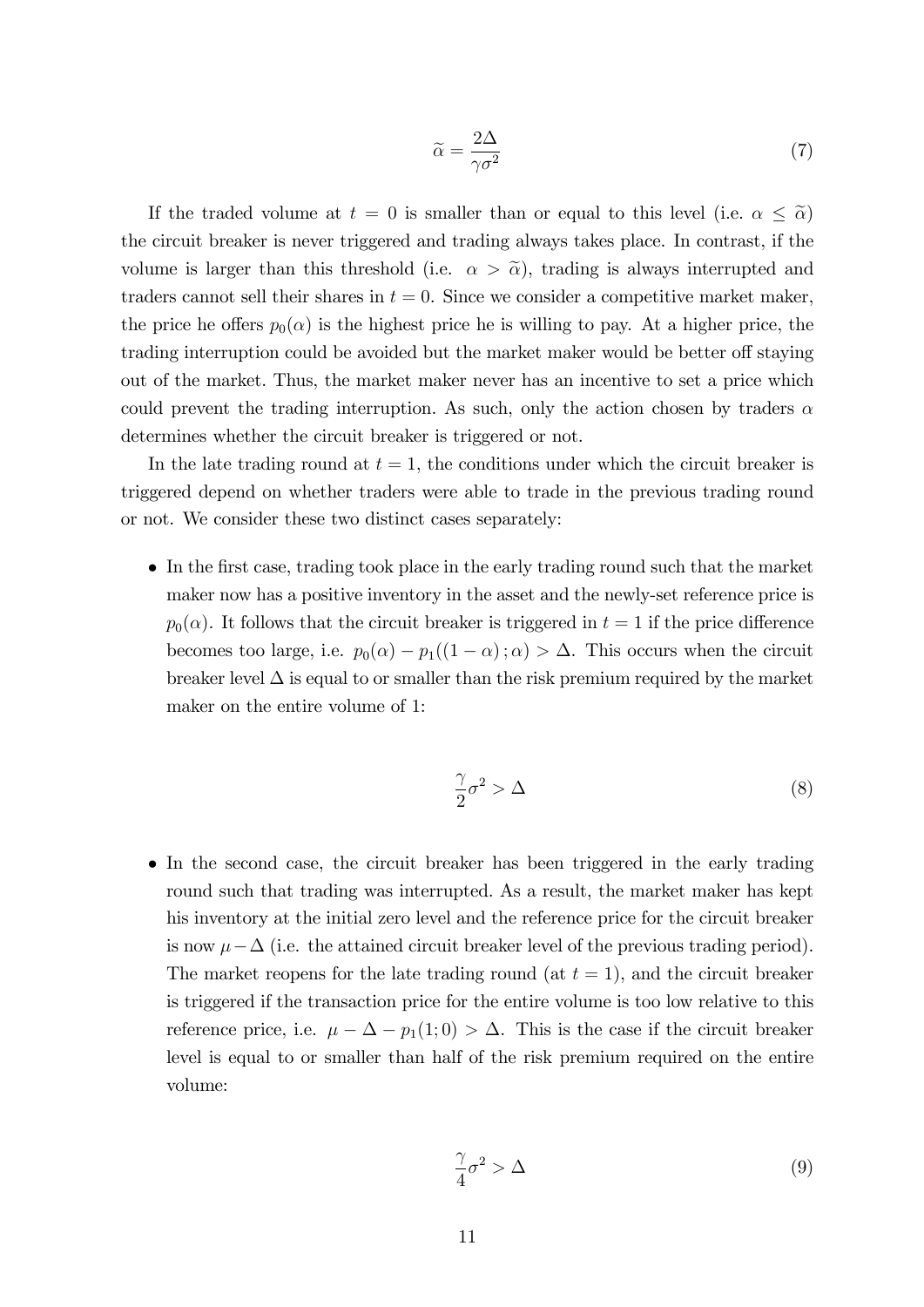$$\widetilde{\alpha} = \frac{2\Delta}{\gamma\sigma^2} \tag{7}$$

If the traded volume at $t = 0$ is smaller than or equal to this level (i.e. $\alpha \leq \widetilde{\alpha}$) the circuit breaker is never triggered and trading always takes place. In contrast, if the volume is larger than this threshold (i.e. $\alpha > \widetilde{\alpha}$), trading is always interrupted and traders cannot sell their shares in $t = 0$. Since we consider a competitive market maker, the price he offers $p_0(\alpha)$ is the highest price he is willing to pay. At a higher price, the trading interruption could be avoided but the market maker would be better off staying out of the market. Thus, the market maker never has an incentive to set a price which could prevent the trading interruption. As such, only the action chosen by traders $\alpha$ determines whether the circuit breaker is triggered or not.

In the late trading round at $t = 1$, the conditions under which the circuit breaker is triggered depend on whether traders were able to trade in the previous trading round or not. We consider these two distinct cases separately:

- In the first case, trading took place in the early trading round such that the market maker now has a positive inventory in the asset and the newly-set reference price is $p_0(\alpha)$. It follows that the circuit breaker is triggered in $t = 1$ if the price difference becomes too large, i.e. $p_0(\alpha) - p_1((1-\alpha); \alpha) > \Delta$. This occurs when the circuit breaker level $\Delta$ is equal to or smaller than the risk premium required by the market maker on the entire volume of 1:

$$\frac{\gamma}{2}\sigma^2 > \Delta \tag{8}$$

- In the second case, the circuit breaker has been triggered in the early trading round such that trading was interrupted. As a result, the market maker has kept his inventory at the initial zero level and the reference price for the circuit breaker is now $\mu - \Delta$ (i.e. the attained circuit breaker level of the previous trading period). The market reopens for the late trading round (at $t = 1$), and the circuit breaker is triggered if the transaction price for the entire volume is too low relative to this reference price, i.e. $\mu - \Delta - p_1(1; 0) > \Delta$. This is the case if the circuit breaker level is equal to or smaller than half of the risk premium required on the entire volume:

$$\frac{\gamma}{4}\sigma^2 > \Delta \tag{9}$$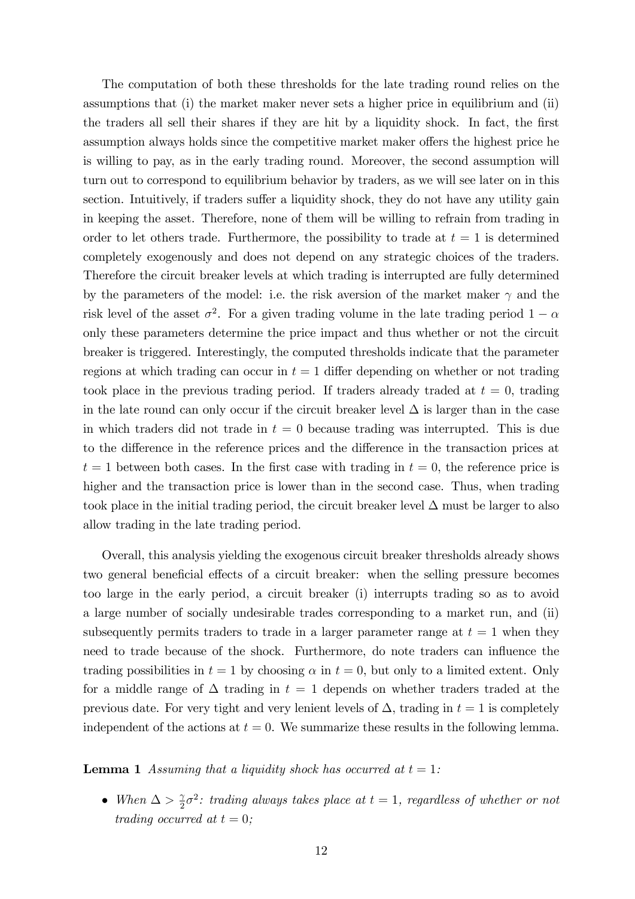The computation of both these thresholds for the late trading round relies on the assumptions that (i) the market maker never sets a higher price in equilibrium and (ii) the traders all sell their shares if they are hit by a liquidity shock. In fact, the first assumption always holds since the competitive market maker offers the highest price he is willing to pay, as in the early trading round. Moreover, the second assumption will turn out to correspond to equilibrium behavior by traders, as we will see later on in this section. Intuitively, if traders suffer a liquidity shock, they do not have any utility gain in keeping the asset. Therefore, none of them will be willing to refrain from trading in order to let others trade. Furthermore, the possibility to trade at $t = 1$ is determined completely exogenously and does not depend on any strategic choices of the traders. Therefore the circuit breaker levels at which trading is interrupted are fully determined by the parameters of the model: i.e. the risk aversion of the market maker $\gamma$ and the risk level of the asset $\sigma^2$. For a given trading volume in the late trading period $1 - \alpha$ only these parameters determine the price impact and thus whether or not the circuit breaker is triggered. Interestingly, the computed thresholds indicate that the parameter regions at which trading can occur in $t = 1$ differ depending on whether or not trading took place in the previous trading period. If traders already traded at $t = 0$, trading in the late round can only occur if the circuit breaker level $\Delta$ is larger than in the case in which traders did not trade in $t = 0$ because trading was interrupted. This is due to the difference in the reference prices and the difference in the transaction prices at $t = 1$ between both cases. In the first case with trading in $t = 0$, the reference price is higher and the transaction price is lower than in the second case. Thus, when trading took place in the initial trading period, the circuit breaker level $\Delta$ must be larger to also allow trading in the late trading period.

Overall, this analysis yielding the exogenous circuit breaker thresholds already shows two general beneficial effects of a circuit breaker: when the selling pressure becomes too large in the early period, a circuit breaker (i) interrupts trading so as to avoid a large number of socially undesirable trades corresponding to a market run, and (ii) subsequently permits traders to trade in a larger parameter range at $t = 1$ when they need to trade because of the shock. Furthermore, do note traders can influence the trading possibilities in $t = 1$ by choosing $\alpha$ in $t = 0$, but only to a limited extent. Only for a middle range of $\Delta$ trading in $t = 1$ depends on whether traders traded at the previous date. For very tight and very lenient levels of $\Delta$, trading in $t = 1$ is completely independent of the actions at $t = 0$. We summarize these results in the following lemma.

**Lemma 1** *Assuming that a liquidity shock has occurred at $t = 1$:*

- *When $\Delta > \frac{\gamma}{2}\sigma^2$: trading always takes place at $t = 1$, regardless of whether or not trading occurred at $t = 0$;*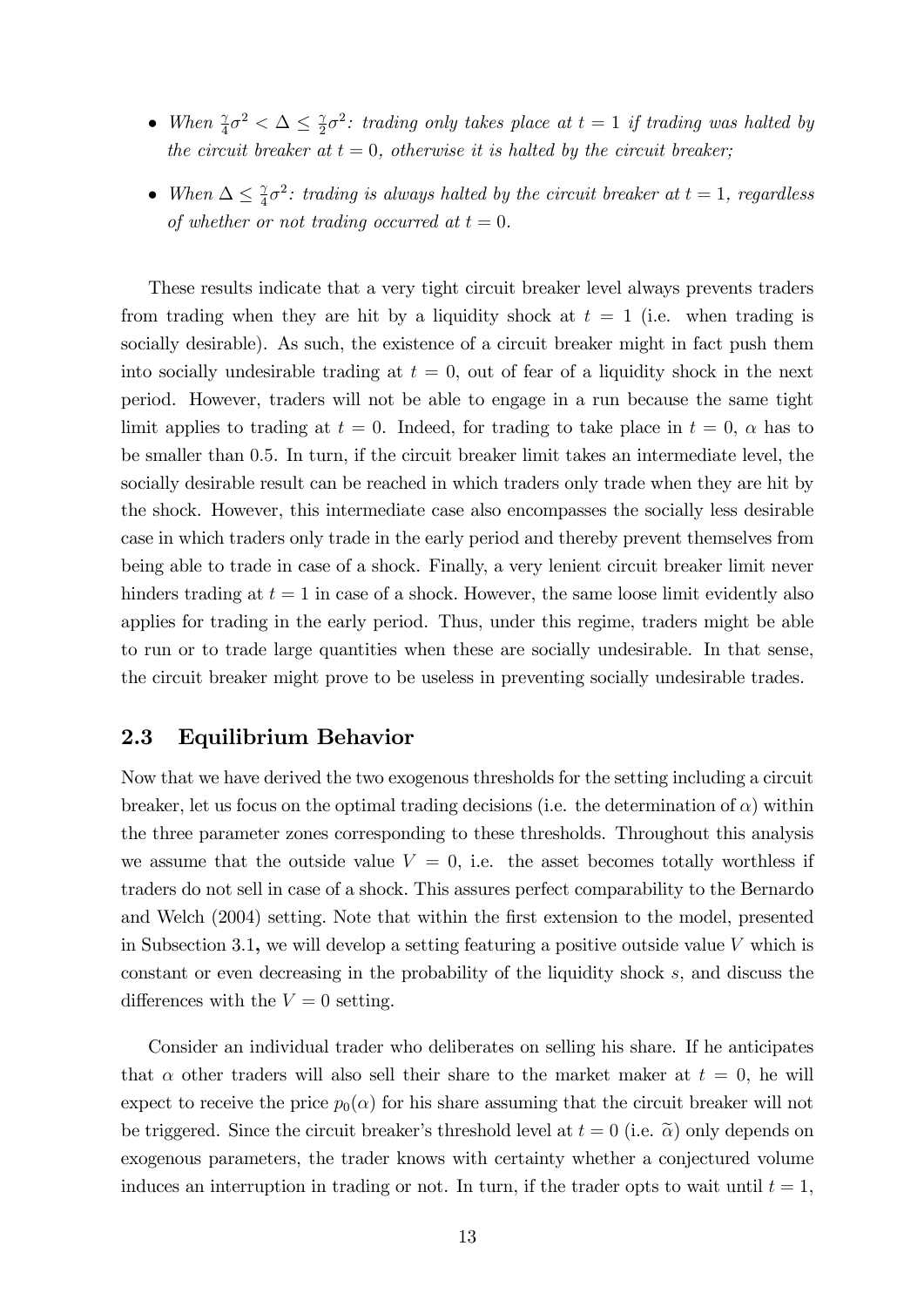- *When $\frac{\gamma}{4}\sigma^2 < \Delta \leq \frac{\gamma}{2}\sigma^2$: trading only takes place at $t = 1$ if trading was halted by the circuit breaker at $t = 0$, otherwise it is halted by the circuit breaker;*
- *When $\Delta \leq \frac{\gamma}{4}\sigma^2$: trading is always halted by the circuit breaker at $t = 1$, regardless of whether or not trading occurred at $t = 0$.*

These results indicate that a very tight circuit breaker level always prevents traders from trading when they are hit by a liquidity shock at $t = 1$ (i.e. when trading is socially desirable). As such, the existence of a circuit breaker might in fact push them into socially undesirable trading at $t = 0$, out of fear of a liquidity shock in the next period. However, traders will not be able to engage in a run because the same tight limit applies to trading at $t = 0$. Indeed, for trading to take place in $t = 0$, $\alpha$ has to be smaller than 0.5. In turn, if the circuit breaker limit takes an intermediate level, the socially desirable result can be reached in which traders only trade when they are hit by the shock. However, this intermediate case also encompasses the socially less desirable case in which traders only trade in the early period and thereby prevent themselves from being able to trade in case of a shock. Finally, a very lenient circuit breaker limit never hinders trading at $t = 1$ in case of a shock. However, the same loose limit evidently also applies for trading in the early period. Thus, under this regime, traders might be able to run or to trade large quantities when these are socially undesirable. In that sense, the circuit breaker might prove to be useless in preventing socially undesirable trades.

## 2.3 Equilibrium Behavior

Now that we have derived the two exogenous thresholds for the setting including a circuit breaker, let us focus on the optimal trading decisions (i.e. the determination of $\alpha$) within the three parameter zones corresponding to these thresholds. Throughout this analysis we assume that the outside value $V = 0$, i.e. the asset becomes totally worthless if traders do not sell in case of a shock. This assures perfect comparability to the Bernardo and Welch (2004) setting. Note that within the first extension to the model, presented in Subsection 3.1, we will develop a setting featuring a positive outside value $V$ which is constant or even decreasing in the probability of the liquidity shock $s$, and discuss the differences with the $V = 0$ setting.

Consider an individual trader who deliberates on selling his share. If he anticipates that $\alpha$ other traders will also sell their share to the market maker at $t = 0$, he will expect to receive the price $p_0(\alpha)$ for his share assuming that the circuit breaker will not be triggered. Since the circuit breaker's threshold level at $t = 0$ (i.e. $\widetilde{\alpha}$) only depends on exogenous parameters, the trader knows with certainty whether a conjectured volume induces an interruption in trading or not. In turn, if the trader opts to wait until $t = 1$,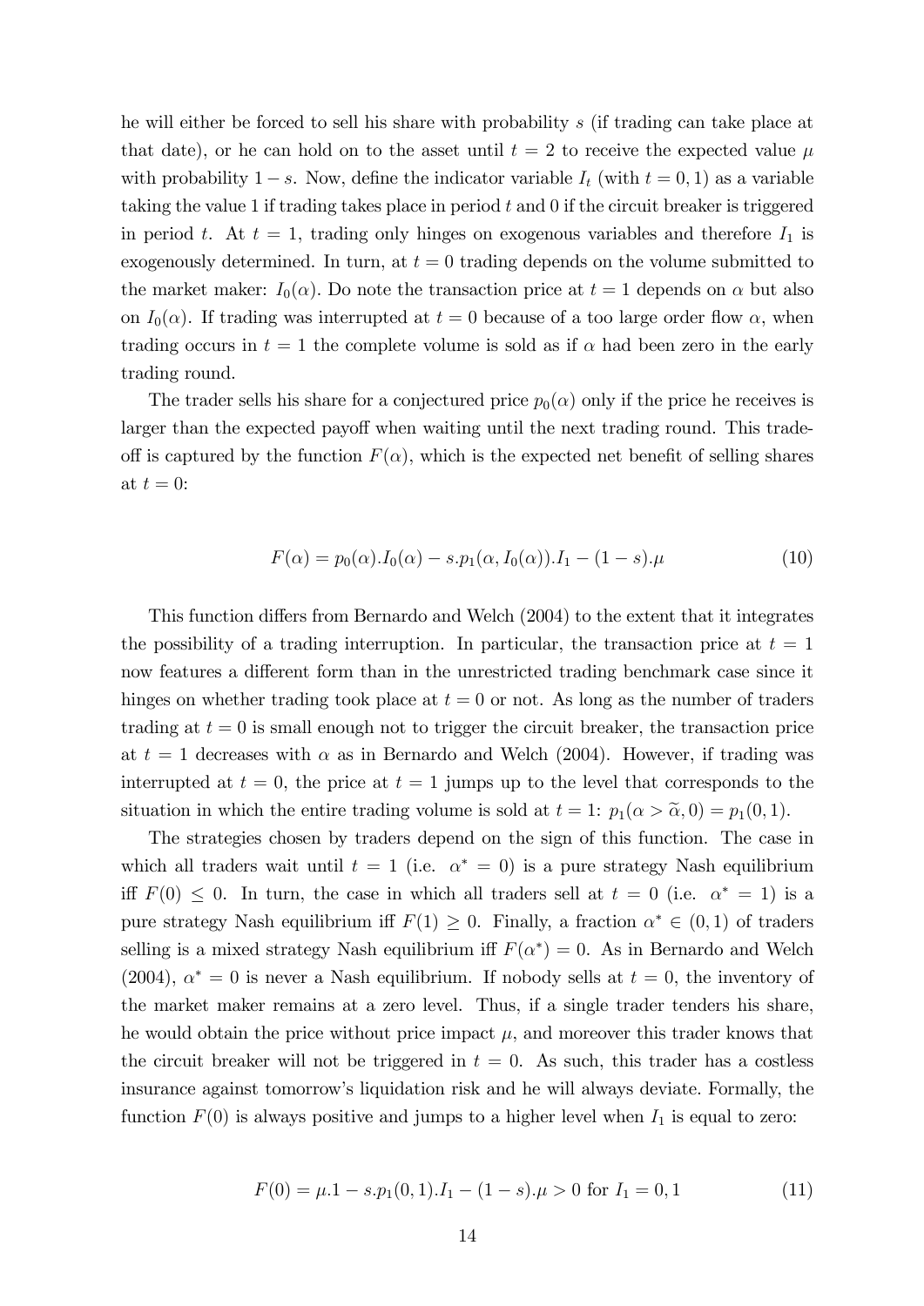he will either be forced to sell his share with probability $s$ (if trading can take place at that date), or he can hold on to the asset until $t = 2$ to receive the expected value $\mu$ with probability $1 - s$. Now, define the indicator variable $I_t$ (with $t = 0, 1$) as a variable taking the value 1 if trading takes place in period $t$ and 0 if the circuit breaker is triggered in period $t$. At $t = 1$, trading only hinges on exogenous variables and therefore $I_1$ is exogenously determined. In turn, at $t = 0$ trading depends on the volume submitted to the market maker: $I_0(\alpha)$. Do note the transaction price at $t = 1$ depends on $\alpha$ but also on $I_0(\alpha)$. If trading was interrupted at $t = 0$ because of a too large order flow $\alpha$, when trading occurs in $t = 1$ the complete volume is sold as if $\alpha$ had been zero in the early trading round.

The trader sells his share for a conjectured price $p_0(\alpha)$ only if the price he receives is larger than the expected payoff when waiting until the next trading round. This trade-off is captured by the function $F(\alpha)$, which is the expected net benefit of selling shares at $t = 0$:

$$F(\alpha) = p_0(\alpha).I_0(\alpha) - s.p_1(\alpha, I_0(\alpha)).I_1 - (1 - s).\mu \tag{10}$$

This function differs from Bernardo and Welch (2004) to the extent that it integrates the possibility of a trading interruption. In particular, the transaction price at $t = 1$ now features a different form than in the unrestricted trading benchmark case since it hinges on whether trading took place at $t = 0$ or not. As long as the number of traders trading at $t = 0$ is small enough not to trigger the circuit breaker, the transaction price at $t = 1$ decreases with $\alpha$ as in Bernardo and Welch (2004). However, if trading was interrupted at $t = 0$, the price at $t = 1$ jumps up to the level that corresponds to the situation in which the entire trading volume is sold at $t = 1$: $p_1(\alpha > \widetilde{\alpha}, 0) = p_1(0, 1)$.

The strategies chosen by traders depend on the sign of this function. The case in which all traders wait until $t = 1$ (i.e. $\alpha^* = 0$) is a pure strategy Nash equilibrium iff $F(0) \leq 0$. In turn, the case in which all traders sell at $t = 0$ (i.e. $\alpha^* = 1$) is a pure strategy Nash equilibrium iff $F(1) \geq 0$. Finally, a fraction $\alpha^* \in (0, 1)$ of traders selling is a mixed strategy Nash equilibrium iff $F(\alpha^*) = 0$. As in Bernardo and Welch (2004), $\alpha^* = 0$ is never a Nash equilibrium. If nobody sells at $t = 0$, the inventory of the market maker remains at a zero level. Thus, if a single trader tenders his share, he would obtain the price without price impact $\mu$, and moreover this trader knows that the circuit breaker will not be triggered in $t = 0$. As such, this trader has a costless insurance against tomorrow's liquidation risk and he will always deviate. Formally, the function $F(0)$ is always positive and jumps to a higher level when $I_1$ is equal to zero:

$$F(0) = \mu.1 - s.p_1(0, 1).I_1 - (1 - s).\mu > 0 \text{ for } I_1 = 0, 1 \tag{11}$$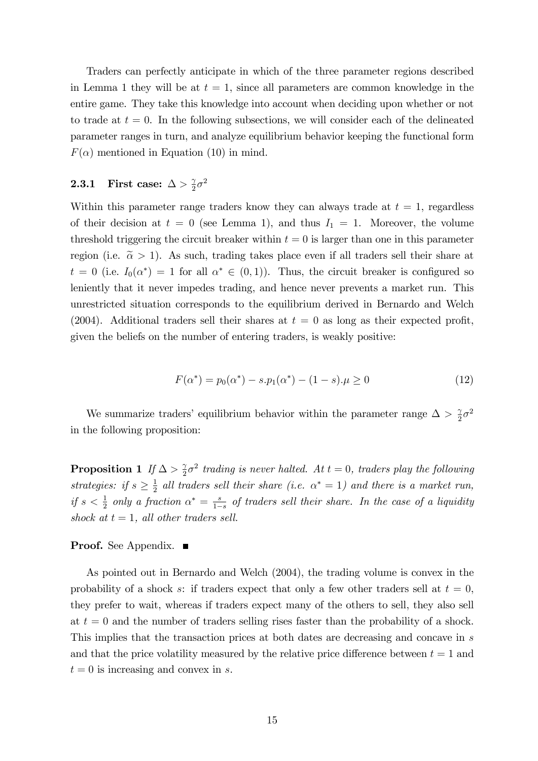Traders can perfectly anticipate in which of the three parameter regions described in Lemma 1 they will be at $t = 1$, since all parameters are common knowledge in the entire game. They take this knowledge into account when deciding upon whether or not to trade at $t = 0$. In the following subsections, we will consider each of the delineated parameter ranges in turn, and analyze equilibrium behavior keeping the functional form $F(\alpha)$ mentioned in Equation (10) in mind.

### 2.3.1 First case: $\Delta > \frac{\gamma}{2}\sigma^2$

Within this parameter range traders know they can always trade at $t = 1$, regardless of their decision at $t = 0$ (see Lemma 1), and thus $I_1 = 1$. Moreover, the volume threshold triggering the circuit breaker within $t = 0$ is larger than one in this parameter region (i.e. $\widetilde{\alpha} > 1$). As such, trading takes place even if all traders sell their share at $t = 0$ (i.e. $I_0(\alpha^*) = 1$ for all $\alpha^* \in (0, 1)$). Thus, the circuit breaker is configured so leniently that it never impedes trading, and hence never prevents a market run. This unrestricted situation corresponds to the equilibrium derived in Bernardo and Welch (2004). Additional traders sell their shares at $t = 0$ as long as their expected profit, given the beliefs on the number of entering traders, is weakly positive:

$$F(\alpha^*) = p_0(\alpha^*) - s.p_1(\alpha^*) - (1 - s).\mu \geq 0 \tag{12}$$

We summarize traders' equilibrium behavior within the parameter range $\Delta > \frac{\gamma}{2}\sigma^2$ in the following proposition:

**Proposition 1** *If $\Delta > \frac{\gamma}{2}\sigma^2$ trading is never halted. At $t = 0$, traders play the following strategies: if $s \geq \frac{1}{2}$ all traders sell their share (i.e. $\alpha^* = 1$) and there is a market run, if $s < \frac{1}{2}$ only a fraction $\alpha^* = \frac{s}{1-s}$ of traders sell their share. In the case of a liquidity shock at $t = 1$, all other traders sell.*

**Proof.** See Appendix. ■

As pointed out in Bernardo and Welch (2004), the trading volume is convex in the probability of a shock $s$: if traders expect that only a few other traders sell at $t = 0$, they prefer to wait, whereas if traders expect many of the others to sell, they also sell at $t = 0$ and the number of traders selling rises faster than the probability of a shock. This implies that the transaction prices at both dates are decreasing and concave in $s$ and that the price volatility measured by the relative price difference between $t = 1$ and $t = 0$ is increasing and convex in $s$.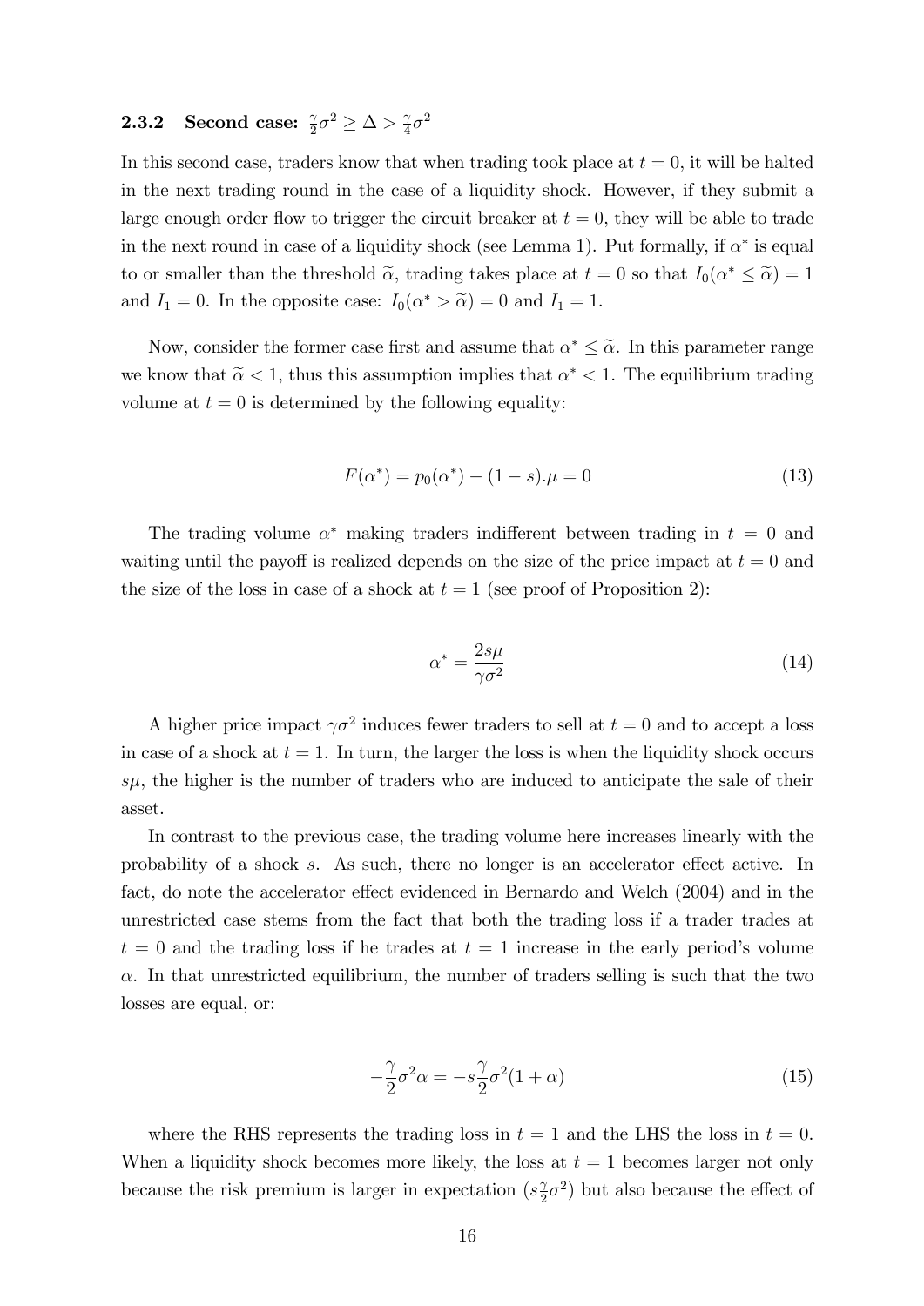### 2.3.2 Second case: $\frac{\gamma}{2}\sigma^2 \geq \Delta > \frac{\gamma}{4}\sigma^2$

In this second case, traders know that when trading took place at $t = 0$, it will be halted in the next trading round in the case of a liquidity shock. However, if they submit a large enough order flow to trigger the circuit breaker at $t = 0$, they will be able to trade in the next round in case of a liquidity shock (see Lemma 1). Put formally, if $\alpha^*$ is equal to or smaller than the threshold $\widetilde{\alpha}$, trading takes place at $t = 0$ so that $I_0(\alpha^* \leq \widetilde{\alpha}) = 1$ and $I_1 = 0$. In the opposite case: $I_0(\alpha^* > \widetilde{\alpha}) = 0$ and $I_1 = 1$.

Now, consider the former case first and assume that $\alpha^* \leq \widetilde{\alpha}$. In this parameter range we know that $\widetilde{\alpha} < 1$, thus this assumption implies that $\alpha^* < 1$. The equilibrium trading volume at $t = 0$ is determined by the following equality:

$$F(\alpha^*) = p_0(\alpha^*) - (1 - s).\mu = 0 \tag{13}$$

The trading volume $\alpha^*$ making traders indifferent between trading in $t = 0$ and waiting until the payoff is realized depends on the size of the price impact at $t = 0$ and the size of the loss in case of a shock at $t = 1$ (see proof of Proposition 2):

$$\alpha^* = \frac{2s\mu}{\gamma\sigma^2} \tag{14}$$

A higher price impact $\gamma\sigma^2$ induces fewer traders to sell at $t = 0$ and to accept a loss in case of a shock at $t = 1$. In turn, the larger the loss is when the liquidity shock occurs $s\mu$, the higher is the number of traders who are induced to anticipate the sale of their asset.

In contrast to the previous case, the trading volume here increases linearly with the probability of a shock $s$. As such, there no longer is an accelerator effect active. In fact, do note the accelerator effect evidenced in Bernardo and Welch (2004) and in the unrestricted case stems from the fact that both the trading loss if a trader trades at $t = 0$ and the trading loss if he trades at $t = 1$ increase in the early period's volume $\alpha$. In that unrestricted equilibrium, the number of traders selling is such that the two losses are equal, or:

$$-\frac{\gamma}{2}\sigma^2\alpha = -s\frac{\gamma}{2}\sigma^2(1 + \alpha) \tag{15}$$

where the RHS represents the trading loss in $t = 1$ and the LHS the loss in $t = 0$. When a liquidity shock becomes more likely, the loss at $t = 1$ becomes larger not only because the risk premium is larger in expectation ($s\frac{\gamma}{2}\sigma^2$) but also because the effect of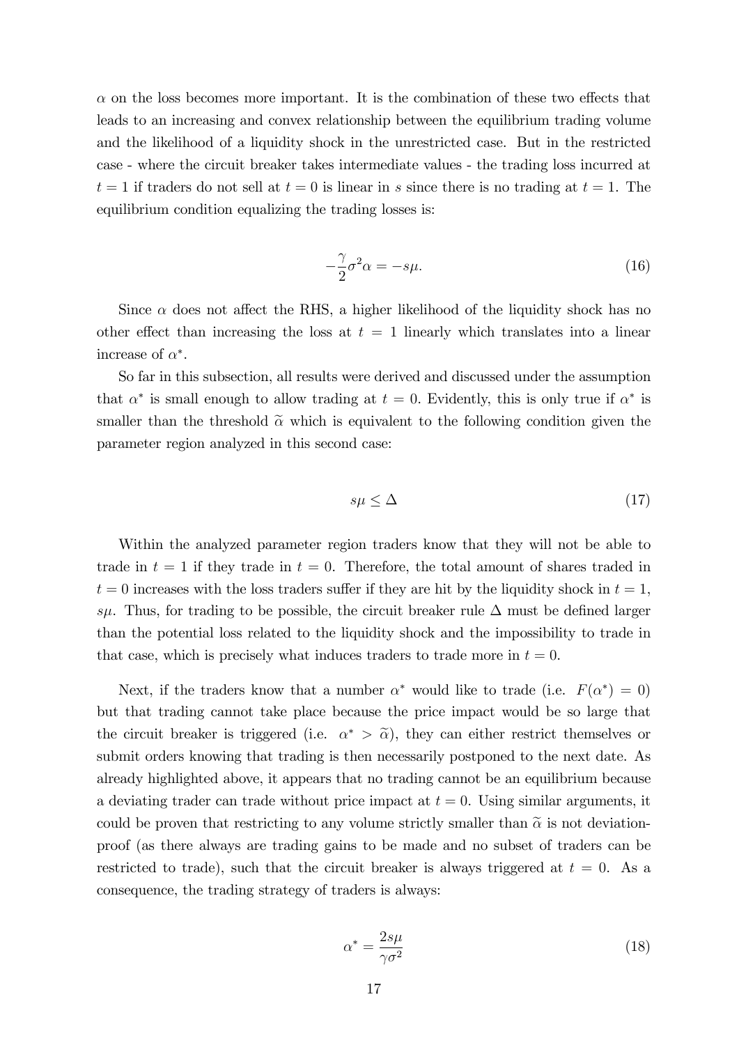$\alpha$ on the loss becomes more important. It is the combination of these two effects that leads to an increasing and convex relationship between the equilibrium trading volume and the likelihood of a liquidity shock in the unrestricted case. But in the restricted case - where the circuit breaker takes intermediate values - the trading loss incurred at $t = 1$ if traders do not sell at $t = 0$ is linear in $s$ since there is no trading at $t = 1$. The equilibrium condition equalizing the trading losses is:

$$-\frac{\gamma}{2}\sigma^2\alpha = -s\mu. \tag{16}$$

Since $\alpha$ does not affect the RHS, a higher likelihood of the liquidity shock has no other effect than increasing the loss at $t = 1$ linearly which translates into a linear increase of $\alpha^*$.

So far in this subsection, all results were derived and discussed under the assumption that $\alpha^*$ is small enough to allow trading at $t = 0$. Evidently, this is only true if $\alpha^*$ is smaller than the threshold $\widetilde{\alpha}$ which is equivalent to the following condition given the parameter region analyzed in this second case:

$$s\mu \leq \Delta \tag{17}$$

Within the analyzed parameter region traders know that they will not be able to trade in $t = 1$ if they trade in $t = 0$. Therefore, the total amount of shares traded in $t = 0$ increases with the loss traders suffer if they are hit by the liquidity shock in $t = 1$, $s\mu$. Thus, for trading to be possible, the circuit breaker rule $\Delta$ must be defined larger than the potential loss related to the liquidity shock and the impossibility to trade in that case, which is precisely what induces traders to trade more in $t = 0$.

Next, if the traders know that a number $\alpha^*$ would like to trade (i.e. $F(\alpha^*) = 0$) but that trading cannot take place because the price impact would be so large that the circuit breaker is triggered (i.e. $\alpha^* > \widetilde{\alpha}$), they can either restrict themselves or submit orders knowing that trading is then necessarily postponed to the next date. As already highlighted above, it appears that no trading cannot be an equilibrium because a deviating trader can trade without price impact at $t = 0$. Using similar arguments, it could be proven that restricting to any volume strictly smaller than $\widetilde{\alpha}$ is not deviation-proof (as there always are trading gains to be made and no subset of traders can be restricted to trade), such that the circuit breaker is always triggered at $t = 0$. As a consequence, the trading strategy of traders is always:

$$\alpha^* = \frac{2s\mu}{\gamma\sigma^2} \tag{18}$$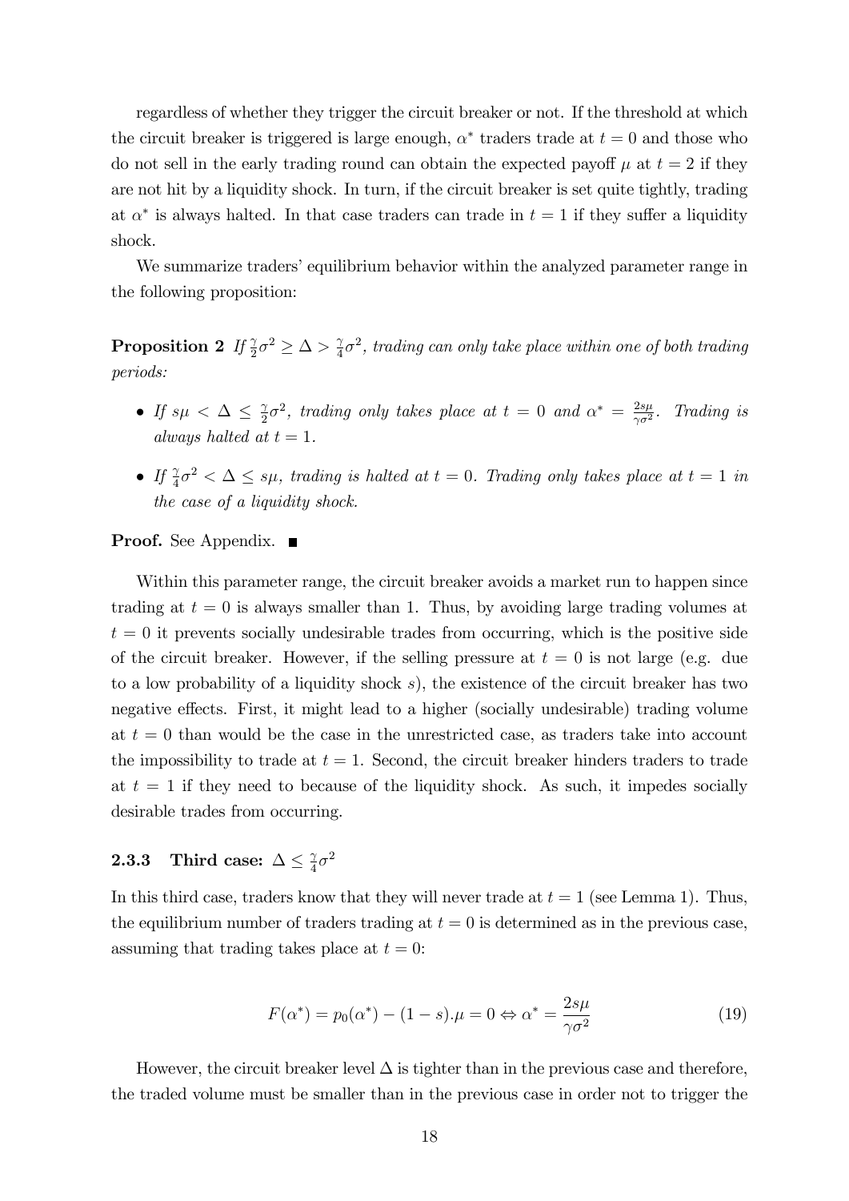regardless of whether they trigger the circuit breaker or not. If the threshold at which the circuit breaker is triggered is large enough, $\alpha^*$ traders trade at $t = 0$ and those who do not sell in the early trading round can obtain the expected payoff $\mu$ at $t = 2$ if they are not hit by a liquidity shock. In turn, if the circuit breaker is set quite tightly, trading at $\alpha^*$ is always halted. In that case traders can trade in $t = 1$ if they suffer a liquidity shock.

We summarize traders' equilibrium behavior within the analyzed parameter range in the following proposition:

**Proposition 2** *If $\frac{\gamma}{2}\sigma^2 \geq \Delta > \frac{\gamma}{4}\sigma^2$, trading can only take place within one of both trading periods:*

- *If $s\mu < \Delta \leq \frac{\gamma}{2}\sigma^2$, trading only takes place at $t = 0$ and $\alpha^* = \frac{2s\mu}{\gamma\sigma^2}$. Trading is always halted at $t = 1$.*
- *If $\frac{\gamma}{4}\sigma^2 < \Delta \leq s\mu$, trading is halted at $t = 0$. Trading only takes place at $t = 1$ in the case of a liquidity shock.*

**Proof.** See Appendix. ■

Within this parameter range, the circuit breaker avoids a market run to happen since trading at $t = 0$ is always smaller than 1. Thus, by avoiding large trading volumes at $t = 0$ it prevents socially undesirable trades from occurring, which is the positive side of the circuit breaker. However, if the selling pressure at $t = 0$ is not large (e.g. due to a low probability of a liquidity shock $s$), the existence of the circuit breaker has two negative effects. First, it might lead to a higher (socially undesirable) trading volume at $t = 0$ than would be the case in the unrestricted case, as traders take into account the impossibility to trade at $t = 1$. Second, the circuit breaker hinders traders to trade at $t = 1$ if they need to because of the liquidity shock. As such, it impedes socially desirable trades from occurring.

### 2.3.3 Third case: $\Delta \leq \frac{\gamma}{4}\sigma^2$

In this third case, traders know that they will never trade at $t = 1$ (see Lemma 1). Thus, the equilibrium number of traders trading at $t = 0$ is determined as in the previous case, assuming that trading takes place at $t = 0$:

$$F(\alpha^*) = p_0(\alpha^*) - (1 - s).\mu = 0 \Leftrightarrow \alpha^* = \frac{2s\mu}{\gamma\sigma^2} \tag{19}$$

However, the circuit breaker level $\Delta$ is tighter than in the previous case and therefore, the traded volume must be smaller than in the previous case in order not to trigger the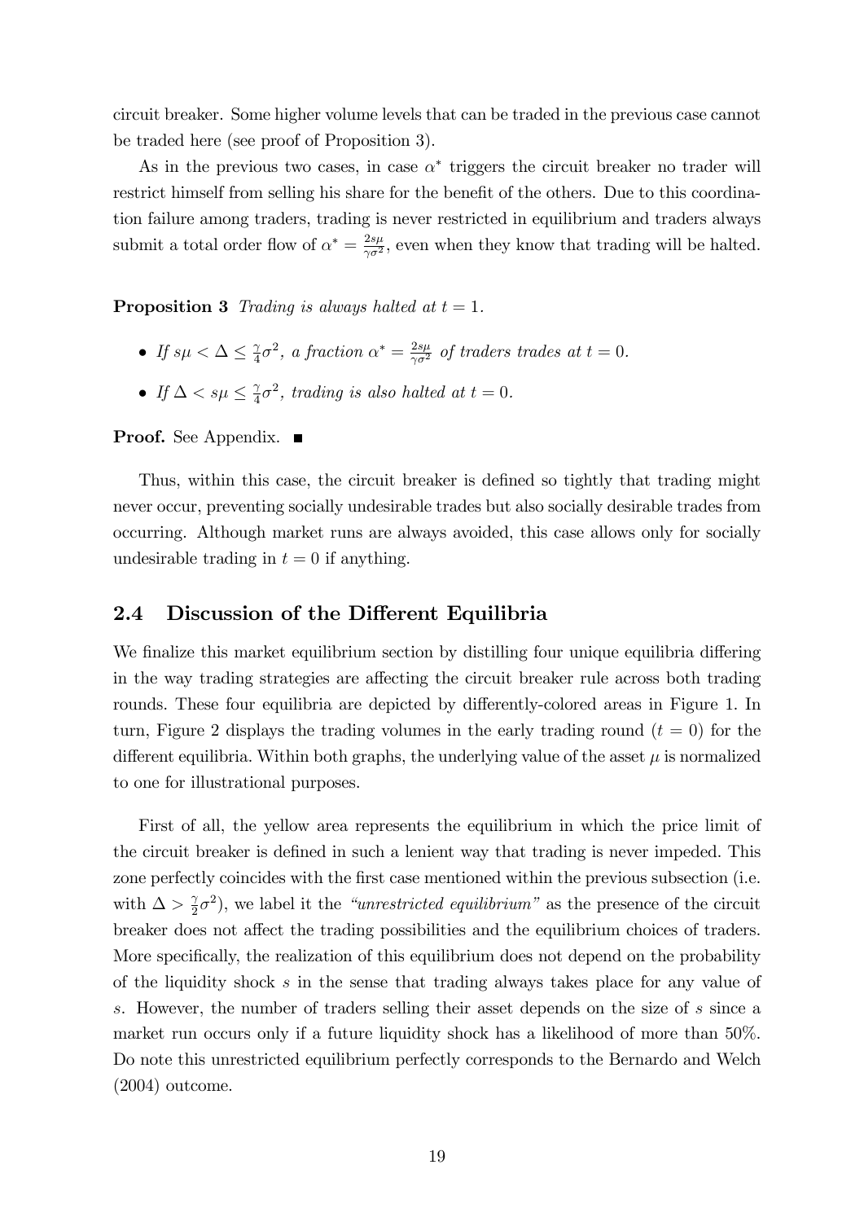circuit breaker. Some higher volume levels that can be traded in the previous case cannot be traded here (see proof of Proposition 3).

As in the previous two cases, in case $\alpha^*$ triggers the circuit breaker no trader will restrict himself from selling his share for the benefit of the others. Due to this coordination failure among traders, trading is never restricted in equilibrium and traders always submit a total order flow of $\alpha^* = \frac{2s\mu}{\gamma\sigma^2}$, even when they know that trading will be halted.

**Proposition 3** *Trading is always halted at $t = 1$.*

- *If $s\mu < \Delta \leq \frac{\gamma}{4}\sigma^2$, a fraction $\alpha^* = \frac{2s\mu}{\gamma\sigma^2}$ of traders trades at $t = 0$.*
- *If $\Delta < s\mu \leq \frac{\gamma}{4}\sigma^2$, trading is also halted at $t = 0$.*

**Proof.** See Appendix. ■

Thus, within this case, the circuit breaker is defined so tightly that trading might never occur, preventing socially undesirable trades but also socially desirable trades from occurring. Although market runs are always avoided, this case allows only for socially undesirable trading in $t = 0$ if anything.

## 2.4 Discussion of the Different Equilibria

We finalize this market equilibrium section by distilling four unique equilibria differing in the way trading strategies are affecting the circuit breaker rule across both trading rounds. These four equilibria are depicted by differently-colored areas in Figure 1. In turn, Figure 2 displays the trading volumes in the early trading round ($t = 0$) for the different equilibria. Within both graphs, the underlying value of the asset $\mu$ is normalized to one for illustrational purposes.

First of all, the yellow area represents the equilibrium in which the price limit of the circuit breaker is defined in such a lenient way that trading is never impeded. This zone perfectly coincides with the first case mentioned within the previous subsection (i.e. with $\Delta > \frac{\gamma}{2}\sigma^2$), we label it the *"unrestricted equilibrium"* as the presence of the circuit breaker does not affect the trading possibilities and the equilibrium choices of traders. More specifically, the realization of this equilibrium does not depend on the probability of the liquidity shock $s$ in the sense that trading always takes place for any value of $s$. However, the number of traders selling their asset depends on the size of $s$ since a market run occurs only if a future liquidity shock has a likelihood of more than 50%. Do note this unrestricted equilibrium perfectly corresponds to the Bernardo and Welch (2004) outcome.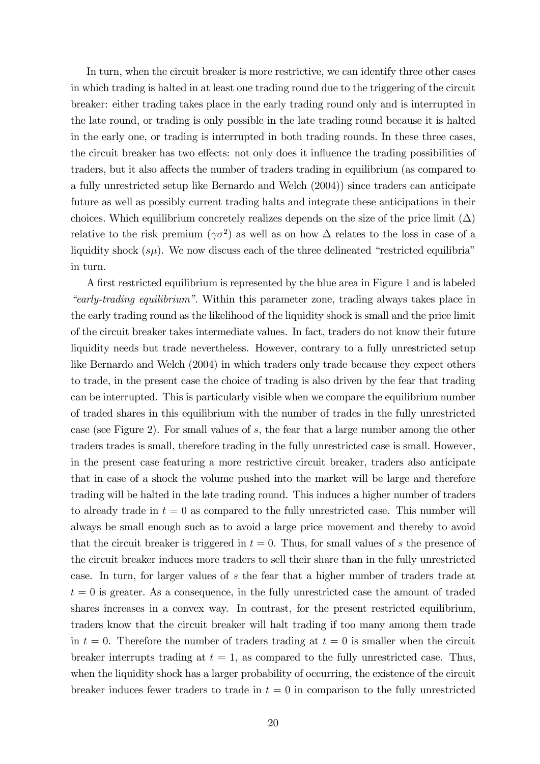In turn, when the circuit breaker is more restrictive, we can identify three other cases in which trading is halted in at least one trading round due to the triggering of the circuit breaker: either trading takes place in the early trading round only and is interrupted in the late round, or trading is only possible in the late trading round because it is halted in the early one, or trading is interrupted in both trading rounds. In these three cases, the circuit breaker has two effects: not only does it influence the trading possibilities of traders, but it also affects the number of traders trading in equilibrium (as compared to a fully unrestricted setup like Bernardo and Welch (2004)) since traders can anticipate future as well as possibly current trading halts and integrate these anticipations in their choices. Which equilibrium concretely realizes depends on the size of the price limit ($\Delta$) relative to the risk premium ($\gamma\sigma^2$) as well as on how $\Delta$ relates to the loss in case of a liquidity shock ($s\mu$). We now discuss each of the three delineated "restricted equilibria" in turn.

A first restricted equilibrium is represented by the blue area in Figure 1 and is labeled *"early-trading equilibrium"*. Within this parameter zone, trading always takes place in the early trading round as the likelihood of the liquidity shock is small and the price limit of the circuit breaker takes intermediate values. In fact, traders do not know their future liquidity needs but trade nevertheless. However, contrary to a fully unrestricted setup like Bernardo and Welch (2004) in which traders only trade because they expect others to trade, in the present case the choice of trading is also driven by the fear that trading can be interrupted. This is particularly visible when we compare the equilibrium number of traded shares in this equilibrium with the number of trades in the fully unrestricted case (see Figure 2). For small values of $s$, the fear that a large number among the other traders trades is small, therefore trading in the fully unrestricted case is small. However, in the present case featuring a more restrictive circuit breaker, traders also anticipate that in case of a shock the volume pushed into the market will be large and therefore trading will be halted in the late trading round. This induces a higher number of traders to already trade in $t = 0$ as compared to the fully unrestricted case. This number will always be small enough such as to avoid a large price movement and thereby to avoid that the circuit breaker is triggered in $t = 0$. Thus, for small values of $s$ the presence of the circuit breaker induces more traders to sell their share than in the fully unrestricted case. In turn, for larger values of $s$ the fear that a higher number of traders trade at $t = 0$ is greater. As a consequence, in the fully unrestricted case the amount of traded shares increases in a convex way. In contrast, for the present restricted equilibrium, traders know that the circuit breaker will halt trading if too many among them trade in $t = 0$. Therefore the number of traders trading at $t = 0$ is smaller when the circuit breaker interrupts trading at $t = 1$, as compared to the fully unrestricted case. Thus, when the liquidity shock has a larger probability of occurring, the existence of the circuit breaker induces fewer traders to trade in $t = 0$ in comparison to the fully unrestricted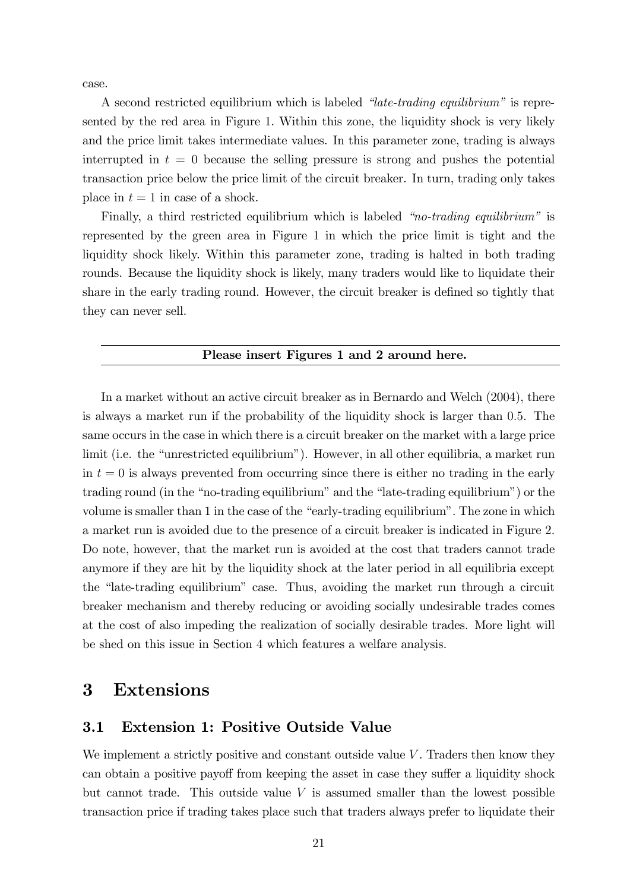case.

A second restricted equilibrium which is labeled *"late-trading equilibrium"* is represented by the red area in Figure 1. Within this zone, the liquidity shock is very likely and the price limit takes intermediate values. In this parameter zone, trading is always interrupted in $t = 0$ because the selling pressure is strong and pushes the potential transaction price below the price limit of the circuit breaker. In turn, trading only takes place in $t = 1$ in case of a shock.

Finally, a third restricted equilibrium which is labeled *"no-trading equilibrium"* is represented by the green area in Figure 1 in which the price limit is tight and the liquidity shock likely. Within this parameter zone, trading is halted in both trading rounds. Because the liquidity shock is likely, many traders would like to liquidate their share in the early trading round. However, the circuit breaker is defined so tightly that they can never sell.

---

**Please insert Figures 1 and 2 around here.**

---

In a market without an active circuit breaker as in Bernardo and Welch (2004), there is always a market run if the probability of the liquidity shock is larger than 0.5. The same occurs in the case in which there is a circuit breaker on the market with a large price limit (i.e. the "unrestricted equilibrium"). However, in all other equilibria, a market run in $t = 0$ is always prevented from occurring since there is either no trading in the early trading round (in the "no-trading equilibrium" and the "late-trading equilibrium") or the volume is smaller than 1 in the case of the "early-trading equilibrium". The zone in which a market run is avoided due to the presence of a circuit breaker is indicated in Figure 2. Do note, however, that the market run is avoided at the cost that traders cannot trade anymore if they are hit by the liquidity shock at the later period in all equilibria except the "late-trading equilibrium" case. Thus, avoiding the market run through a circuit breaker mechanism and thereby reducing or avoiding socially undesirable trades comes at the cost of also impeding the realization of socially desirable trades. More light will be shed on this issue in Section 4 which features a welfare analysis.

# 3 Extensions

## 3.1 Extension 1: Positive Outside Value

We implement a strictly positive and constant outside value $V$. Traders then know they can obtain a positive payoff from keeping the asset in case they suffer a liquidity shock but cannot trade. This outside value $V$ is assumed smaller than the lowest possible transaction price if trading takes place such that traders always prefer to liquidate their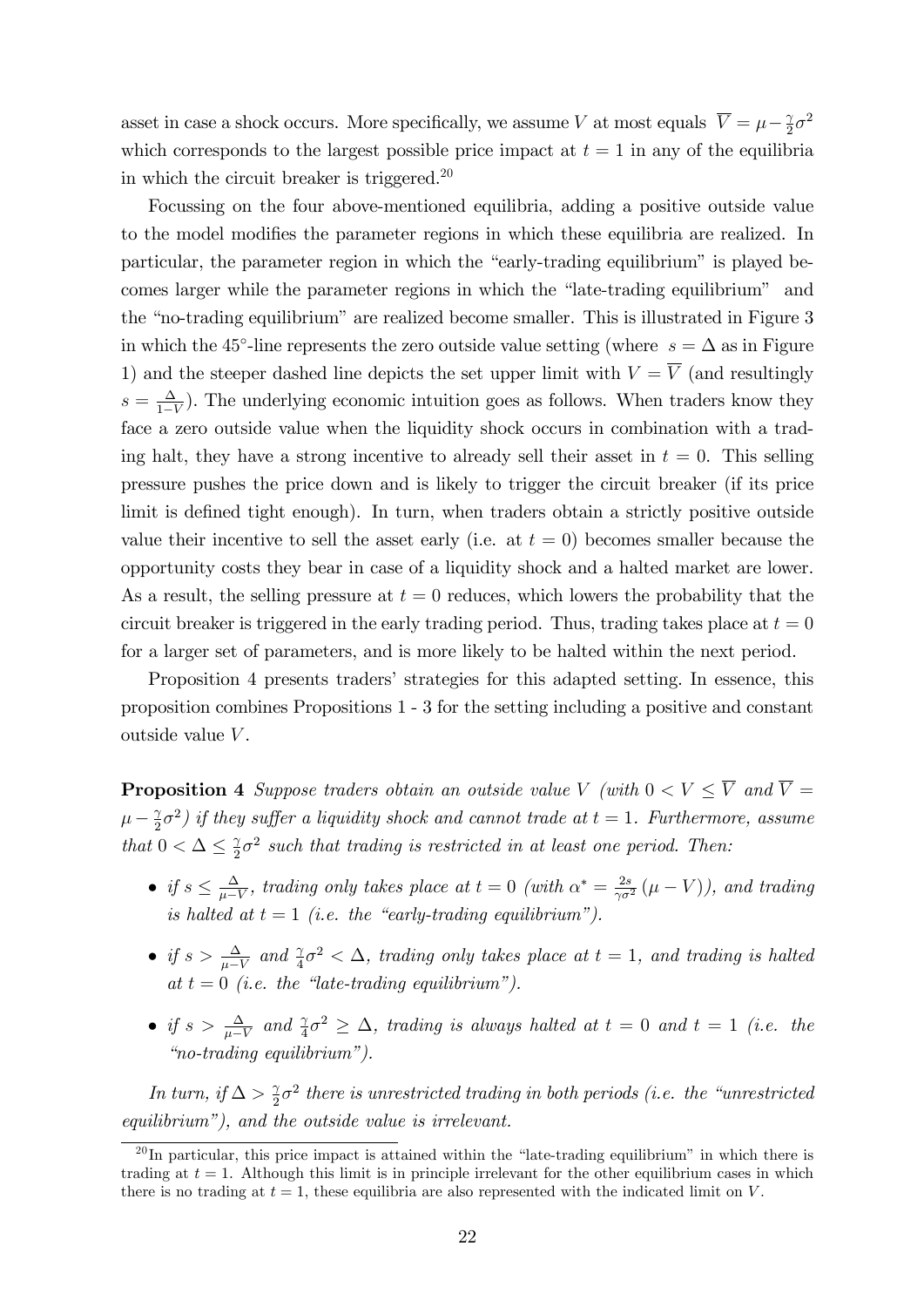asset in case a shock occurs. More specifically, we assume $V$ at most equals $\overline{V} = \mu - \frac{\gamma}{2}\sigma^2$ which corresponds to the largest possible price impact at $t = 1$ in any of the equilibria in which the circuit breaker is triggered.[20]

Focussing on the four above-mentioned equilibria, adding a positive outside value to the model modifies the parameter regions in which these equilibria are realized. In particular, the parameter region in which the "early-trading equilibrium" is played becomes larger while the parameter regions in which the "late-trading equilibrium" and the "no-trading equilibrium" are realized become smaller. This is illustrated in Figure 3 in which the 45°-line represents the zero outside value setting (where $s = \Delta$ as in Figure 1) and the steeper dashed line depicts the set upper limit with $V = \overline{V}$ (and resultingly $s = \frac{\Delta}{1-V}$). The underlying economic intuition goes as follows. When traders know they face a zero outside value when the liquidity shock occurs in combination with a trading halt, they have a strong incentive to already sell their asset in $t = 0$. This selling pressure pushes the price down and is likely to trigger the circuit breaker (if its price limit is defined tight enough). In turn, when traders obtain a strictly positive outside value their incentive to sell the asset early (i.e. at $t = 0$) becomes smaller because the opportunity costs they bear in case of a liquidity shock and a halted market are lower. As a result, the selling pressure at $t = 0$ reduces, which lowers the probability that the circuit breaker is triggered in the early trading period. Thus, trading takes place at $t = 0$ for a larger set of parameters, and is more likely to be halted within the next period.

Proposition 4 presents traders' strategies for this adapted setting. In essence, this proposition combines Propositions 1 - 3 for the setting including a positive and constant outside value $V$.

**Proposition 4** *Suppose traders obtain an outside value $V$ (with $0 < V \leq \overline{V}$ and $\overline{V} = \mu - \frac{\gamma}{2}\sigma^2$) if they suffer a liquidity shock and cannot trade at $t = 1$. Furthermore, assume that $0 < \Delta \leq \frac{\gamma}{2}\sigma^2$ such that trading is restricted in at least one period. Then:*

- *if $s \leq \frac{\Delta}{\mu - V}$, trading only takes place at $t = 0$ (with $\alpha^* = \frac{2s}{\gamma\sigma^2}(\mu - V)$), and trading is halted at $t = 1$ (i.e. the "early-trading equilibrium").*
- *if $s > \frac{\Delta}{\mu - V}$ and $\frac{\gamma}{4}\sigma^2 < \Delta$, trading only takes place at $t = 1$, and trading is halted at $t = 0$ (i.e. the "late-trading equilibrium").*
- *if $s > \frac{\Delta}{\mu - V}$ and $\frac{\gamma}{4}\sigma^2 \geq \Delta$, trading is always halted at $t = 0$ and $t = 1$ (i.e. the "no-trading equilibrium").*

*In turn, if $\Delta > \frac{\gamma}{2}\sigma^2$ there is unrestricted trading in both periods (i.e. the "unrestricted equilibrium"), and the outside value is irrelevant.*

[20] In particular, this price impact is attained within the "late-trading equilibrium" in which there is trading at $t = 1$. Although this limit is in principle irrelevant for the other equilibrium cases in which there is no trading at $t = 1$, these equilibria are also represented with the indicated limit on $V$.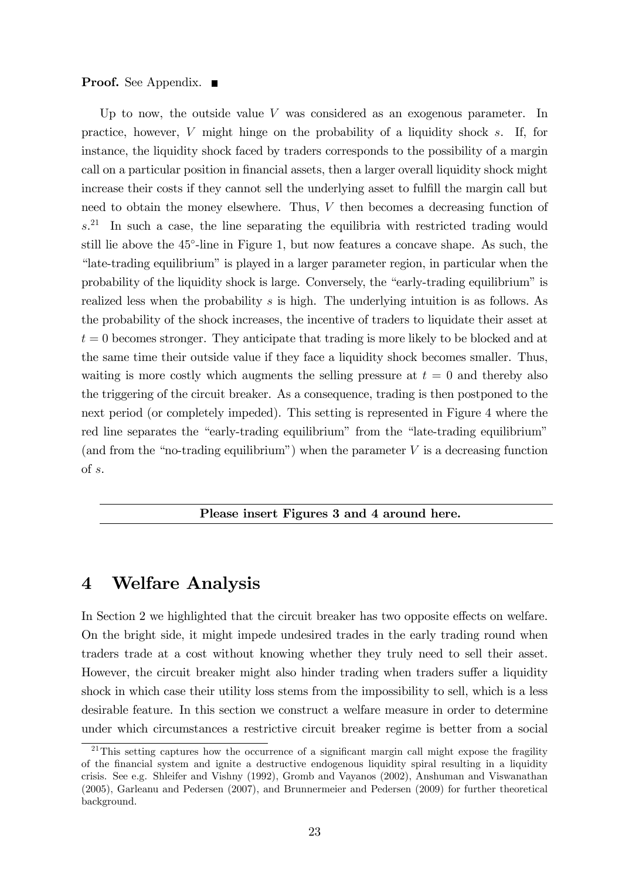**Proof.** See Appendix. ■

Up to now, the outside value $V$ was considered as an exogenous parameter. In practice, however, $V$ might hinge on the probability of a liquidity shock $s$. If, for instance, the liquidity shock faced by traders corresponds to the possibility of a margin call on a particular position in financial assets, then a larger overall liquidity shock might increase their costs if they cannot sell the underlying asset to fulfill the margin call but need to obtain the money elsewhere. Thus, $V$ then becomes a decreasing function of $s$.[21] In such a case, the line separating the equilibria with restricted trading would still lie above the 45°-line in Figure 1, but now features a concave shape. As such, the "late-trading equilibrium" is played in a larger parameter region, in particular when the probability of the liquidity shock is large. Conversely, the "early-trading equilibrium" is realized less when the probability $s$ is high. The underlying intuition is as follows. As the probability of the shock increases, the incentive of traders to liquidate their asset at $t = 0$ becomes stronger. They anticipate that trading is more likely to be blocked and at the same time their outside value if they face a liquidity shock becomes smaller. Thus, waiting is more costly which augments the selling pressure at $t = 0$ and thereby also the triggering of the circuit breaker. As a consequence, trading is then postponed to the next period (or completely impeded). This setting is represented in Figure 4 where the red line separates the "early-trading equilibrium" from the "late-trading equilibrium" (and from the "no-trading equilibrium") when the parameter $V$ is a decreasing function of $s$.

---

**Please insert Figures 3 and 4 around here.**

---

# 4 Welfare Analysis

In Section 2 we highlighted that the circuit breaker has two opposite effects on welfare. On the bright side, it might impede undesired trades in the early trading round when traders trade at a cost without knowing whether they truly need to sell their asset. However, the circuit breaker might also hinder trading when traders suffer a liquidity shock in which case their utility loss stems from the impossibility to sell, which is a less desirable feature. In this section we construct a welfare measure in order to determine under which circumstances a restrictive circuit breaker regime is better from a social

[21] This setting captures how the occurrence of a significant margin call might expose the fragility of the financial system and ignite a destructive endogenous liquidity spiral resulting in a liquidity crisis. See e.g. Shleifer and Vishny (1992), Gromb and Vayanos (2002), Anshuman and Viswanathan (2005), Garleanu and Pedersen (2007), and Brunnermeier and Pedersen (2009) for further theoretical background.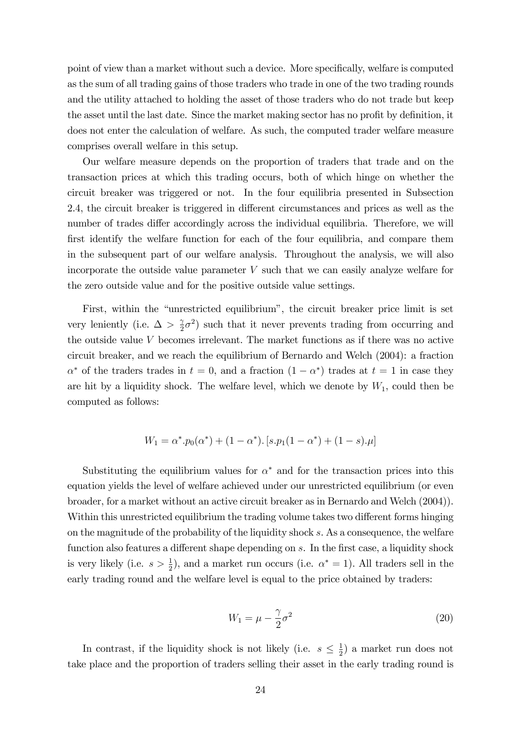point of view than a market without such a device. More specifically, welfare is computed as the sum of all trading gains of those traders who trade in one of the two trading rounds and the utility attached to holding the asset of those traders who do not trade but keep the asset until the last date. Since the market making sector has no profit by definition, it does not enter the calculation of welfare. As such, the computed trader welfare measure comprises overall welfare in this setup.

Our welfare measure depends on the proportion of traders that trade and on the transaction prices at which this trading occurs, both of which hinge on whether the circuit breaker was triggered or not. In the four equilibria presented in Subsection 2.4, the circuit breaker is triggered in different circumstances and prices as well as the number of trades differ accordingly across the individual equilibria. Therefore, we will first identify the welfare function for each of the four equilibria, and compare them in the subsequent part of our welfare analysis. Throughout the analysis, we will also incorporate the outside value parameter $V$ such that we can easily analyze welfare for the zero outside value and for the positive outside value settings.

First, within the "unrestricted equilibrium", the circuit breaker price limit is set very leniently (i.e. $\Delta > \frac{\gamma}{2}\sigma^2$) such that it never prevents trading from occurring and the outside value $V$ becomes irrelevant. The market functions as if there was no active circuit breaker, and we reach the equilibrium of Bernardo and Welch (2004): a fraction $\alpha^*$ of the traders trades in $t = 0$, and a fraction $(1 - \alpha^*)$ trades at $t = 1$ in case they are hit by a liquidity shock. The welfare level, which we denote by $W_1$, could then be computed as follows:

$$W_1 = \alpha^*.p_0(\alpha^*) + (1 - \alpha^*).\left[s.p_1(1 - \alpha^*) + (1 - s).\mu\right]$$

Substituting the equilibrium values for $\alpha^*$ and for the transaction prices into this equation yields the level of welfare achieved under our unrestricted equilibrium (or even broader, for a market without an active circuit breaker as in Bernardo and Welch (2004)). Within this unrestricted equilibrium the trading volume takes two different forms hinging on the magnitude of the probability of the liquidity shock $s$. As a consequence, the welfare function also features a different shape depending on $s$. In the first case, a liquidity shock is very likely (i.e. $s > \frac{1}{2}$), and a market run occurs (i.e. $\alpha^* = 1$). All traders sell in the early trading round and the welfare level is equal to the price obtained by traders:

$$W_1 = \mu - \frac{\gamma}{2}\sigma^2 \tag{20}$$

In contrast, if the liquidity shock is not likely (i.e. $s \leq \frac{1}{2}$) a market run does not take place and the proportion of traders selling their asset in the early trading round is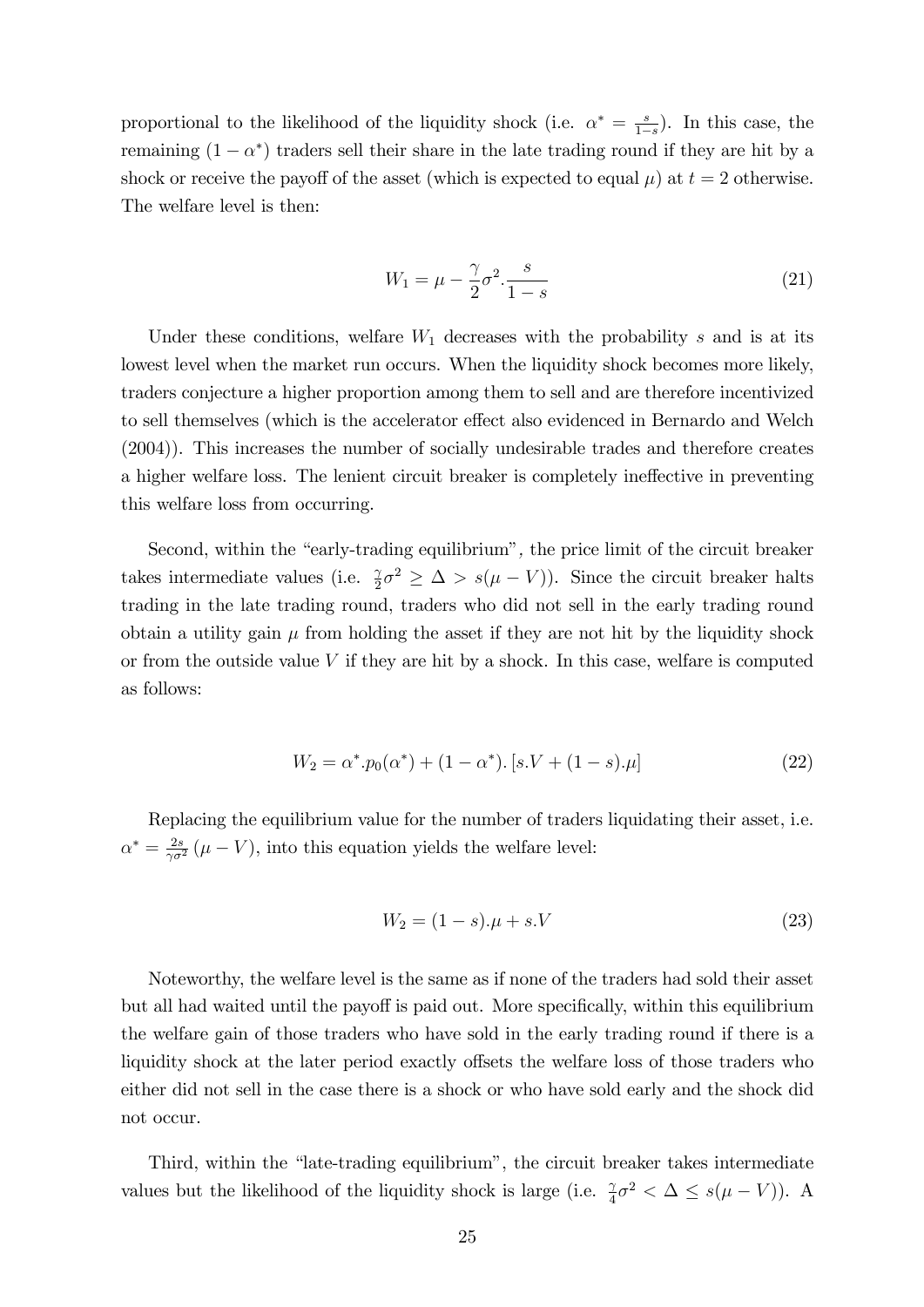proportional to the likelihood of the liquidity shock (i.e. $\alpha^* = \frac{s}{1-s}$). In this case, the remaining $(1-\alpha^*)$ traders sell their share in the late trading round if they are hit by a shock or receive the payoff of the asset (which is expected to equal $\mu$) at $t=2$ otherwise. The welfare level is then:

$$W_1 = \mu - \frac{\gamma}{2}\sigma^2 . \frac{s}{1-s} \tag{21}$$

Under these conditions, welfare $W_1$ decreases with the probability $s$ and is at its lowest level when the market run occurs. When the liquidity shock becomes more likely, traders conjecture a higher proportion among them to sell and are therefore incentivized to sell themselves (which is the accelerator effect also evidenced in Bernardo and Welch (2004)). This increases the number of socially undesirable trades and therefore creates a higher welfare loss. The lenient circuit breaker is completely ineffective in preventing this welfare loss from occurring.

Second, within the "early-trading equilibrium", the price limit of the circuit breaker takes intermediate values (i.e. $\frac{\gamma}{2}\sigma^2 \geq \Delta > s(\mu - V)$). Since the circuit breaker halts trading in the late trading round, traders who did not sell in the early trading round obtain a utility gain $\mu$ from holding the asset if they are not hit by the liquidity shock or from the outside value $V$ if they are hit by a shock. In this case, welfare is computed as follows:

$$W_2 = \alpha^* . p_0(\alpha^*) + (1-\alpha^*) . [s.V + (1-s).\mu] \tag{22}$$

Replacing the equilibrium value for the number of traders liquidating their asset, i.e. $\alpha^* = \frac{2s}{\gamma\sigma^2}(\mu - V)$, into this equation yields the welfare level:

$$W_2 = (1-s).\mu + s.V \tag{23}$$

Noteworthy, the welfare level is the same as if none of the traders had sold their asset but all had waited until the payoff is paid out. More specifically, within this equilibrium the welfare gain of those traders who have sold in the early trading round if there is a liquidity shock at the later period exactly offsets the welfare loss of those traders who either did not sell in the case there is a shock or who have sold early and the shock did not occur.

Third, within the "late-trading equilibrium", the circuit breaker takes intermediate values but the likelihood of the liquidity shock is large (i.e. $\frac{\gamma}{4}\sigma^2 < \Delta \leq s(\mu - V)$). A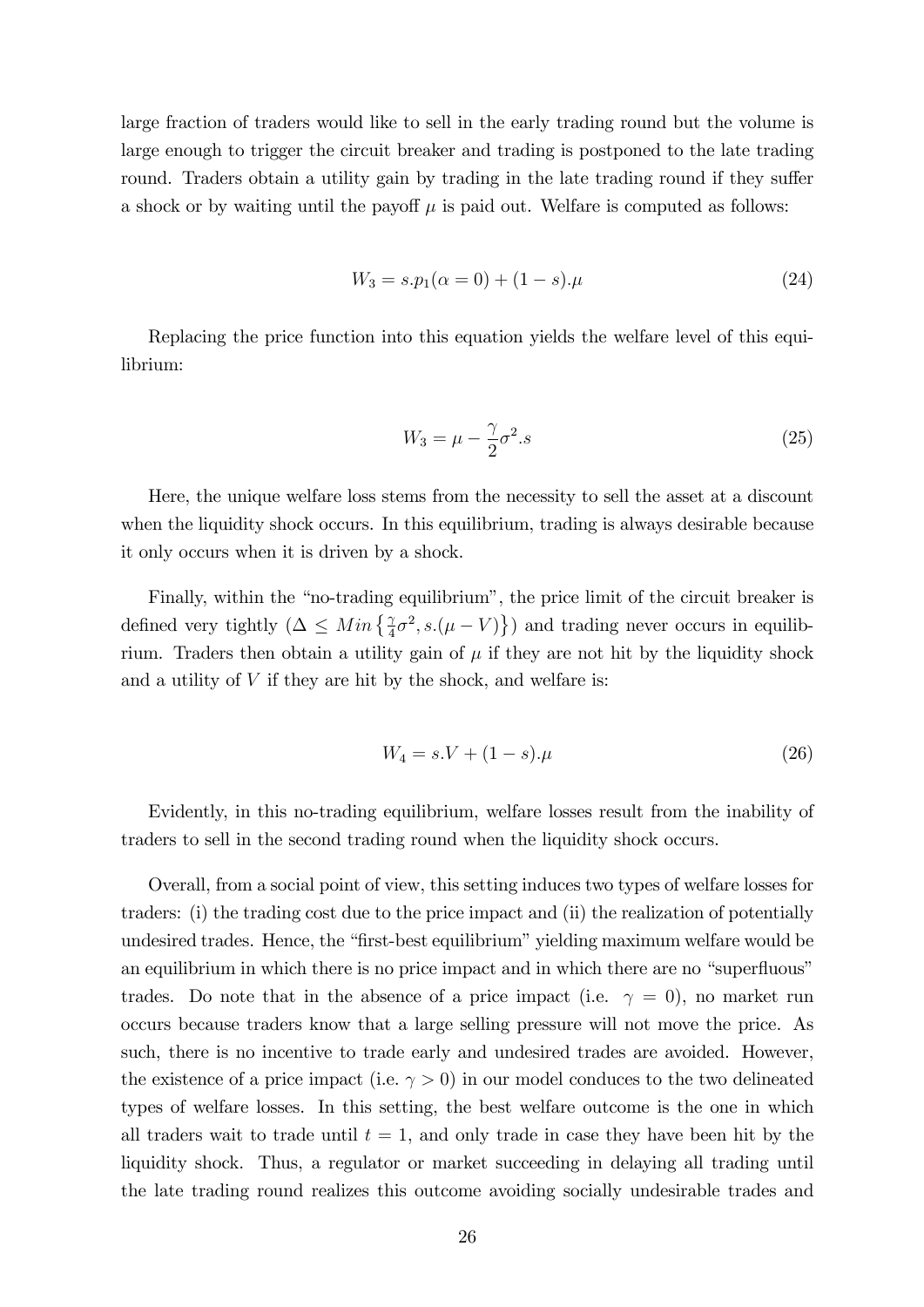large fraction of traders would like to sell in the early trading round but the volume is large enough to trigger the circuit breaker and trading is postponed to the late trading round. Traders obtain a utility gain by trading in the late trading round if they suffer a shock or by waiting until the payoff $\mu$ is paid out. Welfare is computed as follows:

$$W_3 = s.p_1(\alpha = 0) + (1 - s).\mu \tag{24}$$

Replacing the price function into this equation yields the welfare level of this equilibrium:

$$W_3 = \mu - \frac{\gamma}{2}\sigma^2.s \tag{25}$$

Here, the unique welfare loss stems from the necessity to sell the asset at a discount when the liquidity shock occurs. In this equilibrium, trading is always desirable because it only occurs when it is driven by a shock.

Finally, within the "no-trading equilibrium", the price limit of the circuit breaker is defined very tightly ($\Delta \leq Min\left\{\frac{\gamma}{4}\sigma^2, s.(\mu - V)\right\}$) and trading never occurs in equilibrium. Traders then obtain a utility gain of $\mu$ if they are not hit by the liquidity shock and a utility of $V$ if they are hit by the shock, and welfare is:

$$W_4 = s.V + (1 - s).\mu \tag{26}$$

Evidently, in this no-trading equilibrium, welfare losses result from the inability of traders to sell in the second trading round when the liquidity shock occurs.

Overall, from a social point of view, this setting induces two types of welfare losses for traders: (i) the trading cost due to the price impact and (ii) the realization of potentially undesired trades. Hence, the "first-best equilibrium" yielding maximum welfare would be an equilibrium in which there is no price impact and in which there are no "superfluous" trades. Do note that in the absence of a price impact (i.e. $\gamma = 0$), no market run occurs because traders know that a large selling pressure will not move the price. As such, there is no incentive to trade early and undesired trades are avoided. However, the existence of a price impact (i.e. $\gamma > 0$) in our model conduces to the two delineated types of welfare losses. In this setting, the best welfare outcome is the one in which all traders wait to trade until $t = 1$, and only trade in case they have been hit by the liquidity shock. Thus, a regulator or market succeeding in delaying all trading until the late trading round realizes this outcome avoiding socially undesirable trades and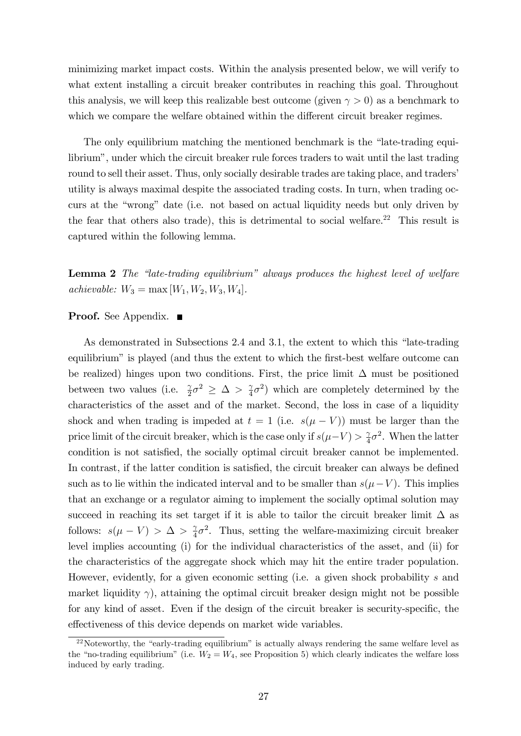minimizing market impact costs. Within the analysis presented below, we will verify to what extent installing a circuit breaker contributes in reaching this goal. Throughout this analysis, we will keep this realizable best outcome (given $\gamma > 0$) as a benchmark to which we compare the welfare obtained within the different circuit breaker regimes.

The only equilibrium matching the mentioned benchmark is the "late-trading equilibrium", under which the circuit breaker rule forces traders to wait until the last trading round to sell their asset. Thus, only socially desirable trades are taking place, and traders' utility is always maximal despite the associated trading costs. In turn, when trading occurs at the "wrong" date (i.e. not based on actual liquidity needs but only driven by the fear that others also trade), this is detrimental to social welfare.[22] This result is captured within the following lemma.

**Lemma 2** *The "late-trading equilibrium" always produces the highest level of welfare achievable:* $W_3 = \max[W_1, W_2, W_3, W_4]$.

**Proof.** See Appendix. ■

As demonstrated in Subsections 2.4 and 3.1, the extent to which this "late-trading equilibrium" is played (and thus the extent to which the first-best welfare outcome can be realized) hinges upon two conditions. First, the price limit $\Delta$ must be positioned between two values (i.e. $\frac{\gamma}{2}\sigma^2 \geq \Delta > \frac{\gamma}{4}\sigma^2$) which are completely determined by the characteristics of the asset and of the market. Second, the loss in case of a liquidity shock and when trading is impeded at $t = 1$ (i.e. $s(\mu - V)$) must be larger than the price limit of the circuit breaker, which is the case only if $s(\mu - V) > \frac{\gamma}{4}\sigma^2$. When the latter condition is not satisfied, the socially optimal circuit breaker cannot be implemented. In contrast, if the latter condition is satisfied, the circuit breaker can always be defined such as to lie within the indicated interval and to be smaller than $s(\mu - V)$. This implies that an exchange or a regulator aiming to implement the socially optimal solution may succeed in reaching its set target if it is able to tailor the circuit breaker limit $\Delta$ as follows: $s(\mu - V) > \Delta > \frac{\gamma}{4}\sigma^2$. Thus, setting the welfare-maximizing circuit breaker level implies accounting (i) for the individual characteristics of the asset, and (ii) for the characteristics of the aggregate shock which may hit the entire trader population. However, evidently, for a given economic setting (i.e. a given shock probability $s$ and market liquidity $\gamma$), attaining the optimal circuit breaker design might not be possible for any kind of asset. Even if the design of the circuit breaker is security-specific, the effectiveness of this device depends on market wide variables.

[22] Noteworthy, the "early-trading equilibrium" is actually always rendering the same welfare level as the "no-trading equilibrium" (i.e. $W_2 = W_4$, see Proposition 5) which clearly indicates the welfare loss induced by early trading.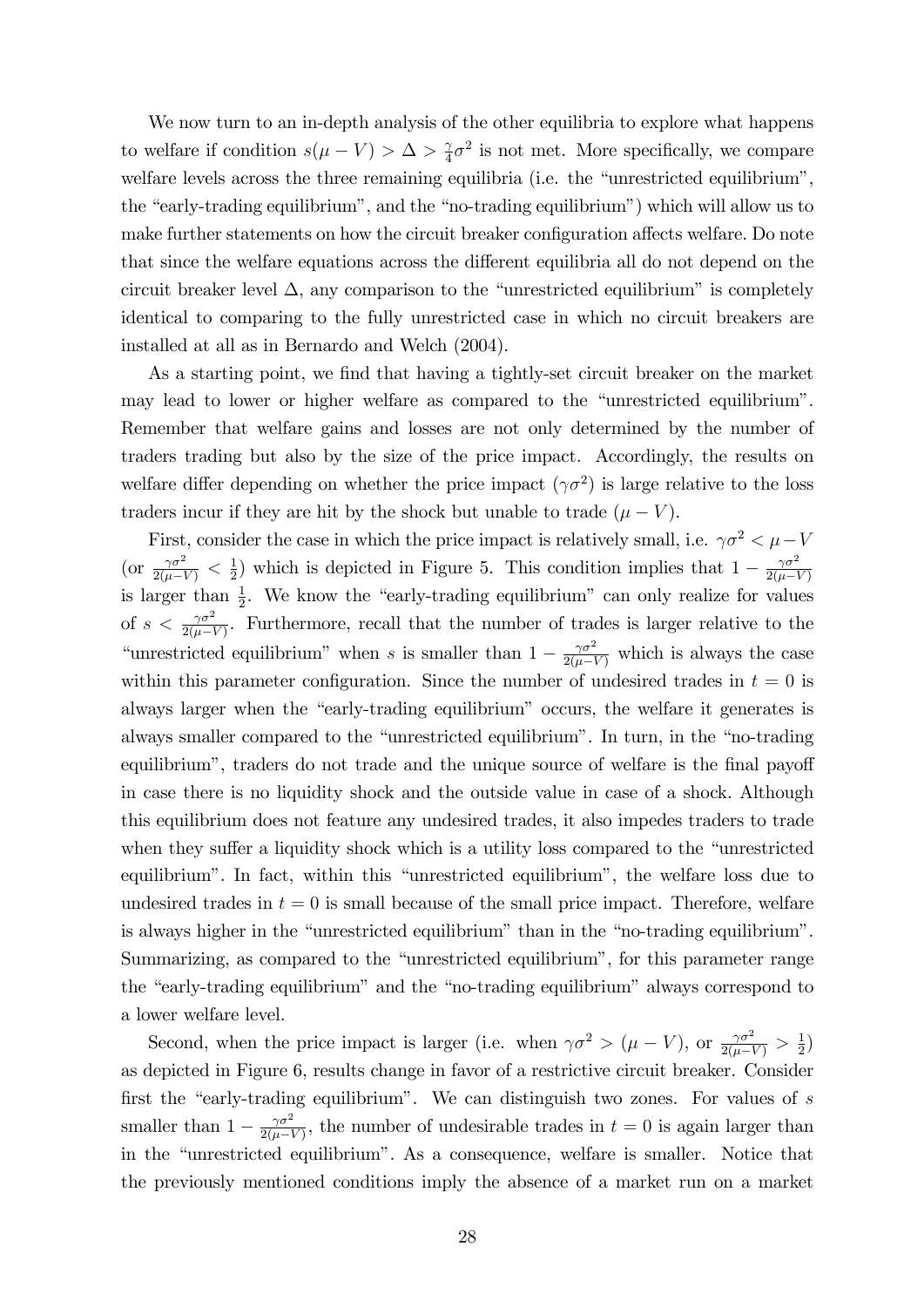We now turn to an in-depth analysis of the other equilibria to explore what happens to welfare if condition $s(\mu - V) > \Delta > \frac{\gamma}{4}\sigma^2$ is not met. More specifically, we compare welfare levels across the three remaining equilibria (i.e. the "unrestricted equilibrium", the "early-trading equilibrium", and the "no-trading equilibrium") which will allow us to make further statements on how the circuit breaker configuration affects welfare. Do note that since the welfare equations across the different equilibria all do not depend on the circuit breaker level $\Delta$, any comparison to the "unrestricted equilibrium" is completely identical to comparing to the fully unrestricted case in which no circuit breakers are installed at all as in Bernardo and Welch (2004).

As a starting point, we find that having a tightly-set circuit breaker on the market may lead to lower or higher welfare as compared to the "unrestricted equilibrium". Remember that welfare gains and losses are not only determined by the number of traders trading but also by the size of the price impact. Accordingly, the results on welfare differ depending on whether the price impact ($\gamma\sigma^2$) is large relative to the loss traders incur if they are hit by the shock but unable to trade ($\mu - V$).

First, consider the case in which the price impact is relatively small, i.e. $\gamma\sigma^2 < \mu - V$ (or $\frac{\gamma\sigma^2}{2(\mu-V)} < \frac{1}{2}$) which is depicted in Figure 5. This condition implies that $1 - \frac{\gamma\sigma^2}{2(\mu-V)}$ is larger than $\frac{1}{2}$. We know the "early-trading equilibrium" can only realize for values of $s < \frac{\gamma\sigma^2}{2(\mu-V)}$. Furthermore, recall that the number of trades is larger relative to the "unrestricted equilibrium" when $s$ is smaller than $1 - \frac{\gamma\sigma^2}{2(\mu-V)}$ which is always the case within this parameter configuration. Since the number of undesired trades in $t = 0$ is always larger when the "early-trading equilibrium" occurs, the welfare it generates is always smaller compared to the "unrestricted equilibrium". In turn, in the "no-trading equilibrium", traders do not trade and the unique source of welfare is the final payoff in case there is no liquidity shock and the outside value in case of a shock. Although this equilibrium does not feature any undesired trades, it also impedes traders to trade when they suffer a liquidity shock which is a utility loss compared to the "unrestricted equilibrium". In fact, within this "unrestricted equilibrium", the welfare loss due to undesired trades in $t = 0$ is small because of the small price impact. Therefore, welfare is always higher in the "unrestricted equilibrium" than in the "no-trading equilibrium". Summarizing, as compared to the "unrestricted equilibrium", for this parameter range the "early-trading equilibrium" and the "no-trading equilibrium" always correspond to a lower welfare level.

Second, when the price impact is larger (i.e. when $\gamma\sigma^2 > (\mu - V)$, or $\frac{\gamma\sigma^2}{2(\mu-V)} > \frac{1}{2}$) as depicted in Figure 6, results change in favor of a restrictive circuit breaker. Consider first the "early-trading equilibrium". We can distinguish two zones. For values of $s$ smaller than $1 - \frac{\gamma\sigma^2}{2(\mu-V)}$, the number of undesirable trades in $t = 0$ is again larger than in the "unrestricted equilibrium". As a consequence, welfare is smaller. Notice that the previously mentioned conditions imply the absence of a market run on a market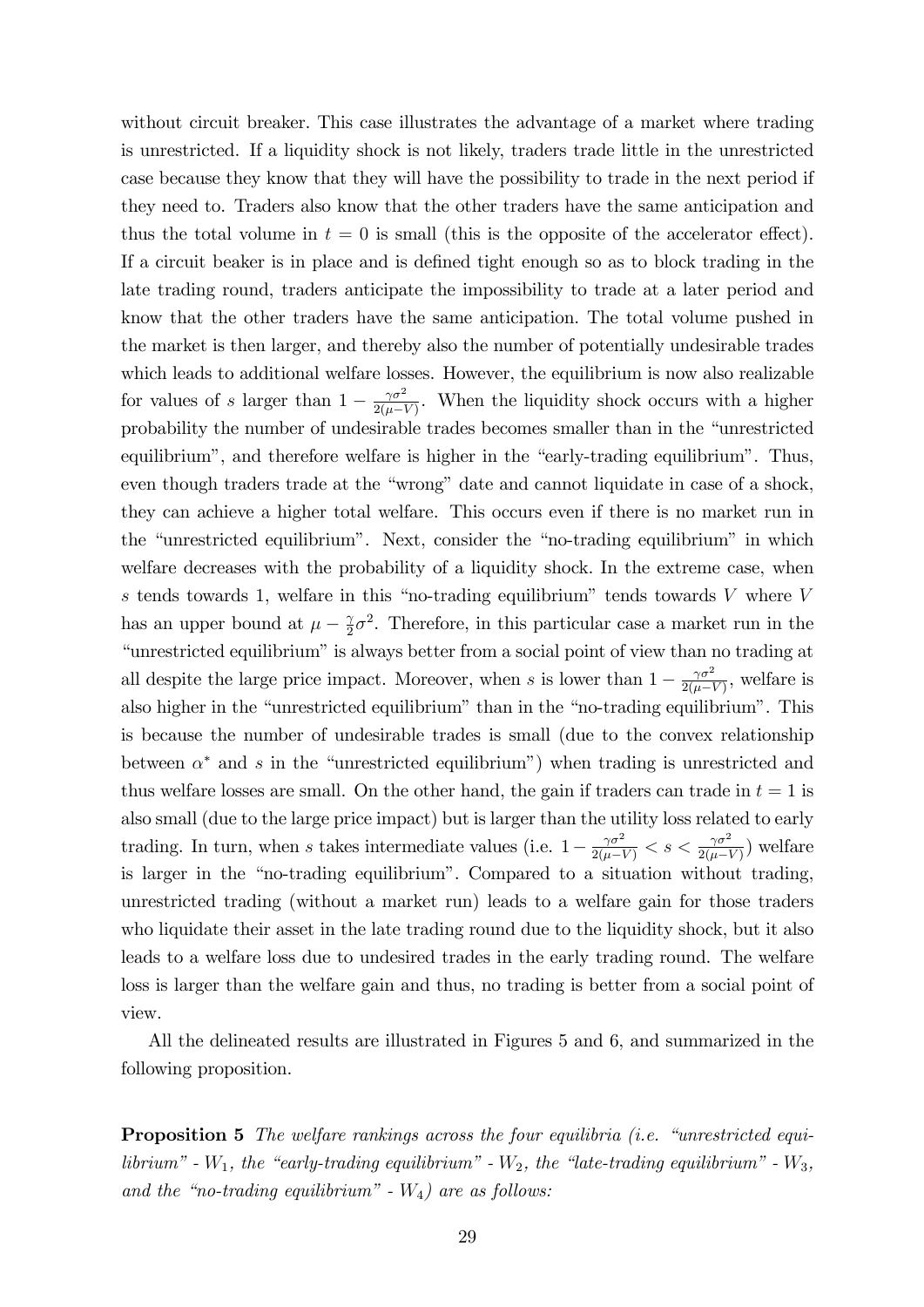without circuit breaker. This case illustrates the advantage of a market where trading is unrestricted. If a liquidity shock is not likely, traders trade little in the unrestricted case because they know that they will have the possibility to trade in the next period if they need to. Traders also know that the other traders have the same anticipation and thus the total volume in $t = 0$ is small (this is the opposite of the accelerator effect). If a circuit beaker is in place and is defined tight enough so as to block trading in the late trading round, traders anticipate the impossibility to trade at a later period and know that the other traders have the same anticipation. The total volume pushed in the market is then larger, and thereby also the number of potentially undesirable trades which leads to additional welfare losses. However, the equilibrium is now also realizable for values of $s$ larger than $1 - \frac{\gamma\sigma^2}{2(\mu - V)}$. When the liquidity shock occurs with a higher probability the number of undesirable trades becomes smaller than in the "unrestricted equilibrium", and therefore welfare is higher in the "early-trading equilibrium". Thus, even though traders trade at the "wrong" date and cannot liquidate in case of a shock, they can achieve a higher total welfare. This occurs even if there is no market run in the "unrestricted equilibrium". Next, consider the "no-trading equilibrium" in which welfare decreases with the probability of a liquidity shock. In the extreme case, when $s$ tends towards 1, welfare in this "no-trading equilibrium" tends towards $V$ where $V$ has an upper bound at $\mu - \frac{\gamma}{2}\sigma^2$. Therefore, in this particular case a market run in the "unrestricted equilibrium" is always better from a social point of view than no trading at all despite the large price impact. Moreover, when $s$ is lower than $1 - \frac{\gamma\sigma^2}{2(\mu - V)}$, welfare is also higher in the "unrestricted equilibrium" than in the "no-trading equilibrium". This is because the number of undesirable trades is small (due to the convex relationship between $\alpha^*$ and $s$ in the "unrestricted equilibrium") when trading is unrestricted and thus welfare losses are small. On the other hand, the gain if traders can trade in $t = 1$ is also small (due to the large price impact) but is larger than the utility loss related to early trading. In turn, when $s$ takes intermediate values (i.e. $1 - \frac{\gamma\sigma^2}{2(\mu - V)} < s < \frac{\gamma\sigma^2}{2(\mu - V)}$) welfare is larger in the "no-trading equilibrium". Compared to a situation without trading, unrestricted trading (without a market run) leads to a welfare gain for those traders who liquidate their asset in the late trading round due to the liquidity shock, but it also leads to a welfare loss due to undesired trades in the early trading round. The welfare loss is larger than the welfare gain and thus, no trading is better from a social point of view.

All the delineated results are illustrated in Figures 5 and 6, and summarized in the following proposition.

**Proposition 5** *The welfare rankings across the four equilibria (i.e. "unrestricted equilibrium" - $W_1$, the "early-trading equilibrium" - $W_2$, the "late-trading equilibrium" - $W_3$, and the "no-trading equilibrium" - $W_4$) are as follows:*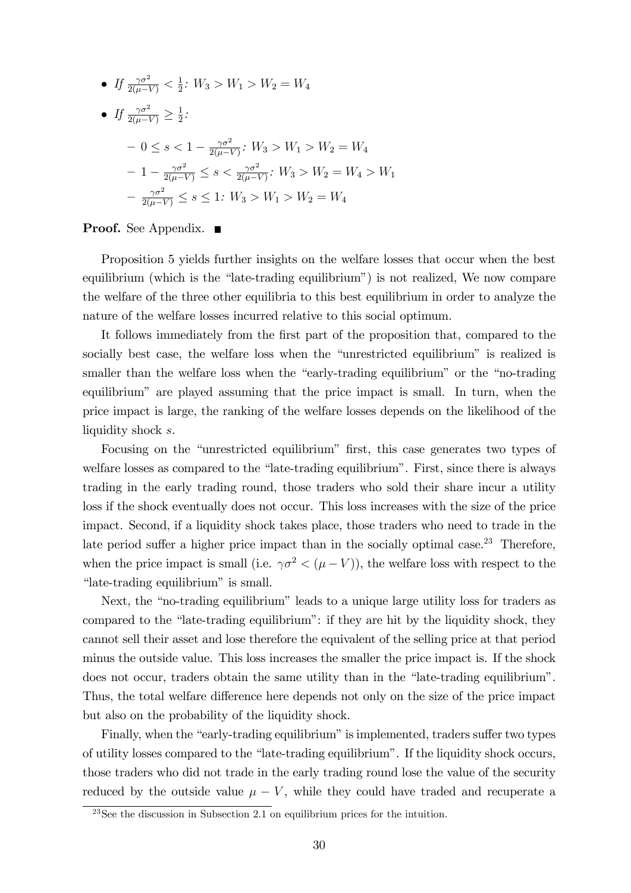- *If* $\frac{\gamma\sigma^2}{2(\mu-V)} < \frac{1}{2}$*:* $W_3 > W_1 > W_2 = W_4$
- *If* $\frac{\gamma\sigma^2}{2(\mu-V)} \geq \frac{1}{2}$*:*
  - $0 \leq s < 1 - \frac{\gamma\sigma^2}{2(\mu-V)}$*:* $W_3 > W_1 > W_2 = W_4$
  - $1 - \frac{\gamma\sigma^2}{2(\mu-V)} \leq s < \frac{\gamma\sigma^2}{2(\mu-V)}$*:* $W_3 > W_2 = W_4 > W_1$
  - $\frac{\gamma\sigma^2}{2(\mu-V)} \leq s \leq 1$*:* $W_3 > W_1 > W_2 = W_4$

**Proof.** See Appendix. ∎

Proposition 5 yields further insights on the welfare losses that occur when the best equilibrium (which is the "late-trading equilibrium") is not realized, We now compare the welfare of the three other equilibria to this best equilibrium in order to analyze the nature of the welfare losses incurred relative to this social optimum.

It follows immediately from the first part of the proposition that, compared to the socially best case, the welfare loss when the "unrestricted equilibrium" is realized is smaller than the welfare loss when the "early-trading equilibrium" or the "no-trading equilibrium" are played assuming that the price impact is small. In turn, when the price impact is large, the ranking of the welfare losses depends on the likelihood of the liquidity shock $s$.

Focusing on the "unrestricted equilibrium" first, this case generates two types of welfare losses as compared to the "late-trading equilibrium". First, since there is always trading in the early trading round, those traders who sold their share incur a utility loss if the shock eventually does not occur. This loss increases with the size of the price impact. Second, if a liquidity shock takes place, those traders who need to trade in the late period suffer a higher price impact than in the socially optimal case.[23] Therefore, when the price impact is small (i.e. $\gamma\sigma^2 < (\mu - V)$), the welfare loss with respect to the "late-trading equilibrium" is small.

Next, the "no-trading equilibrium" leads to a unique large utility loss for traders as compared to the "late-trading equilibrium": if they are hit by the liquidity shock, they cannot sell their asset and lose therefore the equivalent of the selling price at that period minus the outside value. This loss increases the smaller the price impact is. If the shock does not occur, traders obtain the same utility than in the "late-trading equilibrium". Thus, the total welfare difference here depends not only on the size of the price impact but also on the probability of the liquidity shock.

Finally, when the "early-trading equilibrium" is implemented, traders suffer two types of utility losses compared to the "late-trading equilibrium". If the liquidity shock occurs, those traders who did not trade in the early trading round lose the value of the security reduced by the outside value $\mu - V$, while they could have traded and recuperate a

[23] See the discussion in Subsection 2.1 on equilibrium prices for the intuition.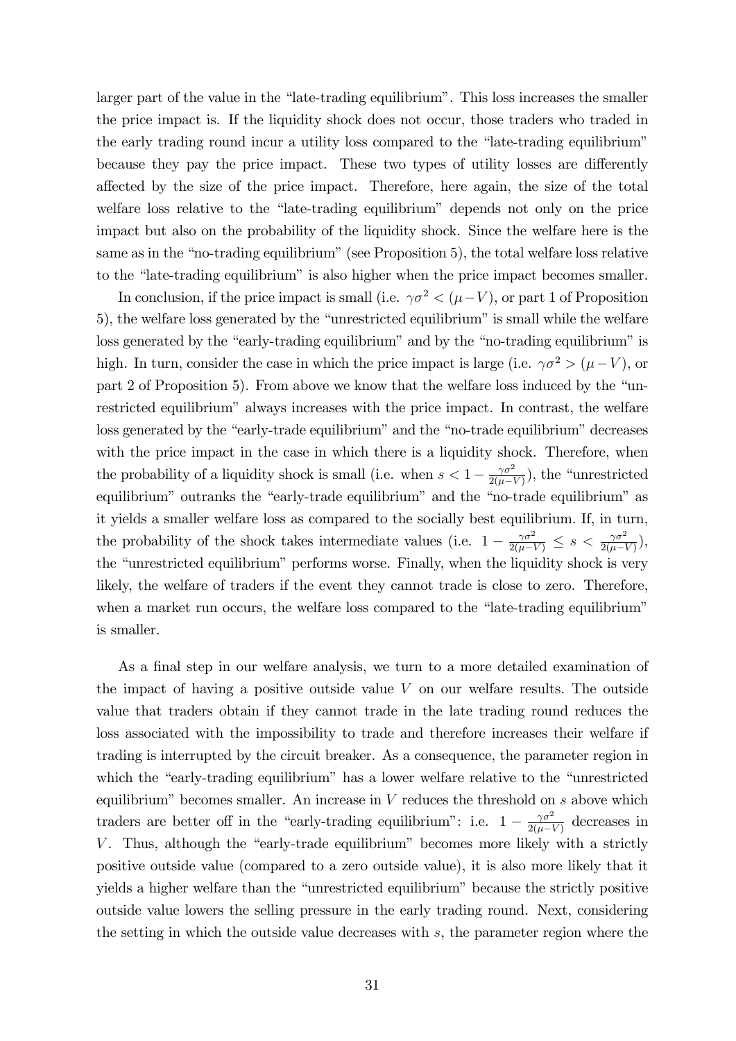larger part of the value in the "late-trading equilibrium". This loss increases the smaller the price impact is. If the liquidity shock does not occur, those traders who traded in the early trading round incur a utility loss compared to the "late-trading equilibrium" because they pay the price impact. These two types of utility losses are differently affected by the size of the price impact. Therefore, here again, the size of the total welfare loss relative to the "late-trading equilibrium" depends not only on the price impact but also on the probability of the liquidity shock. Since the welfare here is the same as in the "no-trading equilibrium" (see Proposition 5), the total welfare loss relative to the "late-trading equilibrium" is also higher when the price impact becomes smaller.

In conclusion, if the price impact is small (i.e. $\gamma\sigma^2 < (\mu - V)$, or part 1 of Proposition 5), the welfare loss generated by the "unrestricted equilibrium" is small while the welfare loss generated by the "early-trading equilibrium" and by the "no-trading equilibrium" is high. In turn, consider the case in which the price impact is large (i.e. $\gamma\sigma^2 > (\mu - V)$, or part 2 of Proposition 5). From above we know that the welfare loss induced by the "unrestricted equilibrium" always increases with the price impact. In contrast, the welfare loss generated by the "early-trade equilibrium" and the "no-trade equilibrium" decreases with the price impact in the case in which there is a liquidity shock. Therefore, when the probability of a liquidity shock is small (i.e. when $s < 1 - \frac{\gamma\sigma^2}{2(\mu - V)}$), the "unrestricted equilibrium" outranks the "early-trade equilibrium" and the "no-trade equilibrium" as it yields a smaller welfare loss as compared to the socially best equilibrium. If, in turn, the probability of the shock takes intermediate values (i.e. $1 - \frac{\gamma\sigma^2}{2(\mu - V)} \leq s < \frac{\gamma\sigma^2}{2(\mu - V)}$), the "unrestricted equilibrium" performs worse. Finally, when the liquidity shock is very likely, the welfare of traders if the event they cannot trade is close to zero. Therefore, when a market run occurs, the welfare loss compared to the "late-trading equilibrium" is smaller.

As a final step in our welfare analysis, we turn to a more detailed examination of the impact of having a positive outside value $V$ on our welfare results. The outside value that traders obtain if they cannot trade in the late trading round reduces the loss associated with the impossibility to trade and therefore increases their welfare if trading is interrupted by the circuit breaker. As a consequence, the parameter region in which the "early-trading equilibrium" has a lower welfare relative to the "unrestricted equilibrium" becomes smaller. An increase in $V$ reduces the threshold on $s$ above which traders are better off in the "early-trading equilibrium": i.e. $1 - \frac{\gamma\sigma^2}{2(\mu - V)}$ decreases in $V$. Thus, although the "early-trade equilibrium" becomes more likely with a strictly positive outside value (compared to a zero outside value), it is also more likely that it yields a higher welfare than the "unrestricted equilibrium" because the strictly positive outside value lowers the selling pressure in the early trading round. Next, considering the setting in which the outside value decreases with $s$, the parameter region where the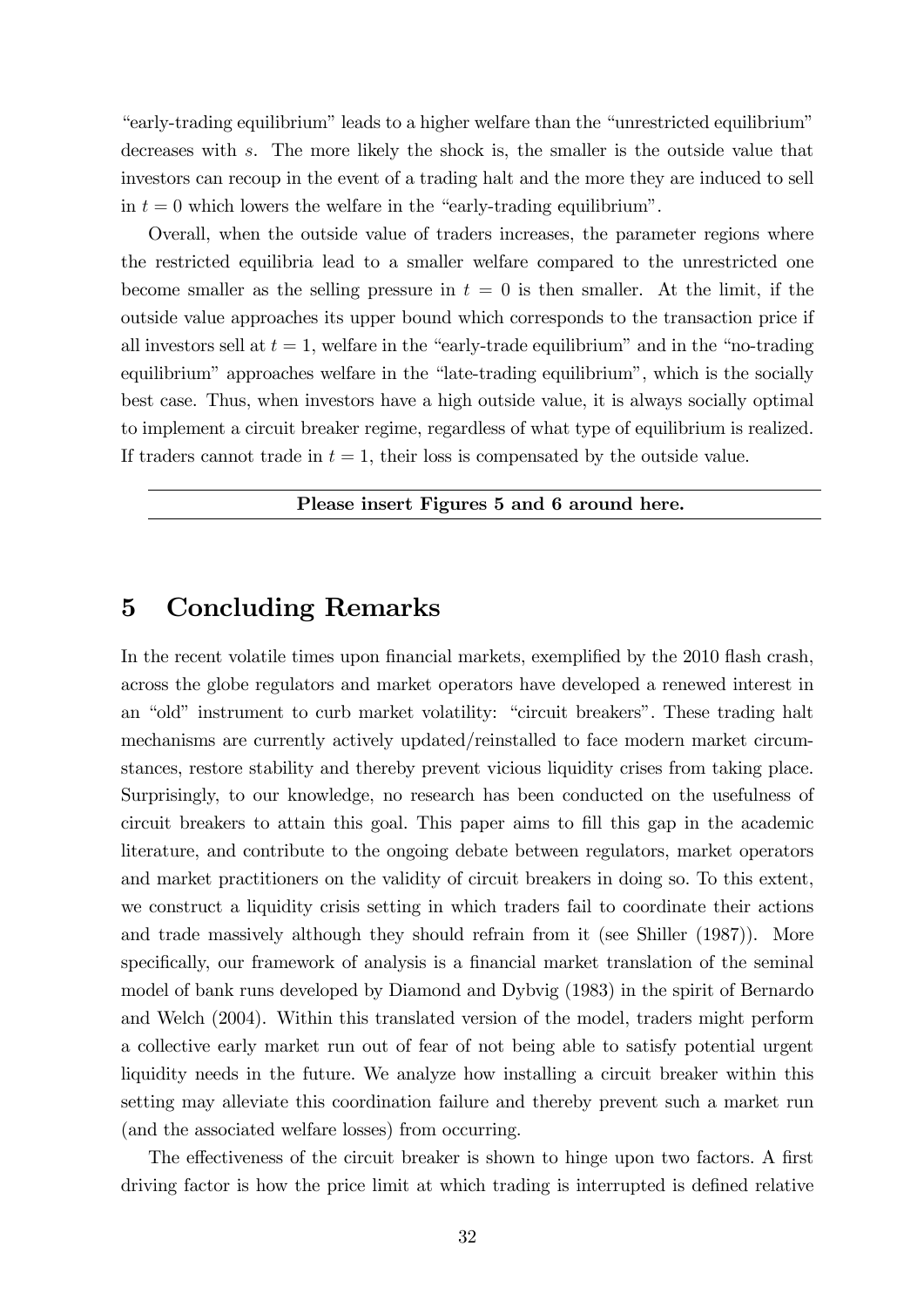"early-trading equilibrium" leads to a higher welfare than the "unrestricted equilibrium" decreases with $s$. The more likely the shock is, the smaller is the outside value that investors can recoup in the event of a trading halt and the more they are induced to sell in $t = 0$ which lowers the welfare in the "early-trading equilibrium".

Overall, when the outside value of traders increases, the parameter regions where the restricted equilibria lead to a smaller welfare compared to the unrestricted one become smaller as the selling pressure in $t = 0$ is then smaller. At the limit, if the outside value approaches its upper bound which corresponds to the transaction price if all investors sell at $t = 1$, welfare in the "early-trade equilibrium" and in the "no-trading equilibrium" approaches welfare in the "late-trading equilibrium", which is the socially best case. Thus, when investors have a high outside value, it is always socially optimal to implement a circuit breaker regime, regardless of what type of equilibrium is realized. If traders cannot trade in $t = 1$, their loss is compensated by the outside value.

---

**Please insert Figures 5 and 6 around here.**

---

## 5 Concluding Remarks

In the recent volatile times upon financial markets, exemplified by the 2010 flash crash, across the globe regulators and market operators have developed a renewed interest in an "old" instrument to curb market volatility: "circuit breakers". These trading halt mechanisms are currently actively updated/reinstalled to face modern market circumstances, restore stability and thereby prevent vicious liquidity crises from taking place. Surprisingly, to our knowledge, no research has been conducted on the usefulness of circuit breakers to attain this goal. This paper aims to fill this gap in the academic literature, and contribute to the ongoing debate between regulators, market operators and market practitioners on the validity of circuit breakers in doing so. To this extent, we construct a liquidity crisis setting in which traders fail to coordinate their actions and trade massively although they should refrain from it (see Shiller (1987)). More specifically, our framework of analysis is a financial market translation of the seminal model of bank runs developed by Diamond and Dybvig (1983) in the spirit of Bernardo and Welch (2004). Within this translated version of the model, traders might perform a collective early market run out of fear of not being able to satisfy potential urgent liquidity needs in the future. We analyze how installing a circuit breaker within this setting may alleviate this coordination failure and thereby prevent such a market run (and the associated welfare losses) from occurring.

The effectiveness of the circuit breaker is shown to hinge upon two factors. A first driving factor is how the price limit at which trading is interrupted is defined relative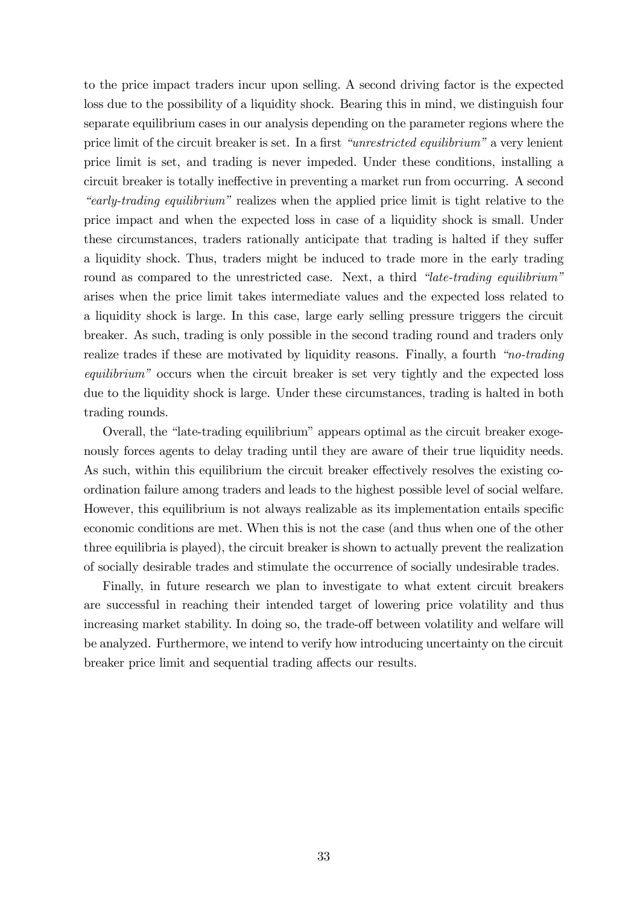to the price impact traders incur upon selling. A second driving factor is the expected loss due to the possibility of a liquidity shock. Bearing this in mind, we distinguish four separate equilibrium cases in our analysis depending on the parameter regions where the price limit of the circuit breaker is set. In a first *"unrestricted equilibrium"* a very lenient price limit is set, and trading is never impeded. Under these conditions, installing a circuit breaker is totally ineffective in preventing a market run from occurring. A second *"early-trading equilibrium"* realizes when the applied price limit is tight relative to the price impact and when the expected loss in case of a liquidity shock is small. Under these circumstances, traders rationally anticipate that trading is halted if they suffer a liquidity shock. Thus, traders might be induced to trade more in the early trading round as compared to the unrestricted case. Next, a third *"late-trading equilibrium"* arises when the price limit takes intermediate values and the expected loss related to a liquidity shock is large. In this case, large early selling pressure triggers the circuit breaker. As such, trading is only possible in the second trading round and traders only realize trades if these are motivated by liquidity reasons. Finally, a fourth *"no-trading equilibrium"* occurs when the circuit breaker is set very tightly and the expected loss due to the liquidity shock is large. Under these circumstances, trading is halted in both trading rounds.

Overall, the "late-trading equilibrium" appears optimal as the circuit breaker exogenously forces agents to delay trading until they are aware of their true liquidity needs. As such, within this equilibrium the circuit breaker effectively resolves the existing coordination failure among traders and leads to the highest possible level of social welfare. However, this equilibrium is not always realizable as its implementation entails specific economic conditions are met. When this is not the case (and thus when one of the other three equilibria is played), the circuit breaker is shown to actually prevent the realization of socially desirable trades and stimulate the occurrence of socially undesirable trades.

Finally, in future research we plan to investigate to what extent circuit breakers are successful in reaching their intended target of lowering price volatility and thus increasing market stability. In doing so, the trade-off between volatility and welfare will be analyzed. Furthermore, we intend to verify how introducing uncertainty on the circuit breaker price limit and sequential trading affects our results.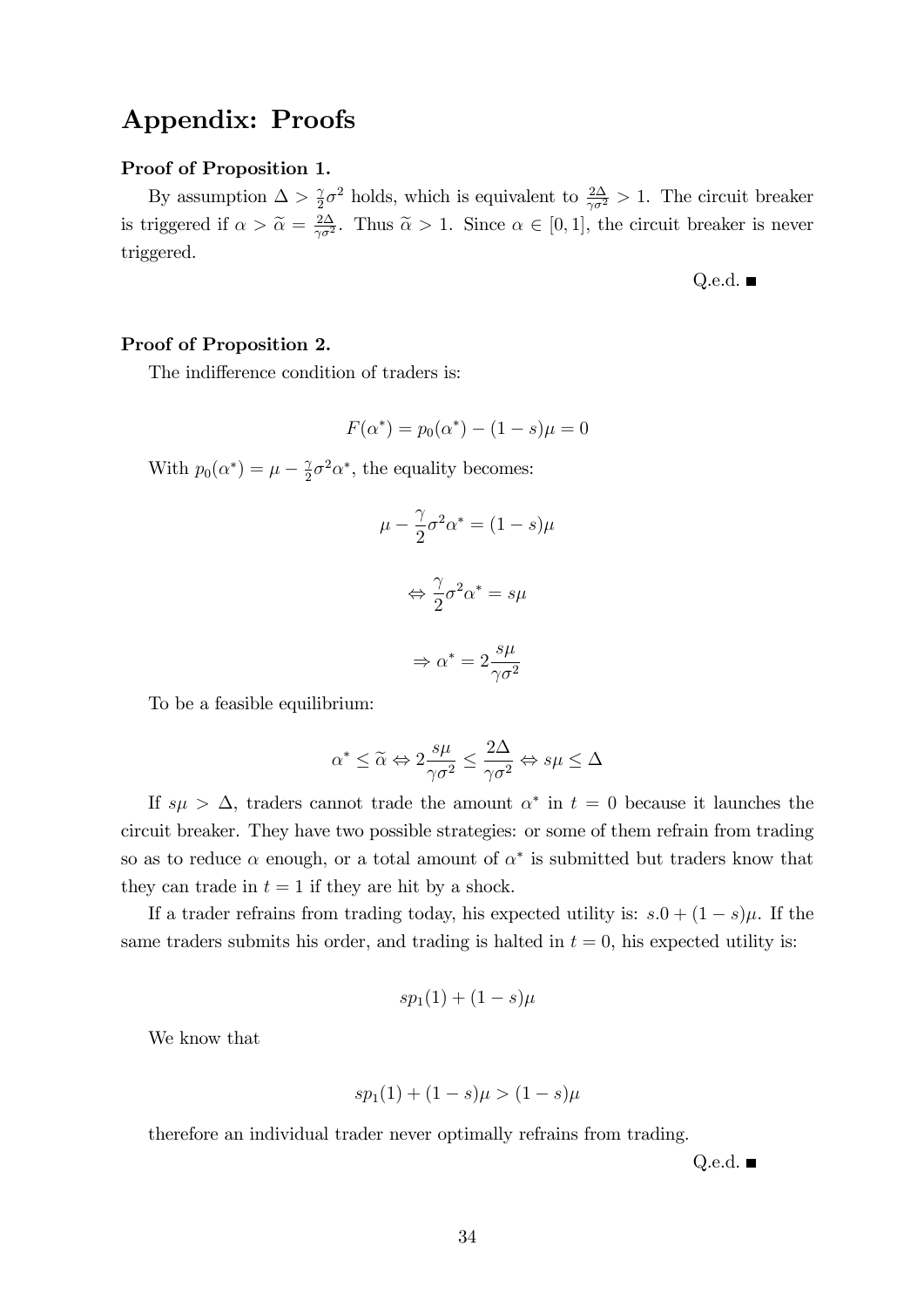# Appendix: Proofs

**Proof of Proposition 1.**

By assumption $\Delta > \frac{\gamma}{2}\sigma^2$ holds, which is equivalent to $\frac{2\Delta}{\gamma\sigma^2} > 1$. The circuit breaker is triggered if $\alpha > \widetilde{\alpha} = \frac{2\Delta}{\gamma\sigma^2}$. Thus $\widetilde{\alpha} > 1$. Since $\alpha \in [0, 1]$, the circuit breaker is never triggered.

Q.e.d. ■

**Proof of Proposition 2.**

The indifference condition of traders is:

$$F(\alpha^*) = p_0(\alpha^*) - (1-s)\mu = 0$$

With $p_0(\alpha^*) = \mu - \frac{\gamma}{2}\sigma^2\alpha^*$, the equality becomes:

$$\mu - \frac{\gamma}{2}\sigma^2\alpha^* = (1-s)\mu$$

$$\Leftrightarrow \frac{\gamma}{2}\sigma^2\alpha^* = s\mu$$

$$\Rightarrow \alpha^* = 2\frac{s\mu}{\gamma\sigma^2}$$

To be a feasible equilibrium:

$$\alpha^* \leq \widetilde{\alpha} \Leftrightarrow 2\frac{s\mu}{\gamma\sigma^2} \leq \frac{2\Delta}{\gamma\sigma^2} \Leftrightarrow s\mu \leq \Delta$$

If $s\mu > \Delta$, traders cannot trade the amount $\alpha^*$ in $t = 0$ because it launches the circuit breaker. They have two possible strategies: or some of them refrain from trading so as to reduce $\alpha$ enough, or a total amount of $\alpha^*$ is submitted but traders know that they can trade in $t = 1$ if they are hit by a shock.

If a trader refrains from trading today, his expected utility is: $s.0 + (1-s)\mu$. If the same traders submits his order, and trading is halted in $t = 0$, his expected utility is:

$$sp_1(1) + (1-s)\mu$$

We know that

$$sp_1(1) + (1-s)\mu > (1-s)\mu$$

therefore an individual trader never optimally refrains from trading.

Q.e.d. ■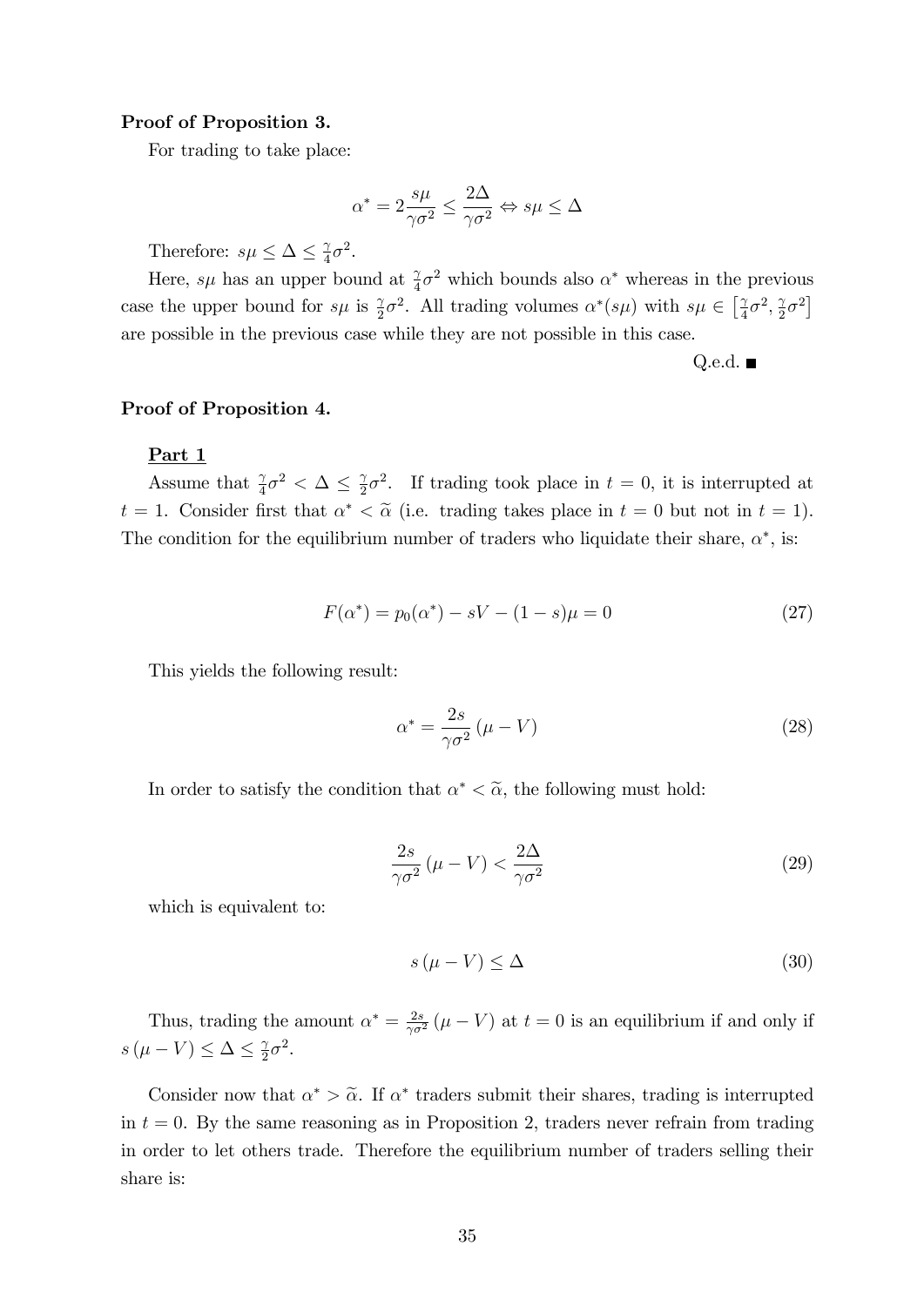**Proof of Proposition 3.**

For trading to take place:

$$\alpha^* = 2\frac{s\mu}{\gamma\sigma^2} \leq \frac{2\Delta}{\gamma\sigma^2} \Leftrightarrow s\mu \leq \Delta$$

Therefore: $s\mu \leq \Delta \leq \frac{\gamma}{4}\sigma^2$.

Here, $s\mu$ has an upper bound at $\frac{\gamma}{4}\sigma^2$ which bounds also $\alpha^*$ whereas in the previous case the upper bound for $s\mu$ is $\frac{\gamma}{2}\sigma^2$. All trading volumes $\alpha^*(s\mu)$ with $s\mu \in \left[\frac{\gamma}{4}\sigma^2, \frac{\gamma}{2}\sigma^2\right]$ are possible in the previous case while they are not possible in this case.

Q.e.d. ■

**Proof of Proposition 4.**

**Part 1**

Assume that $\frac{\gamma}{4}\sigma^2 < \Delta \leq \frac{\gamma}{2}\sigma^2$. If trading took place in $t = 0$, it is interrupted at $t = 1$. Consider first that $\alpha^* < \widetilde{\alpha}$ (i.e. trading takes place in $t = 0$ but not in $t = 1$). The condition for the equilibrium number of traders who liquidate their share, $\alpha^*$, is:

$$F(\alpha^*) = p_0(\alpha^*) - sV - (1-s)\mu = 0 \tag{27}$$

This yields the following result:

$$\alpha^* = \frac{2s}{\gamma\sigma^2}(\mu - V) \tag{28}$$

In order to satisfy the condition that $\alpha^* < \widetilde{\alpha}$, the following must hold:

$$\frac{2s}{\gamma\sigma^2}(\mu - V) < \frac{2\Delta}{\gamma\sigma^2} \tag{29}$$

which is equivalent to:

$$s(\mu - V) \leq \Delta \tag{30}$$

Thus, trading the amount $\alpha^* = \frac{2s}{\gamma\sigma^2}(\mu - V)$ at $t = 0$ is an equilibrium if and only if $s(\mu - V) \leq \Delta \leq \frac{\gamma}{2}\sigma^2$.

Consider now that $\alpha^* > \widetilde{\alpha}$. If $\alpha^*$ traders submit their shares, trading is interrupted in $t = 0$. By the same reasoning as in Proposition 2, traders never refrain from trading in order to let others trade. Therefore the equilibrium number of traders selling their share is: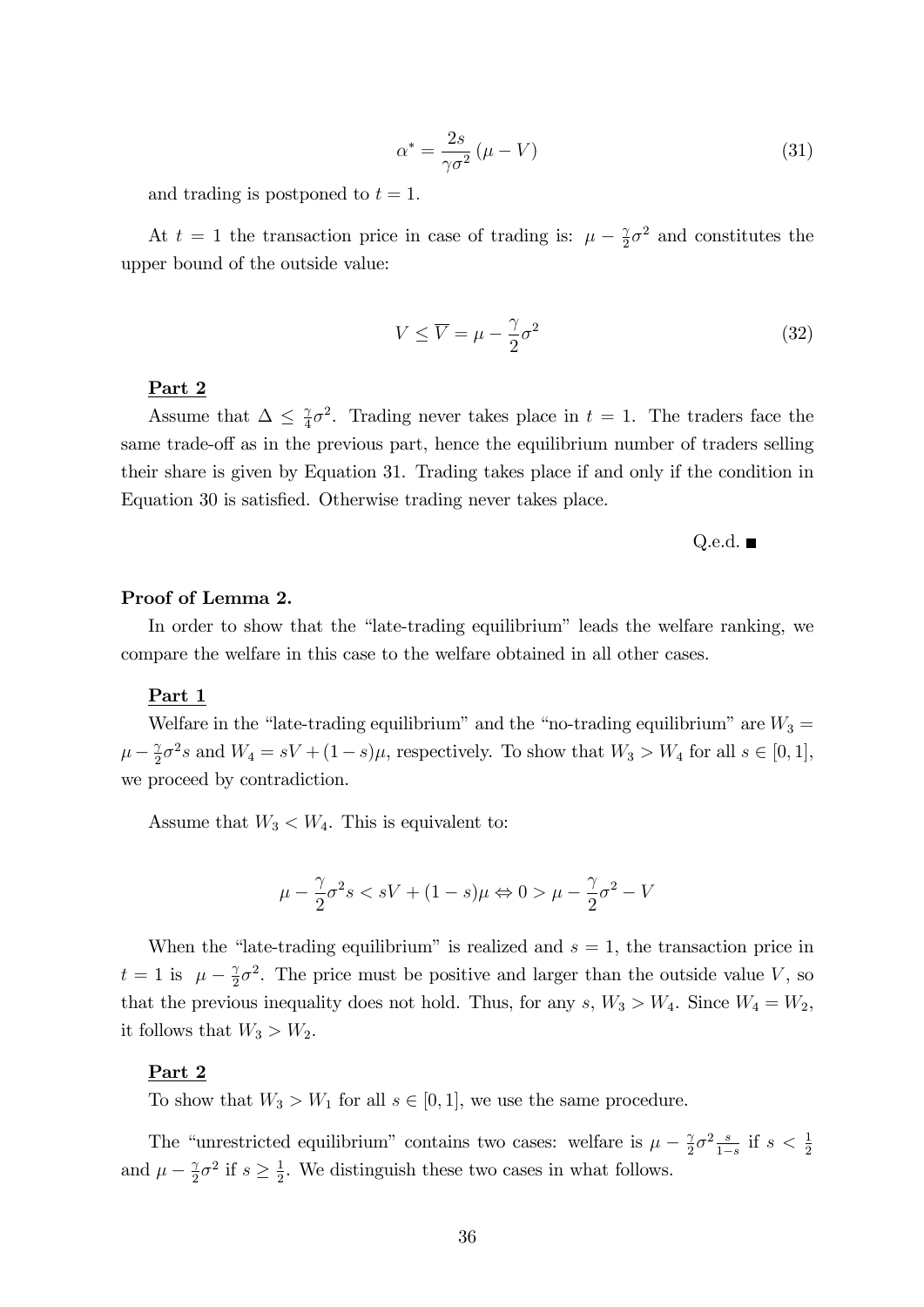$$\alpha^* = \frac{2s}{\gamma\sigma^2}(\mu - V) \tag{31}$$

and trading is postponed to $t = 1$.

At $t = 1$ the transaction price in case of trading is: $\mu - \frac{\gamma}{2}\sigma^2$ and constitutes the upper bound of the outside value:

$$V \leq \overline{V} = \mu - \frac{\gamma}{2}\sigma^2 \tag{32}$$

**Part 2**

Assume that $\Delta \leq \frac{\gamma}{4}\sigma^2$. Trading never takes place in $t = 1$. The traders face the same trade-off as in the previous part, hence the equilibrium number of traders selling their share is given by Equation 31. Trading takes place if and only if the condition in Equation 30 is satisfied. Otherwise trading never takes place.

Q.e.d. ■

**Proof of Lemma 2.**

In order to show that the "late-trading equilibrium" leads the welfare ranking, we compare the welfare in this case to the welfare obtained in all other cases.

**Part 1**

Welfare in the "late-trading equilibrium" and the "no-trading equilibrium" are $W_3 = \mu - \frac{\gamma}{2}\sigma^2 s$ and $W_4 = sV + (1-s)\mu$, respectively. To show that $W_3 > W_4$ for all $s \in [0, 1]$, we proceed by contradiction.

Assume that $W_3 < W_4$. This is equivalent to:

$$\mu - \frac{\gamma}{2}\sigma^2 s < sV + (1-s)\mu \Leftrightarrow 0 > \mu - \frac{\gamma}{2}\sigma^2 - V$$

When the "late-trading equilibrium" is realized and $s = 1$, the transaction price in $t = 1$ is $\mu - \frac{\gamma}{2}\sigma^2$. The price must be positive and larger than the outside value $V$, so that the previous inequality does not hold. Thus, for any $s$, $W_3 > W_4$. Since $W_4 = W_2$, it follows that $W_3 > W_2$.

**Part 2**

To show that $W_3 > W_1$ for all $s \in [0, 1]$, we use the same procedure.

The "unrestricted equilibrium" contains two cases: welfare is $\mu - \frac{\gamma}{2}\sigma^2 \frac{s}{1-s}$ if $s < \frac{1}{2}$ and $\mu - \frac{\gamma}{2}\sigma^2$ if $s \geq \frac{1}{2}$. We distinguish these two cases in what follows.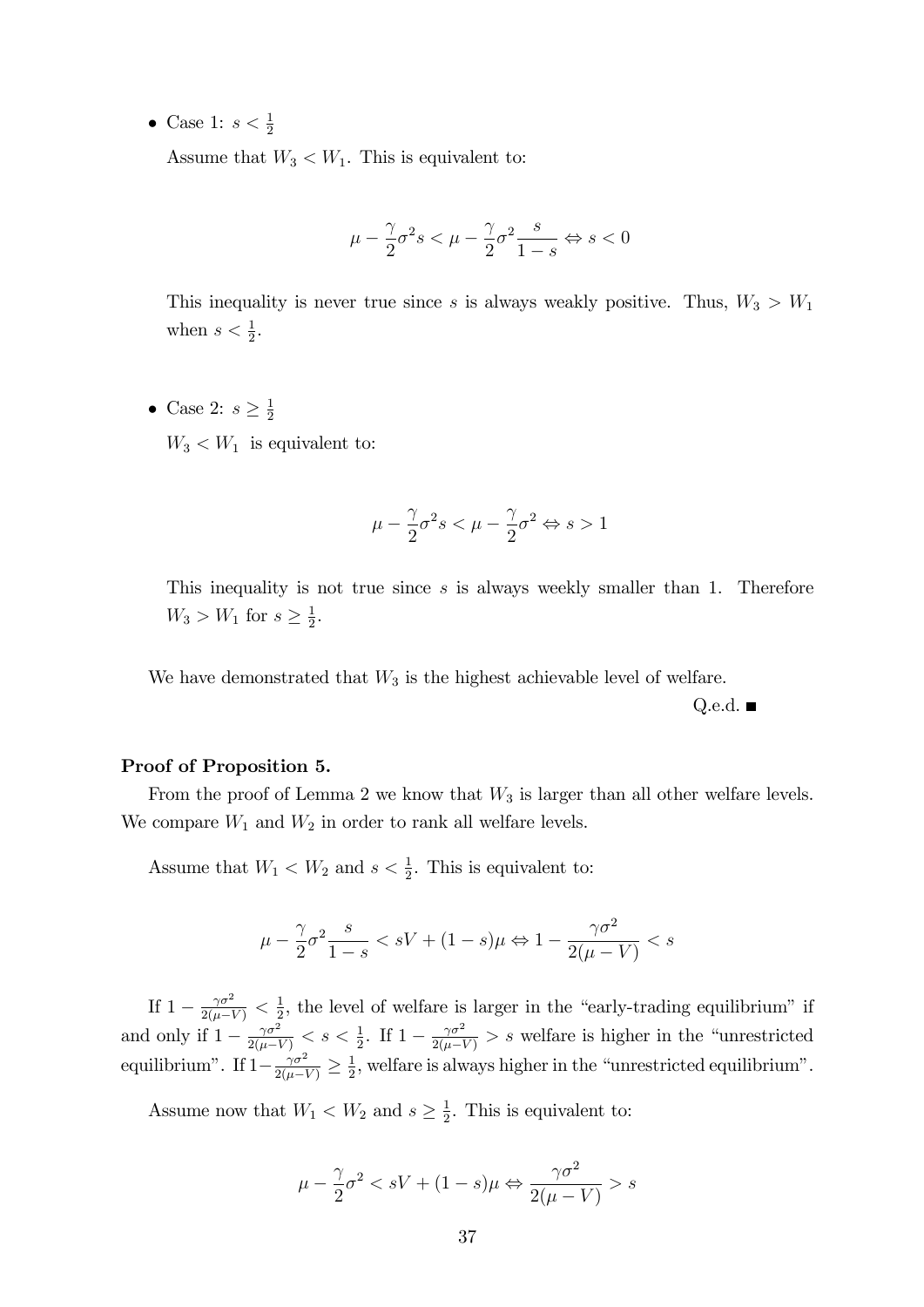- Case 1: $s < \frac{1}{2}$

  Assume that $W_3 < W_1$. This is equivalent to:

$$\mu - \frac{\gamma}{2}\sigma^2 s < \mu - \frac{\gamma}{2}\sigma^2 \frac{s}{1-s} \Leftrightarrow s < 0$$

  This inequality is never true since $s$ is always weakly positive. Thus, $W_3 > W_1$ when $s < \frac{1}{2}$.

- Case 2: $s \geq \frac{1}{2}$

  $W_3 < W_1$ is equivalent to:

$$\mu - \frac{\gamma}{2}\sigma^2 s < \mu - \frac{\gamma}{2}\sigma^2 \Leftrightarrow s > 1$$

  This inequality is not true since $s$ is always weekly smaller than 1. Therefore $W_3 > W_1$ for $s \geq \frac{1}{2}$.

We have demonstrated that $W_3$ is the highest achievable level of welfare.

Q.e.d. ■

**Proof of Proposition 5.**

From the proof of Lemma 2 we know that $W_3$ is larger than all other welfare levels. We compare $W_1$ and $W_2$ in order to rank all welfare levels.

Assume that $W_1 < W_2$ and $s < \frac{1}{2}$. This is equivalent to:

$$\mu - \frac{\gamma}{2}\sigma^2 \frac{s}{1-s} < sV + (1-s)\mu \Leftrightarrow 1 - \frac{\gamma\sigma^2}{2(\mu - V)} < s$$

If $1 - \frac{\gamma\sigma^2}{2(\mu-V)} < \frac{1}{2}$, the level of welfare is larger in the "early-trading equilibrium" if and only if $1 - \frac{\gamma\sigma^2}{2(\mu-V)} < s < \frac{1}{2}$. If $1 - \frac{\gamma\sigma^2}{2(\mu-V)} > s$ welfare is higher in the "unrestricted equilibrium". If $1 - \frac{\gamma\sigma^2}{2(\mu-V)} \geq \frac{1}{2}$, welfare is always higher in the "unrestricted equilibrium".

Assume now that $W_1 < W_2$ and $s \geq \frac{1}{2}$. This is equivalent to:

$$\mu - \frac{\gamma}{2}\sigma^2 < sV + (1-s)\mu \Leftrightarrow \frac{\gamma\sigma^2}{2(\mu - V)} > s$$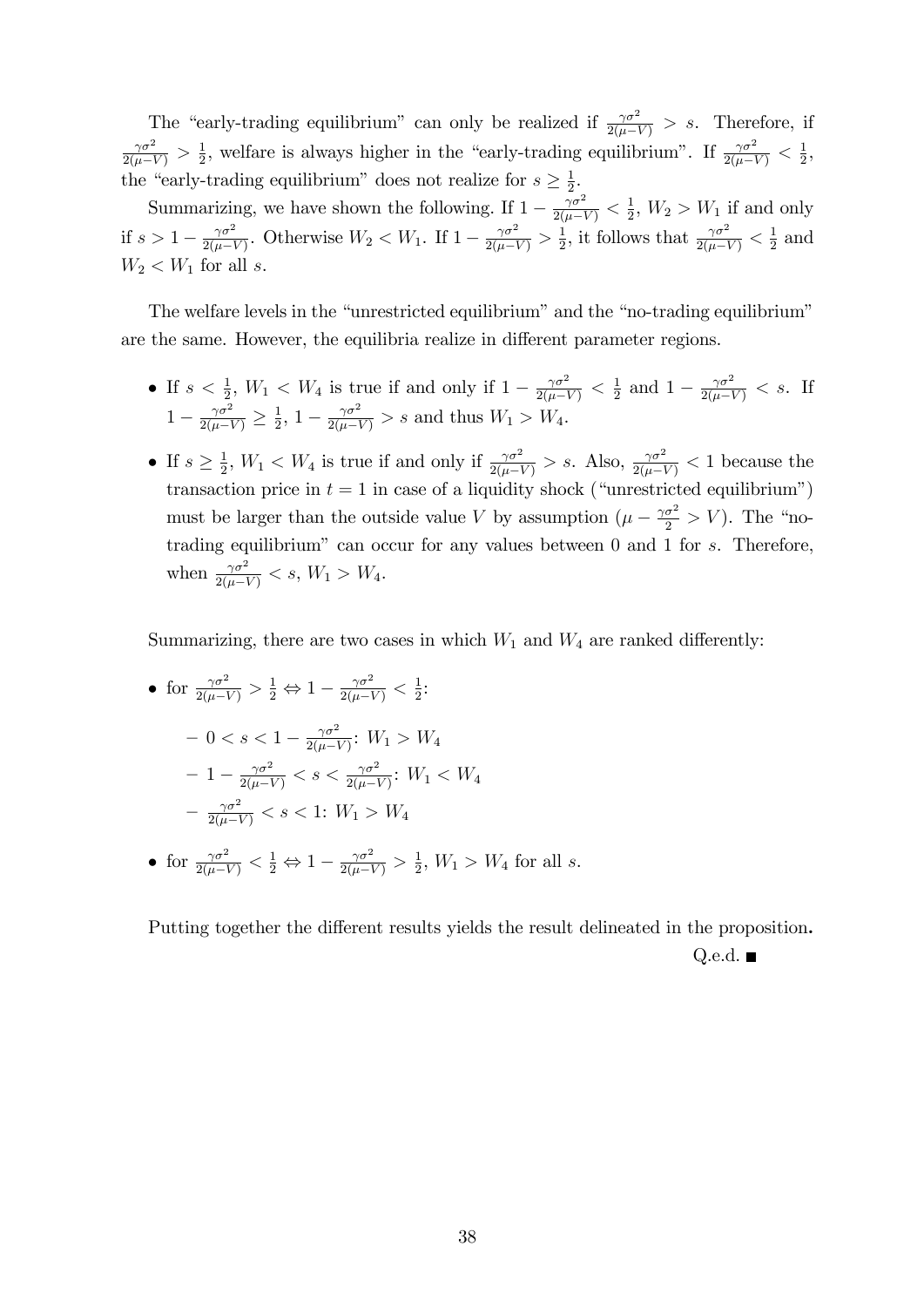The "early-trading equilibrium" can only be realized if $\frac{\gamma\sigma^2}{2(\mu-V)} > s$. Therefore, if $\frac{\gamma\sigma^2}{2(\mu-V)} > \frac{1}{2}$, welfare is always higher in the "early-trading equilibrium". If $\frac{\gamma\sigma^2}{2(\mu-V)} < \frac{1}{2}$, the "early-trading equilibrium" does not realize for $s \geq \frac{1}{2}$.

Summarizing, we have shown the following. If $1 - \frac{\gamma\sigma^2}{2(\mu-V)} < \frac{1}{2}$, $W_2 > W_1$ if and only if $s > 1 - \frac{\gamma\sigma^2}{2(\mu-V)}$. Otherwise $W_2 < W_1$. If $1 - \frac{\gamma\sigma^2}{2(\mu-V)} > \frac{1}{2}$, it follows that $\frac{\gamma\sigma^2}{2(\mu-V)} < \frac{1}{2}$ and $W_2 < W_1$ for all $s$.

The welfare levels in the "unrestricted equilibrium" and the "no-trading equilibrium" are the same. However, the equilibria realize in different parameter regions.

- If $s < \frac{1}{2}$, $W_1 < W_4$ is true if and only if $1 - \frac{\gamma\sigma^2}{2(\mu-V)} < \frac{1}{2}$ and $1 - \frac{\gamma\sigma^2}{2(\mu-V)} < s$. If $1 - \frac{\gamma\sigma^2}{2(\mu-V)} \geq \frac{1}{2}$, $1 - \frac{\gamma\sigma^2}{2(\mu-V)} > s$ and thus $W_1 > W_4$.
- If $s \geq \frac{1}{2}$, $W_1 < W_4$ is true if and only if $\frac{\gamma\sigma^2}{2(\mu-V)} > s$. Also, $\frac{\gamma\sigma^2}{2(\mu-V)} < 1$ because the transaction price in $t = 1$ in case of a liquidity shock ("unrestricted equilibrium") must be larger than the outside value $V$ by assumption ($\mu - \frac{\gamma\sigma^2}{2} > V$). The "no-trading equilibrium" can occur for any values between 0 and 1 for $s$. Therefore, when $\frac{\gamma\sigma^2}{2(\mu-V)} < s$, $W_1 > W_4$.

Summarizing, there are two cases in which $W_1$ and $W_4$ are ranked differently:

- for $\frac{\gamma\sigma^2}{2(\mu-V)} > \frac{1}{2} \Leftrightarrow 1 - \frac{\gamma\sigma^2}{2(\mu-V)} < \frac{1}{2}$:
  - $0 < s < 1 - \frac{\gamma\sigma^2}{2(\mu-V)}$: $W_1 > W_4$
  - $1 - \frac{\gamma\sigma^2}{2(\mu-V)} < s < \frac{\gamma\sigma^2}{2(\mu-V)}$: $W_1 < W_4$
  - $\frac{\gamma\sigma^2}{2(\mu-V)} < s < 1$: $W_1 > W_4$
- for $\frac{\gamma\sigma^2}{2(\mu-V)} < \frac{1}{2} \Leftrightarrow 1 - \frac{\gamma\sigma^2}{2(\mu-V)} > \frac{1}{2}$, $W_1 > W_4$ for all $s$.

Putting together the different results yields the result delineated in the proposition**.**

Q.e.d. ■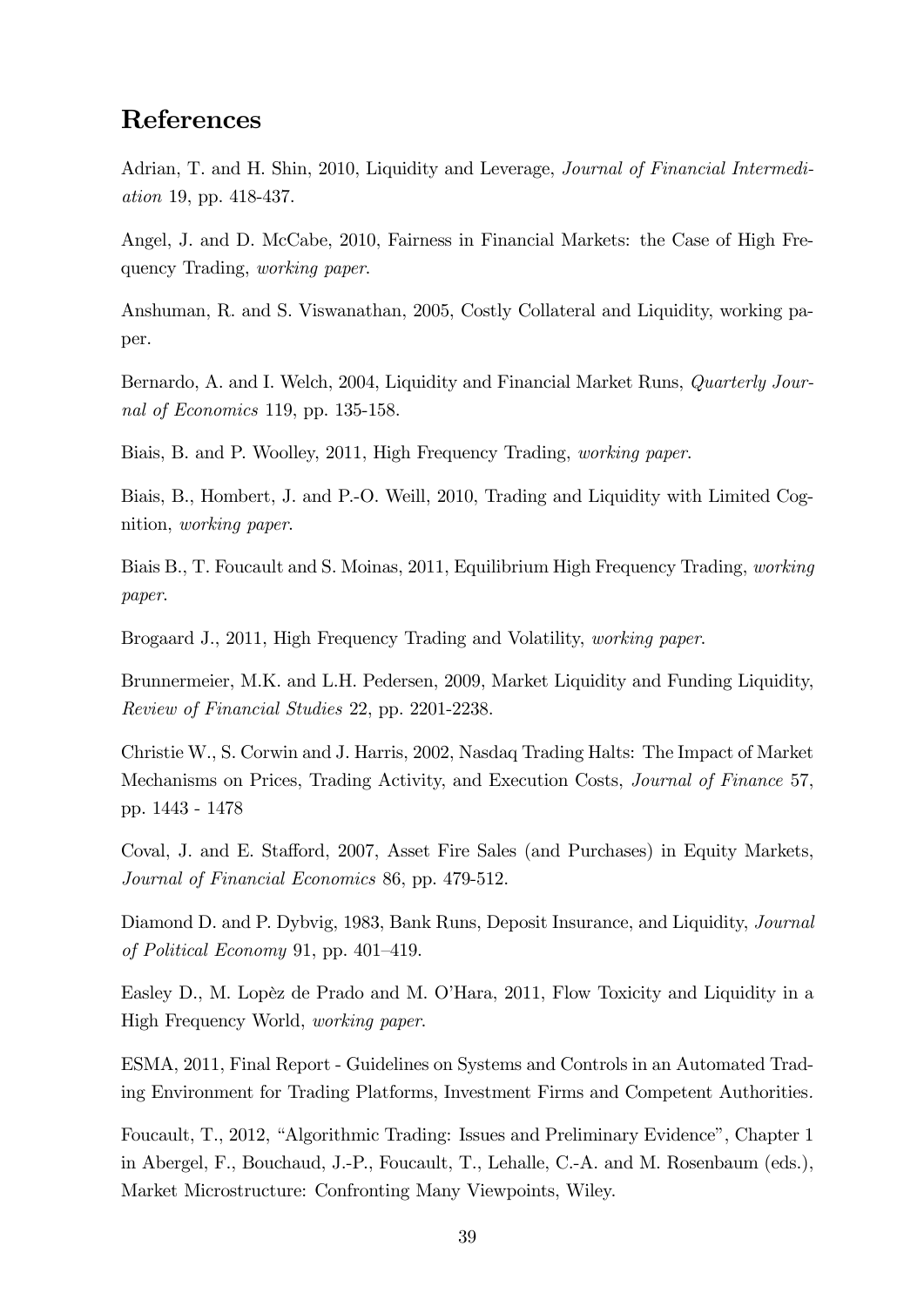## References

Adrian, T. and H. Shin, 2010, Liquidity and Leverage, *Journal of Financial Intermediation* 19, pp. 418-437.

Angel, J. and D. McCabe, 2010, Fairness in Financial Markets: the Case of High Frequency Trading, *working paper*.

Anshuman, R. and S. Viswanathan, 2005, Costly Collateral and Liquidity, working paper.

Bernardo, A. and I. Welch, 2004, Liquidity and Financial Market Runs, *Quarterly Journal of Economics* 119, pp. 135-158.

Biais, B. and P. Woolley, 2011, High Frequency Trading, *working paper*.

Biais, B., Hombert, J. and P.-O. Weill, 2010, Trading and Liquidity with Limited Cognition, *working paper*.

Biais B., T. Foucault and S. Moinas, 2011, Equilibrium High Frequency Trading, *working paper*.

Brogaard J., 2011, High Frequency Trading and Volatility, *working paper*.

Brunnermeier, M.K. and L.H. Pedersen, 2009, Market Liquidity and Funding Liquidity, *Review of Financial Studies* 22, pp. 2201-2238.

Christie W., S. Corwin and J. Harris, 2002, Nasdaq Trading Halts: The Impact of Market Mechanisms on Prices, Trading Activity, and Execution Costs, *Journal of Finance* 57, pp. 1443 - 1478

Coval, J. and E. Stafford, 2007, Asset Fire Sales (and Purchases) in Equity Markets, *Journal of Financial Economics* 86, pp. 479-512.

Diamond D. and P. Dybvig, 1983, Bank Runs, Deposit Insurance, and Liquidity, *Journal of Political Economy* 91, pp. 401–419.

Easley D., M. Lopèz de Prado and M. O'Hara, 2011, Flow Toxicity and Liquidity in a High Frequency World, *working paper*.

ESMA, 2011, Final Report - Guidelines on Systems and Controls in an Automated Trading Environment for Trading Platforms, Investment Firms and Competent Authorities.

Foucault, T., 2012, "Algorithmic Trading: Issues and Preliminary Evidence", Chapter 1 in Abergel, F., Bouchaud, J.-P., Foucault, T., Lehalle, C.-A. and M. Rosenbaum (eds.), Market Microstructure: Confronting Many Viewpoints, Wiley.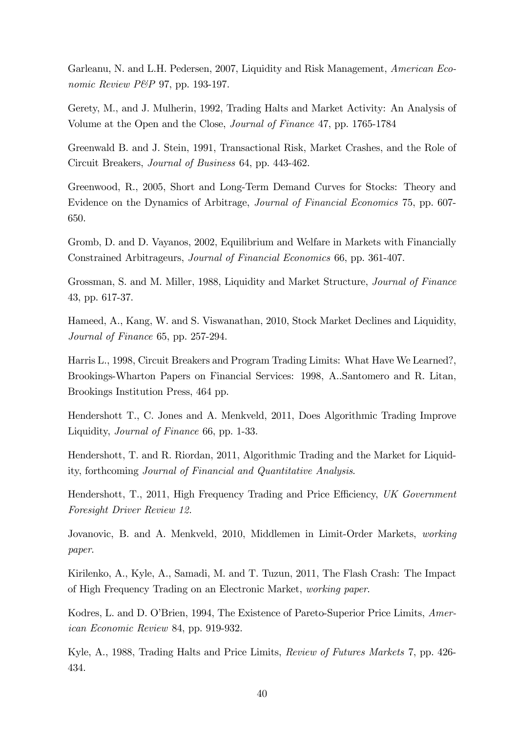Garleanu, N. and L.H. Pedersen, 2007, Liquidity and Risk Management, *American Economic Review P&P* 97, pp. 193-197.

Gerety, M., and J. Mulherin, 1992, Trading Halts and Market Activity: An Analysis of Volume at the Open and the Close, *Journal of Finance* 47, pp. 1765-1784

Greenwald B. and J. Stein, 1991, Transactional Risk, Market Crashes, and the Role of Circuit Breakers, *Journal of Business* 64, pp. 443-462.

Greenwood, R., 2005, Short and Long-Term Demand Curves for Stocks: Theory and Evidence on the Dynamics of Arbitrage, *Journal of Financial Economics* 75, pp. 607-650.

Gromb, D. and D. Vayanos, 2002, Equilibrium and Welfare in Markets with Financially Constrained Arbitrageurs, *Journal of Financial Economics* 66, pp. 361-407.

Grossman, S. and M. Miller, 1988, Liquidity and Market Structure, *Journal of Finance* 43, pp. 617-37.

Hameed, A., Kang, W. and S. Viswanathan, 2010, Stock Market Declines and Liquidity, *Journal of Finance* 65, pp. 257-294.

Harris L., 1998, Circuit Breakers and Program Trading Limits: What Have We Learned?, Brookings-Wharton Papers on Financial Services: 1998, A..Santomero and R. Litan, Brookings Institution Press, 464 pp.

Hendershott T., C. Jones and A. Menkveld, 2011, Does Algorithmic Trading Improve Liquidity, *Journal of Finance* 66, pp. 1-33.

Hendershott, T. and R. Riordan, 2011, Algorithmic Trading and the Market for Liquidity, forthcoming *Journal of Financial and Quantitative Analysis*.

Hendershott, T., 2011, High Frequency Trading and Price Efficiency, *UK Government Foresight Driver Review 12*.

Jovanovic, B. and A. Menkveld, 2010, Middlemen in Limit-Order Markets, *working paper*.

Kirilenko, A., Kyle, A., Samadi, M. and T. Tuzun, 2011, The Flash Crash: The Impact of High Frequency Trading on an Electronic Market, *working paper*.

Kodres, L. and D. O'Brien, 1994, The Existence of Pareto-Superior Price Limits, *American Economic Review* 84, pp. 919-932.

Kyle, A., 1988, Trading Halts and Price Limits, *Review of Futures Markets* 7, pp. 426-434.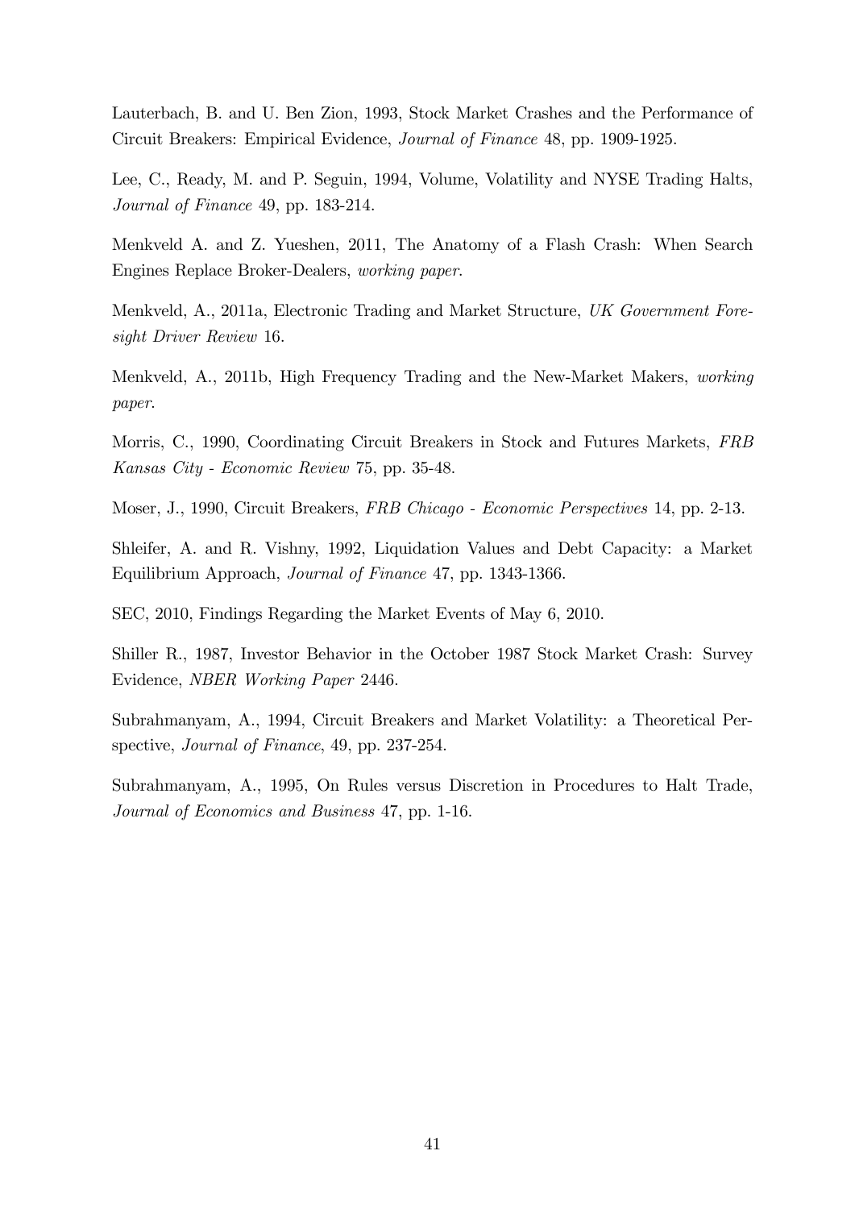Lauterbach, B. and U. Ben Zion, 1993, Stock Market Crashes and the Performance of Circuit Breakers: Empirical Evidence, *Journal of Finance* 48, pp. 1909-1925.

Lee, C., Ready, M. and P. Seguin, 1994, Volume, Volatility and NYSE Trading Halts, *Journal of Finance* 49, pp. 183-214.

Menkveld A. and Z. Yueshen, 2011, The Anatomy of a Flash Crash: When Search Engines Replace Broker-Dealers, *working paper*.

Menkveld, A., 2011a, Electronic Trading and Market Structure, *UK Government Foresight Driver Review* 16.

Menkveld, A., 2011b, High Frequency Trading and the New-Market Makers, *working paper*.

Morris, C., 1990, Coordinating Circuit Breakers in Stock and Futures Markets, *FRB Kansas City - Economic Review* 75, pp. 35-48.

Moser, J., 1990, Circuit Breakers, *FRB Chicago - Economic Perspectives* 14, pp. 2-13.

Shleifer, A. and R. Vishny, 1992, Liquidation Values and Debt Capacity: a Market Equilibrium Approach, *Journal of Finance* 47, pp. 1343-1366.

SEC, 2010, Findings Regarding the Market Events of May 6, 2010.

Shiller R., 1987, Investor Behavior in the October 1987 Stock Market Crash: Survey Evidence, *NBER Working Paper* 2446.

Subrahmanyam, A., 1994, Circuit Breakers and Market Volatility: a Theoretical Perspective, *Journal of Finance*, 49, pp. 237-254.

Subrahmanyam, A., 1995, On Rules versus Discretion in Procedures to Halt Trade, *Journal of Economics and Business* 47, pp. 1-16.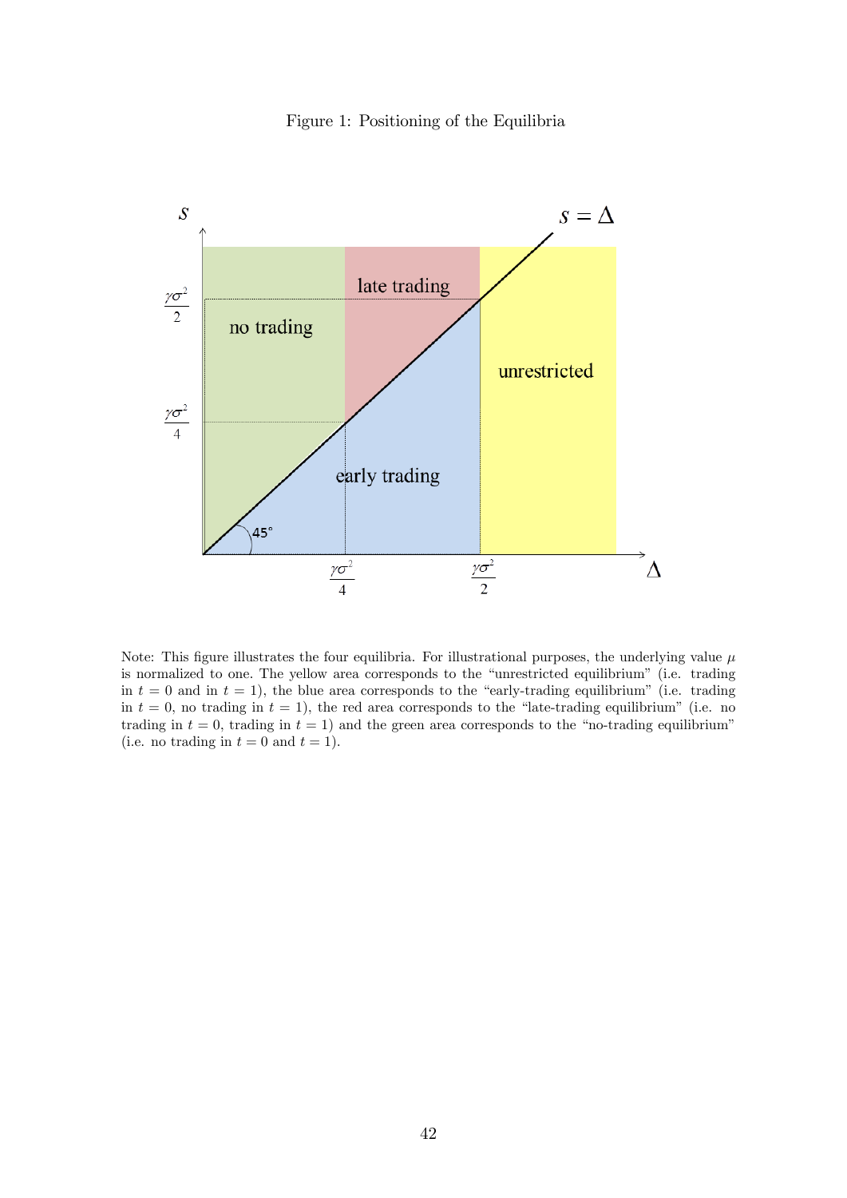Figure 1: Positioning of the Equilibria

Note: This figure illustrates the four equilibria. For illustrational purposes, the underlying value $\mu$ is normalized to one. The yellow area corresponds to the "unrestricted equilibrium" (i.e. trading in $t = 0$ and in $t = 1$), the blue area corresponds to the "early-trading equilibrium" (i.e. trading in $t = 0$, no trading in $t = 1$), the red area corresponds to the "late-trading equilibrium" (i.e. no trading in $t = 0$, trading in $t = 1$) and the green area corresponds to the "no-trading equilibrium" (i.e. no trading in $t = 0$ and $t = 1$).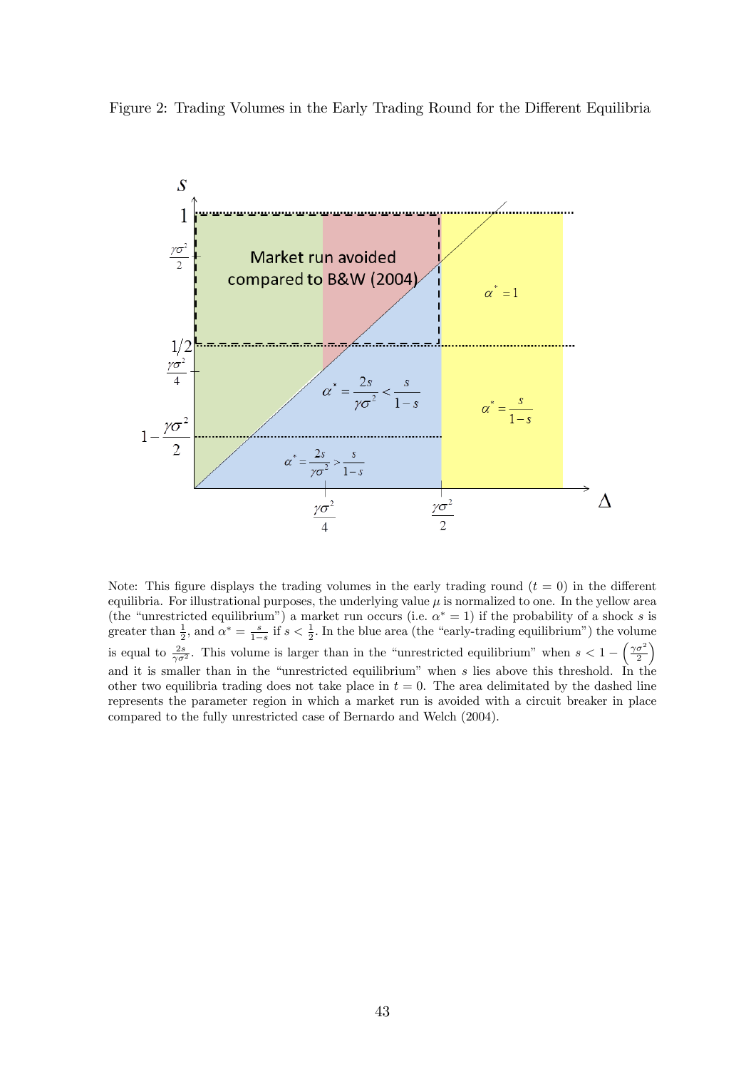Figure 2: Trading Volumes in the Early Trading Round for the Different Equilibria

Note: This figure displays the trading volumes in the early trading round ($t = 0$) in the different equilibria. For illustrational purposes, the underlying value $\mu$ is normalized to one. In the yellow area (the "unrestricted equilibrium") a market run occurs (i.e. $\alpha^* = 1$) if the probability of a shock $s$ is greater than $\frac{1}{2}$, and $\alpha^* = \frac{s}{1-s}$ if $s < \frac{1}{2}$. In the blue area (the "early-trading equilibrium") the volume is equal to $\frac{2s}{\gamma\sigma^2}$. This volume is larger than in the "unrestricted equilibrium" when $s < 1 - \left(\frac{\gamma\sigma^2}{2}\right)$ and it is smaller than in the "unrestricted equilibrium" when $s$ lies above this threshold. In the other two equilibria trading does not take place in $t = 0$. The area delimitated by the dashed line represents the parameter region in which a market run is avoided with a circuit breaker in place compared to the fully unrestricted case of Bernardo and Welch (2004).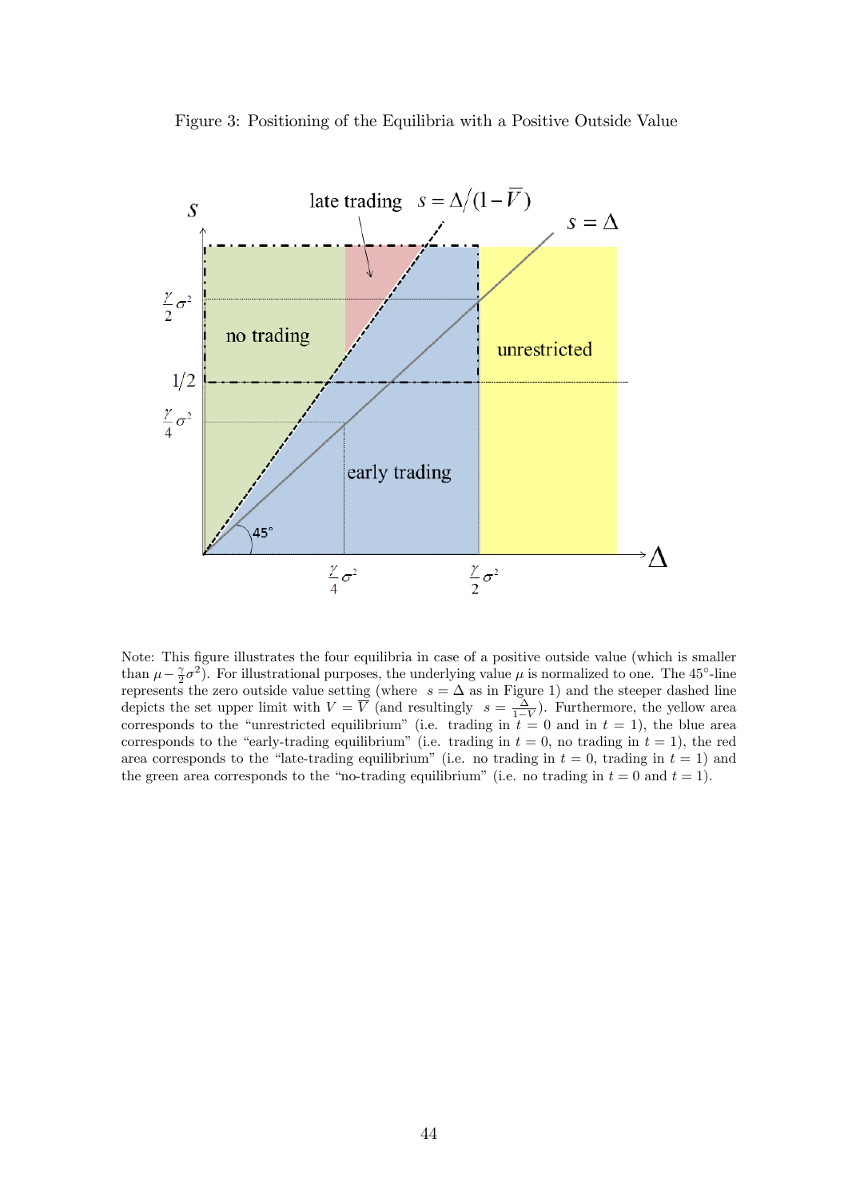Figure 3: Positioning of the Equilibria with a Positive Outside Value

Note: This figure illustrates the four equilibria in case of a positive outside value (which is smaller than $\mu - \frac{\gamma}{2}\sigma^2$). For illustrational purposes, the underlying value $\mu$ is normalized to one. The 45°-line represents the zero outside value setting (where $s = \Delta$ as in Figure 1) and the steeper dashed line depicts the set upper limit with $V = \overline{V}$ (and resultingly $s = \frac{\Delta}{1-\overline{V}}$). Furthermore, the yellow area corresponds to the "unrestricted equilibrium" (i.e. trading in $t = 0$ and in $t = 1$), the blue area corresponds to the "early-trading equilibrium" (i.e. trading in $t = 0$, no trading in $t = 1$), the red area corresponds to the "late-trading equilibrium" (i.e. no trading in $t = 0$, trading in $t = 1$) and the green area corresponds to the "no-trading equilibrium" (i.e. no trading in $t = 0$ and $t = 1$).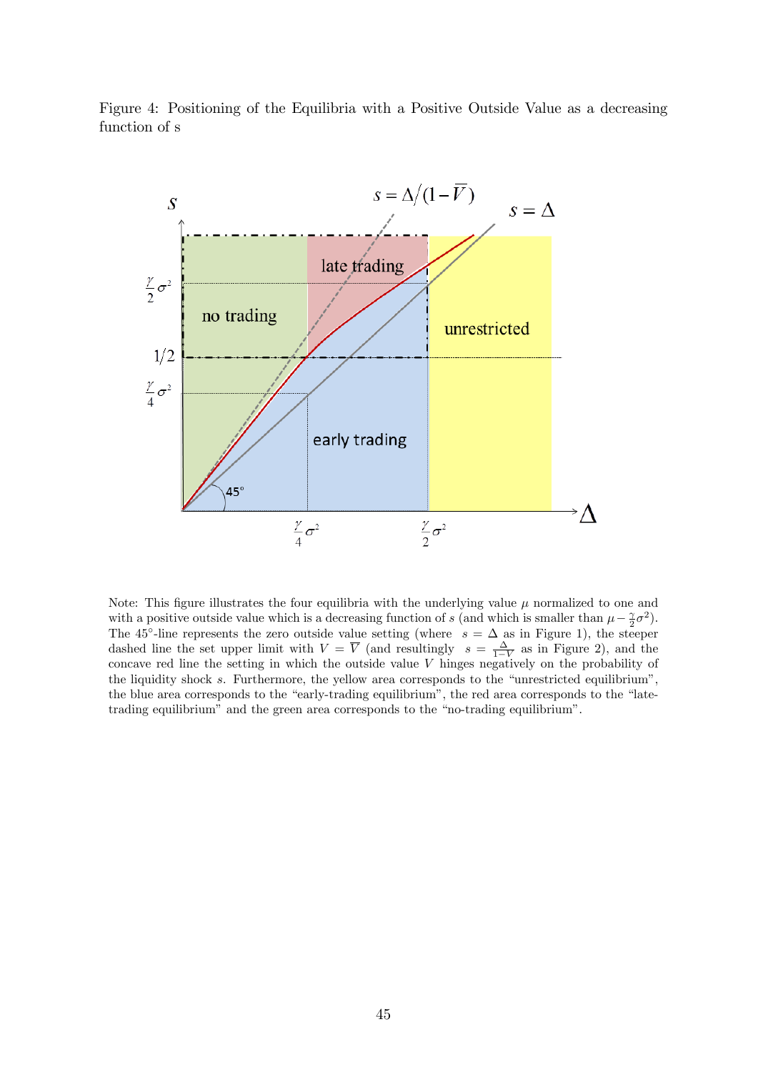Figure 4: Positioning of the Equilibria with a Positive Outside Value as a decreasing function of s

Note: This figure illustrates the four equilibria with the underlying value $\mu$ normalized to one and with a positive outside value which is a decreasing function of $s$ (and which is smaller than $\mu - \frac{\gamma}{2}\sigma^2$). The 45°-line represents the zero outside value setting (where $s = \Delta$ as in Figure 1), the steeper dashed line the set upper limit with $V = \overline{V}$ (and resultingly $s = \frac{\Delta}{1-\overline{V}}$ as in Figure 2), and the concave red line the setting in which the outside value $V$ hinges negatively on the probability of the liquidity shock $s$. Furthermore, the yellow area corresponds to the "unrestricted equilibrium", the blue area corresponds to the "early-trading equilibrium", the red area corresponds to the "late-trading equilibrium" and the green area corresponds to the "no-trading equilibrium".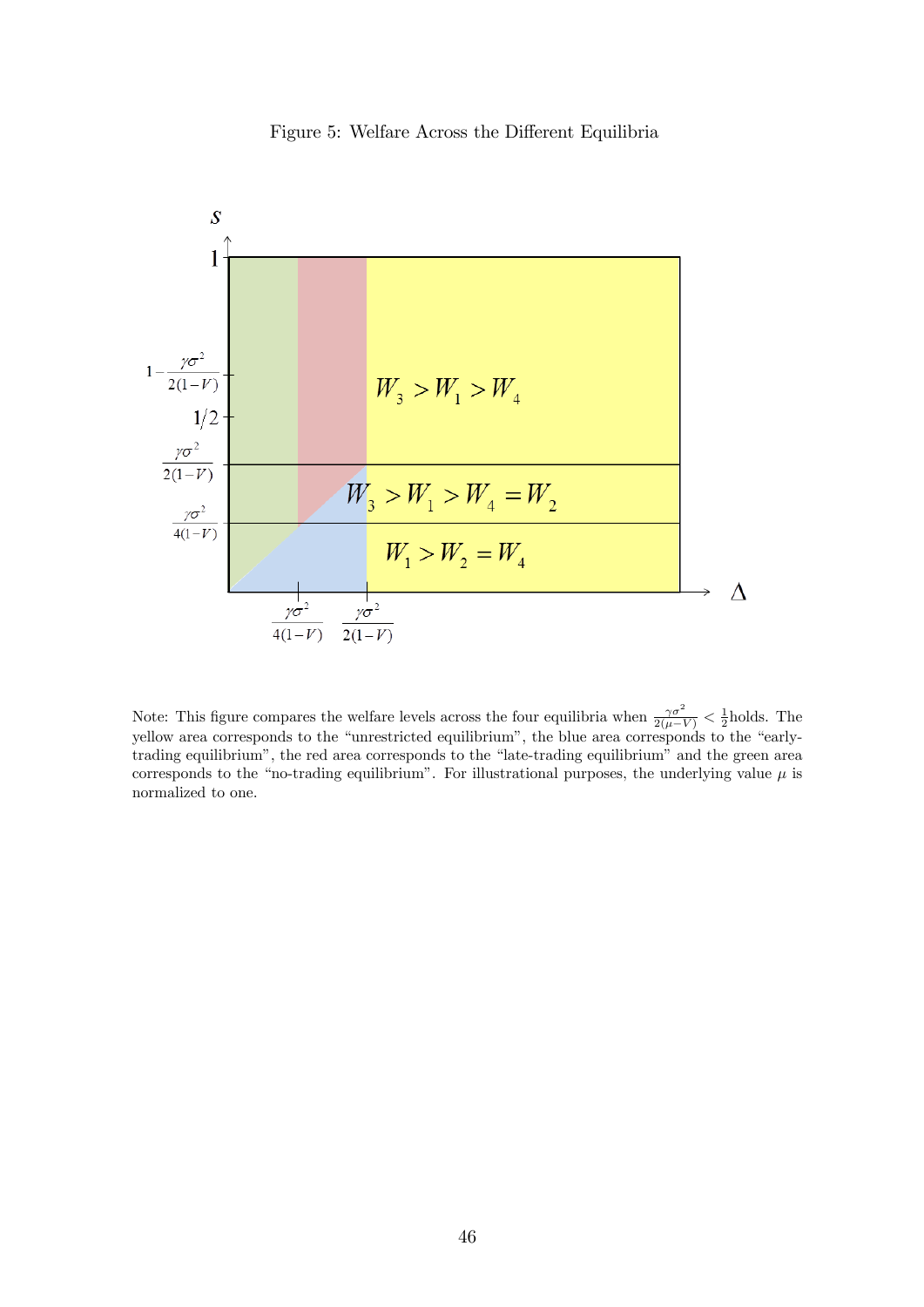Figure 5: Welfare Across the Different Equilibria

Note: This figure compares the welfare levels across the four equilibria when $\frac{\gamma\sigma^2}{2(\mu-V)} < \frac{1}{2}$holds. The yellow area corresponds to the "unrestricted equilibrium", the blue area corresponds to the "early-trading equilibrium", the red area corresponds to the "late-trading equilibrium" and the green area corresponds to the "no-trading equilibrium". For illustrational purposes, the underlying value $\mu$ is normalized to one.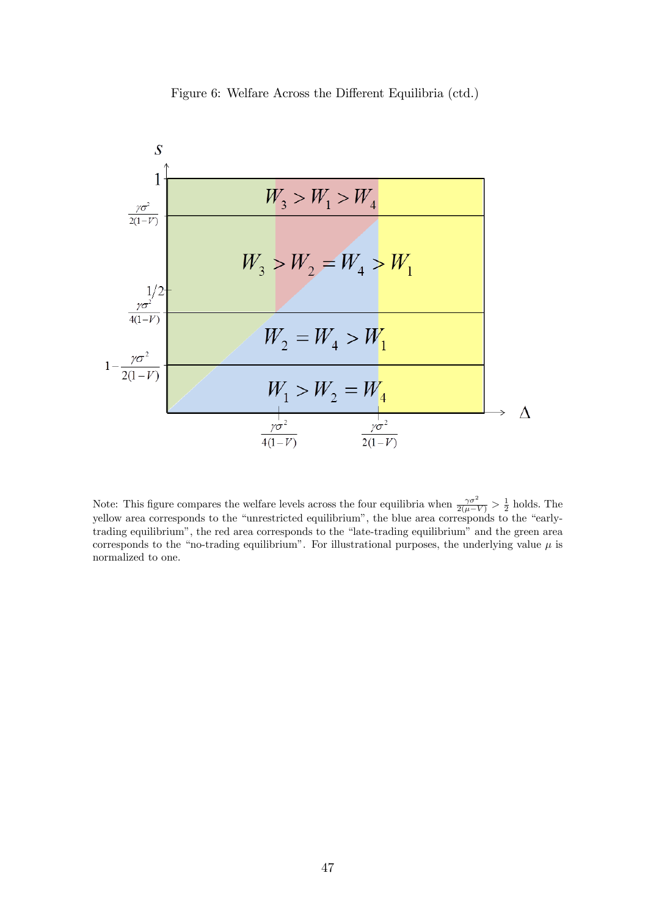Figure 6: Welfare Across the Different Equilibria (ctd.)

$S$

1

$\frac{\gamma\sigma^2}{2(1-V)}$

1/2

$\frac{\gamma\sigma^2}{4(1-V)}$

$1-\frac{\gamma\sigma^2}{2(1-V)}$

$W_3 > W_1 > W_4$

$W_3 > W_2 = W_4 > W_1$

$W_2 = W_4 > W_1$

$W_1 > W_2 = W_4$

$\frac{\gamma\sigma^2}{4(1-V)}$

$\frac{\gamma\sigma^2}{2(1-V)}$

$\Delta$

Note: This figure compares the welfare levels across the four equilibria when $\frac{\gamma\sigma^2}{2(\mu-V)} > \frac{1}{2}$ holds. The yellow area corresponds to the "unrestricted equilibrium", the blue area corresponds to the "early-trading equilibrium", the red area corresponds to the "late-trading equilibrium" and the green area corresponds to the "no-trading equilibrium". For illustrational purposes, the underlying value $\mu$ is normalized to one.